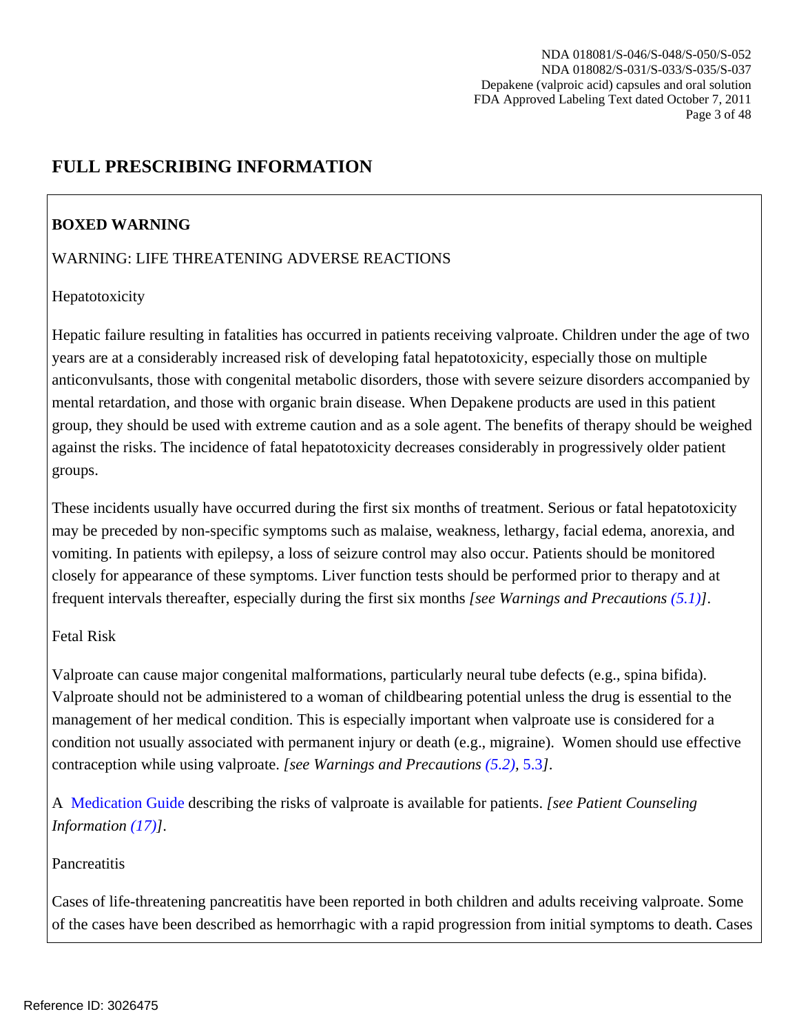# FULL PRESCRIBING INFORMATION

## BOXED WARNING

WARNING: LIFE THREATENING ADVERSE REACTIONS

Hepatotoxicity

Hepatic failure resulting in fatalities has occurred in patients receiving valproate. Children under the age of two years are at a considerably increased risk of developing fatal hepatotoxicity, especially those on multiple anticonvulsants, those with congenital metabolic disorders, those with severe seizure disorders accompanied by mental retardation, and those with organic brain disease. When Depakene products are used in this patient group, they should be used with extreme caution and as a sole agent. The benefits of therapy should be weighed against the risks. The incidence of fatal hepatotoxicity decreases considerably in progressively older patient groups.

These incidents usually have occurred during the first six months of treatment. Serious or fatal hepatotoxicity may be preceded by non-specific symptoms such as malaise, weakness, lethargy, facial edema, anorexia, and vomiting. In patients with epilepsy, a loss of seizure control may also occur. Patients should be monitored closely for appearance of these symptoms. Liver function tests should be performed prior to therapy and at frequent intervals thereafter, especially during the first six months *[see Warnings and Precautions (5.1)]*.

Fetal Risk

Valproate can cause major congenital malformations, particularly neural tube defects (e.g., spina bifida). Valproate should not be administered to a woman of childbearing potential unless the drug is essential to the management of her medical condition. This is especially important when valproate use is considered for a condition not usually associated with permanent injury or death (e.g., migraine). Women should use effective contraception while using valproate. *[see Warnings and Precautions (5.2), 5.3]*.

A Medication Guide describing the risks of valproate is available for patients. *[see Patient Counseling Information (17)]*.

Pancreatitis

Cases of life-threatening pancreatitis have been reported in both children and adults receiving valproate. Some of the cases have been described as hemorrhagic with a rapid progression from initial symptoms to death. Cases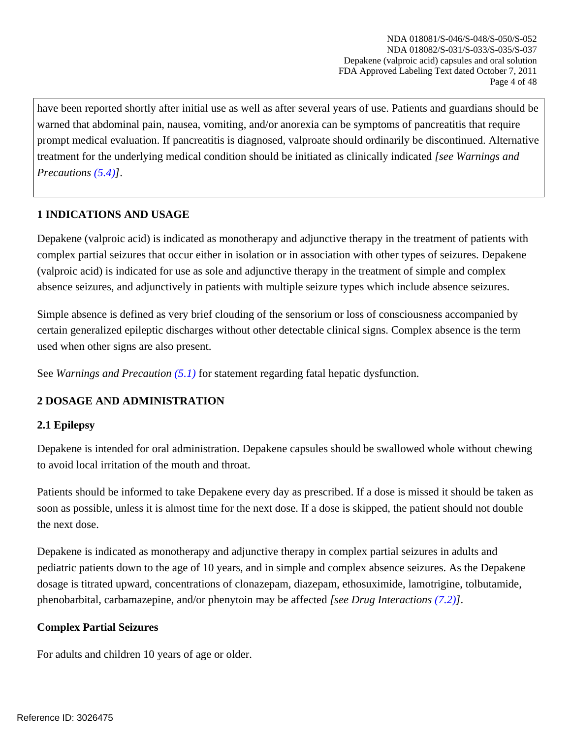have been reported shortly after initial use as well as after several years of use. Patients and guardians should be warned that abdominal pain, nausea, vomiting, and/or anorexia can be symptoms of pancreatitis that require prompt medical evaluation. If pancreatitis is diagnosed, valproate should ordinarily be discontinued. Alternative treatment for the underlying medical condition should be initiated as clinically indicated *[see Warnings and Precautions (5.4)]*.

## 1 INDICATIONS AND USAGE

Depakene (valproic acid) is indicated as monotherapy and adjunctive therapy in the treatment of patients with complex partial seizures that occur either in isolation or in association with other types of seizures. Depakene (valproic acid) is indicated for use as sole and adjunctive therapy in the treatment of simple and complex absence seizures, and adjunctively in patients with multiple seizure types which include absence seizures.

Simple absence is defined as very brief clouding of the sensorium or loss of consciousness accompanied by certain generalized epileptic discharges without other detectable clinical signs. Complex absence is the term used when other signs are also present.

See *Warnings and Precaution (5.1)* for statement regarding fatal hepatic dysfunction.

## 2 DOSAGE AND ADMINISTRATION

### 2.1 Epilepsy

Depakene is intended for oral administration. Depakene capsules should be swallowed whole without chewing to avoid local irritation of the mouth and throat.

Patients should be informed to take Depakene every day as prescribed. If a dose is missed it should be taken as soon as possible, unless it is almost time for the next dose. If a dose is skipped, the patient should not double the next dose.

Depakene is indicated as monotherapy and adjunctive therapy in complex partial seizures in adults and pediatric patients down to the age of 10 years, and in simple and complex absence seizures. As the Depakene dosage is titrated upward, concentrations of clonazepam, diazepam, ethosuximide, lamotrigine, tolbutamide, phenobarbital, carbamazepine, and/or phenytoin may be affected *[see Drug Interactions (7.2)]*.

**Complex Partial Seizures**

For adults and children 10 years of age or older.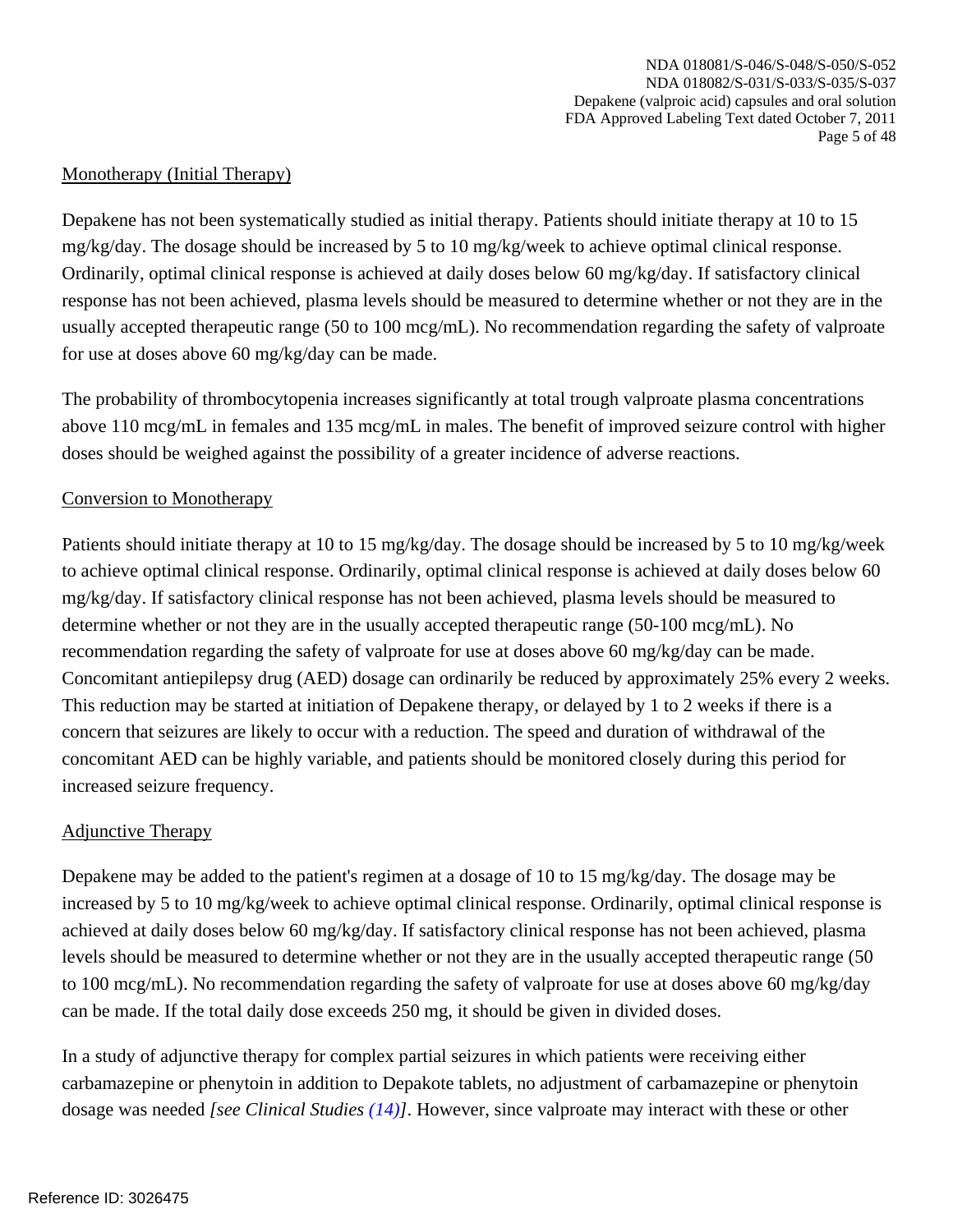Monotherapy (Initial Therapy)

Depakene has not been systematically studied as initial therapy. Patients should initiate therapy at 10 to 15 mg/kg/day. The dosage should be increased by 5 to 10 mg/kg/week to achieve optimal clinical response. Ordinarily, optimal clinical response is achieved at daily doses below 60 mg/kg/day. If satisfactory clinical response has not been achieved, plasma levels should be measured to determine whether or not they are in the usually accepted therapeutic range (50 to 100 mcg/mL). No recommendation regarding the safety of valproate for use at doses above 60 mg/kg/day can be made.

The probability of thrombocytopenia increases significantly at total trough valproate plasma concentrations above 110 mcg/mL in females and 135 mcg/mL in males. The benefit of improved seizure control with higher doses should be weighed against the possibility of a greater incidence of adverse reactions.

Conversion to Monotherapy

Patients should initiate therapy at 10 to 15 mg/kg/day. The dosage should be increased by 5 to 10 mg/kg/week to achieve optimal clinical response. Ordinarily, optimal clinical response is achieved at daily doses below 60 mg/kg/day. If satisfactory clinical response has not been achieved, plasma levels should be measured to determine whether or not they are in the usually accepted therapeutic range (50-100 mcg/mL). No recommendation regarding the safety of valproate for use at doses above 60 mg/kg/day can be made. Concomitant antiepilepsy drug (AED) dosage can ordinarily be reduced by approximately 25% every 2 weeks. This reduction may be started at initiation of Depakene therapy, or delayed by 1 to 2 weeks if there is a concern that seizures are likely to occur with a reduction. The speed and duration of withdrawal of the concomitant AED can be highly variable, and patients should be monitored closely during this period for increased seizure frequency.

Adjunctive Therapy

Depakene may be added to the patient's regimen at a dosage of 10 to 15 mg/kg/day. The dosage may be increased by 5 to 10 mg/kg/week to achieve optimal clinical response. Ordinarily, optimal clinical response is achieved at daily doses below 60 mg/kg/day. If satisfactory clinical response has not been achieved, plasma levels should be measured to determine whether or not they are in the usually accepted therapeutic range (50 to 100 mcg/mL). No recommendation regarding the safety of valproate for use at doses above 60 mg/kg/day can be made. If the total daily dose exceeds 250 mg, it should be given in divided doses.

In a study of adjunctive therapy for complex partial seizures in which patients were receiving either carbamazepine or phenytoin in addition to Depakote tablets, no adjustment of carbamazepine or phenytoin dosage was needed *[see Clinical Studies (14)]*. However, since valproate may interact with these or other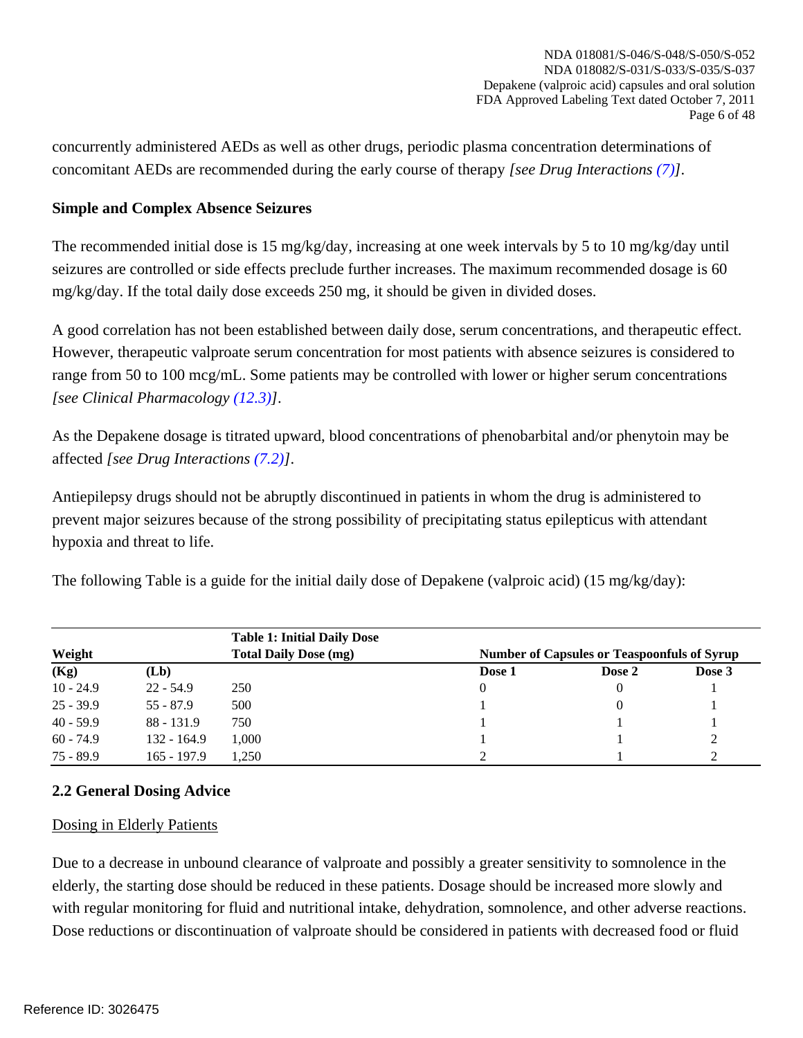concurrently administered AEDs as well as other drugs, periodic plasma concentration determinations of concomitant AEDs are recommended during the early course of therapy *[see Drug Interactions (7)]*.

**Simple and Complex Absence Seizures**

The recommended initial dose is 15 mg/kg/day, increasing at one week intervals by 5 to 10 mg/kg/day until seizures are controlled or side effects preclude further increases. The maximum recommended dosage is 60 mg/kg/day. If the total daily dose exceeds 250 mg, it should be given in divided doses.

A good correlation has not been established between daily dose, serum concentrations, and therapeutic effect. However, therapeutic valproate serum concentration for most patients with absence seizures is considered to range from 50 to 100 mcg/mL. Some patients may be controlled with lower or higher serum concentrations *[see Clinical Pharmacology (12.3)]*.

As the Depakene dosage is titrated upward, blood concentrations of phenobarbital and/or phenytoin may be affected *[see Drug Interactions (7.2)]*.

Antiepilepsy drugs should not be abruptly discontinued in patients in whom the drug is administered to prevent major seizures because of the strong possibility of precipitating status epilepticus with attendant hypoxia and threat to life.

The following Table is a guide for the initial daily dose of Depakene (valproic acid) (15 mg/kg/day):

**Table 1: Initial Daily Dose**

| Weight | | Total Daily Dose (mg) | Number of Capsules or Teaspoonfuls of Syrup | | |
|---|---|---|---|---|---|
| **(Kg)** | **(Lb)** | | **Dose 1** | **Dose 2** | **Dose 3** |
| 10 - 24.9 | 22 - 54.9 | 250 | 0 | 0 | 1 |
| 25 - 39.9 | 55 - 87.9 | 500 | 1 | 0 | 1 |
| 40 - 59.9 | 88 - 131.9 | 750 | 1 | 1 | 1 |
| 60 - 74.9 | 132 - 164.9 | 1,000 | 1 | 1 | 2 |
| 75 - 89.9 | 165 - 197.9 | 1,250 | 2 | 1 | 2 |

## 2.2 General Dosing Advice

Dosing in Elderly Patients

Due to a decrease in unbound clearance of valproate and possibly a greater sensitivity to somnolence in the elderly, the starting dose should be reduced in these patients. Dosage should be increased more slowly and with regular monitoring for fluid and nutritional intake, dehydration, somnolence, and other adverse reactions. Dose reductions or discontinuation of valproate should be considered in patients with decreased food or fluid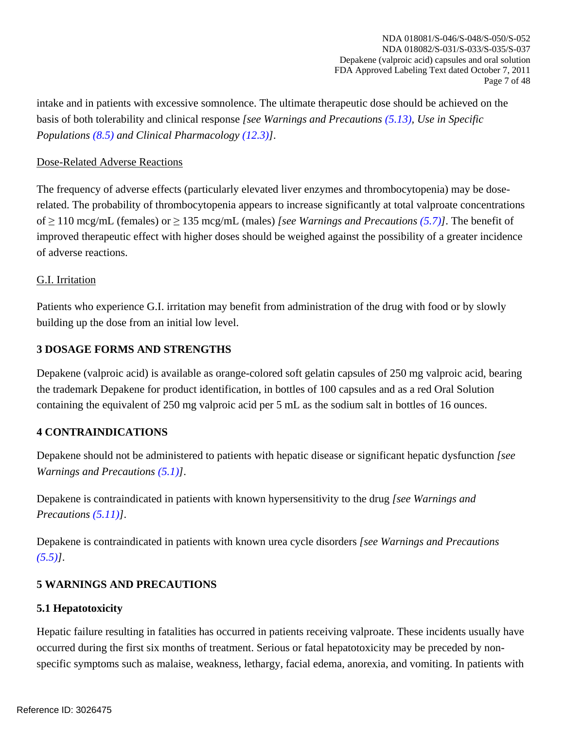intake and in patients with excessive somnolence. The ultimate therapeutic dose should be achieved on the basis of both tolerability and clinical response *[see Warnings and Precautions (5.13), Use in Specific Populations (8.5) and Clinical Pharmacology (12.3)]*.

Dose-Related Adverse Reactions

The frequency of adverse effects (particularly elevated liver enzymes and thrombocytopenia) may be dose-related. The probability of thrombocytopenia appears to increase significantly at total valproate concentrations of ≥ 110 mcg/mL (females) or ≥ 135 mcg/mL (males) *[see Warnings and Precautions (5.7)]*. The benefit of improved therapeutic effect with higher doses should be weighed against the possibility of a greater incidence of adverse reactions.

G.I. Irritation

Patients who experience G.I. irritation may benefit from administration of the drug with food or by slowly building up the dose from an initial low level.

## 3 DOSAGE FORMS AND STRENGTHS

Depakene (valproic acid) is available as orange-colored soft gelatin capsules of 250 mg valproic acid, bearing the trademark Depakene for product identification, in bottles of 100 capsules and as a red Oral Solution containing the equivalent of 250 mg valproic acid per 5 mL as the sodium salt in bottles of 16 ounces.

## 4 CONTRAINDICATIONS

Depakene should not be administered to patients with hepatic disease or significant hepatic dysfunction *[see Warnings and Precautions (5.1)]*.

Depakene is contraindicated in patients with known hypersensitivity to the drug *[see Warnings and Precautions (5.11)]*.

Depakene is contraindicated in patients with known urea cycle disorders *[see Warnings and Precautions (5.5)]*.

## 5 WARNINGS AND PRECAUTIONS

### 5.1 Hepatotoxicity

Hepatic failure resulting in fatalities has occurred in patients receiving valproate. These incidents usually have occurred during the first six months of treatment. Serious or fatal hepatotoxicity may be preceded by non-specific symptoms such as malaise, weakness, lethargy, facial edema, anorexia, and vomiting. In patients with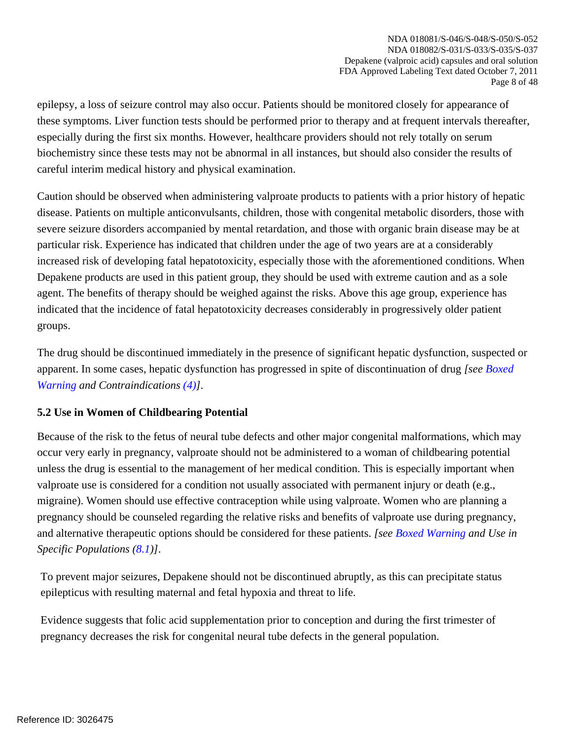epilepsy, a loss of seizure control may also occur. Patients should be monitored closely for appearance of these symptoms. Liver function tests should be performed prior to therapy and at frequent intervals thereafter, especially during the first six months. However, healthcare providers should not rely totally on serum biochemistry since these tests may not be abnormal in all instances, but should also consider the results of careful interim medical history and physical examination.

Caution should be observed when administering valproate products to patients with a prior history of hepatic disease. Patients on multiple anticonvulsants, children, those with congenital metabolic disorders, those with severe seizure disorders accompanied by mental retardation, and those with organic brain disease may be at particular risk. Experience has indicated that children under the age of two years are at a considerably increased risk of developing fatal hepatotoxicity, especially those with the aforementioned conditions. When Depakene products are used in this patient group, they should be used with extreme caution and as a sole agent. The benefits of therapy should be weighed against the risks. Above this age group, experience has indicated that the incidence of fatal hepatotoxicity decreases considerably in progressively older patient groups.

The drug should be discontinued immediately in the presence of significant hepatic dysfunction, suspected or apparent. In some cases, hepatic dysfunction has progressed in spite of discontinuation of drug *[see Boxed Warning and Contraindications (4)]*.

### 5.2 Use in Women of Childbearing Potential

Because of the risk to the fetus of neural tube defects and other major congenital malformations, which may occur very early in pregnancy, valproate should not be administered to a woman of childbearing potential unless the drug is essential to the management of her medical condition. This is especially important when valproate use is considered for a condition not usually associated with permanent injury or death (e.g., migraine). Women should use effective contraception while using valproate. Women who are planning a pregnancy should be counseled regarding the relative risks and benefits of valproate use during pregnancy, and alternative therapeutic options should be considered for these patients. *[see Boxed Warning and Use in Specific Populations (8.1)]*.

To prevent major seizures, Depakene should not be discontinued abruptly, as this can precipitate status epilepticus with resulting maternal and fetal hypoxia and threat to life.

Evidence suggests that folic acid supplementation prior to conception and during the first trimester of pregnancy decreases the risk for congenital neural tube defects in the general population.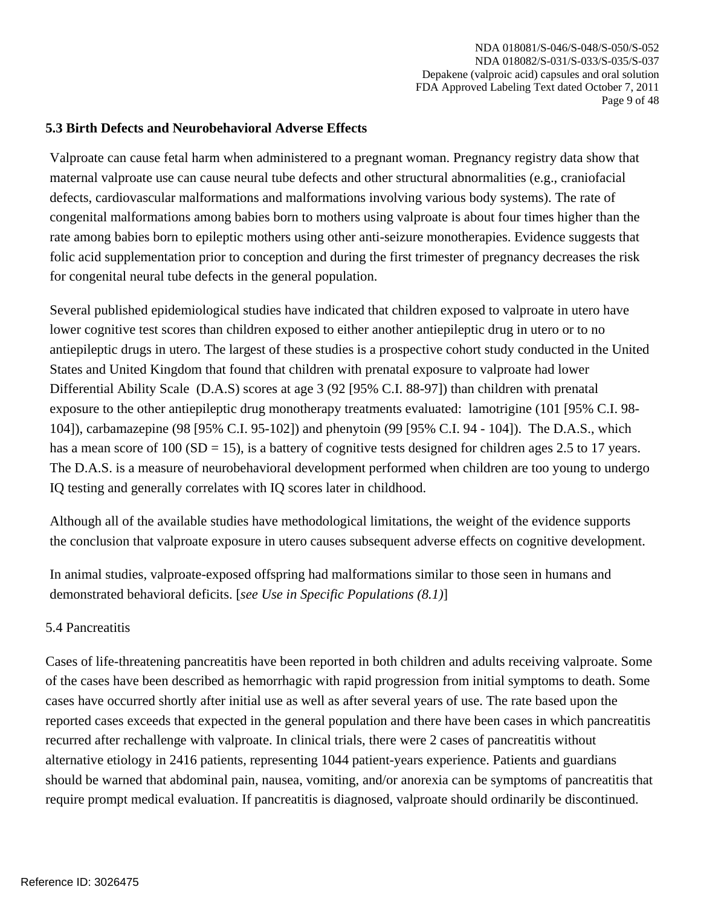### 5.3 Birth Defects and Neurobehavioral Adverse Effects

Valproate can cause fetal harm when administered to a pregnant woman. Pregnancy registry data show that maternal valproate use can cause neural tube defects and other structural abnormalities (e.g., craniofacial defects, cardiovascular malformations and malformations involving various body systems). The rate of congenital malformations among babies born to mothers using valproate is about four times higher than the rate among babies born to epileptic mothers using other anti-seizure monotherapies. Evidence suggests that folic acid supplementation prior to conception and during the first trimester of pregnancy decreases the risk for congenital neural tube defects in the general population.

Several published epidemiological studies have indicated that children exposed to valproate in utero have lower cognitive test scores than children exposed to either another antiepileptic drug in utero or to no antiepileptic drugs in utero. The largest of these studies is a prospective cohort study conducted in the United States and United Kingdom that found that children with prenatal exposure to valproate had lower Differential Ability Scale (D.A.S) scores at age 3 (92 [95% C.I. 88-97]) than children with prenatal exposure to the other antiepileptic drug monotherapy treatments evaluated: lamotrigine (101 [95% C.I. 98-104]), carbamazepine (98 [95% C.I. 95-102]) and phenytoin (99 [95% C.I. 94 - 104]). The D.A.S., which has a mean score of 100 (SD = 15), is a battery of cognitive tests designed for children ages 2.5 to 17 years. The D.A.S. is a measure of neurobehavioral development performed when children are too young to undergo IQ testing and generally correlates with IQ scores later in childhood.

Although all of the available studies have methodological limitations, the weight of the evidence supports the conclusion that valproate exposure in utero causes subsequent adverse effects on cognitive development.

In animal studies, valproate-exposed offspring had malformations similar to those seen in humans and demonstrated behavioral deficits. [*see Use in Specific Populations (8.1)*]

### 5.4 Pancreatitis

Cases of life-threatening pancreatitis have been reported in both children and adults receiving valproate. Some of the cases have been described as hemorrhagic with rapid progression from initial symptoms to death. Some cases have occurred shortly after initial use as well as after several years of use. The rate based upon the reported cases exceeds that expected in the general population and there have been cases in which pancreatitis recurred after rechallenge with valproate. In clinical trials, there were 2 cases of pancreatitis without alternative etiology in 2416 patients, representing 1044 patient-years experience. Patients and guardians should be warned that abdominal pain, nausea, vomiting, and/or anorexia can be symptoms of pancreatitis that require prompt medical evaluation. If pancreatitis is diagnosed, valproate should ordinarily be discontinued.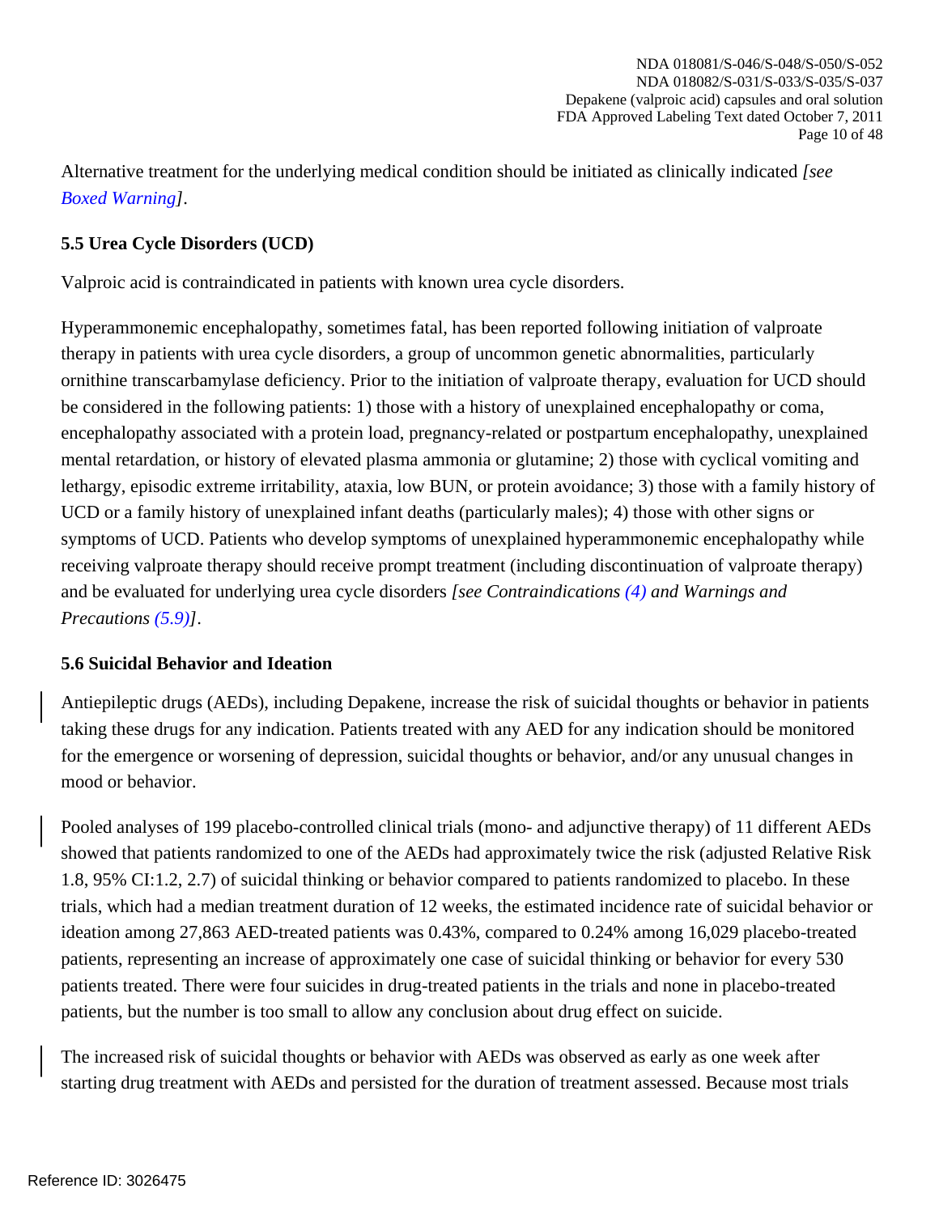Alternative treatment for the underlying medical condition should be initiated as clinically indicated *[see Boxed Warning]*.

### 5.5 Urea Cycle Disorders (UCD)

Valproic acid is contraindicated in patients with known urea cycle disorders.

Hyperammonemic encephalopathy, sometimes fatal, has been reported following initiation of valproate therapy in patients with urea cycle disorders, a group of uncommon genetic abnormalities, particularly ornithine transcarbamylase deficiency. Prior to the initiation of valproate therapy, evaluation for UCD should be considered in the following patients: 1) those with a history of unexplained encephalopathy or coma, encephalopathy associated with a protein load, pregnancy-related or postpartum encephalopathy, unexplained mental retardation, or history of elevated plasma ammonia or glutamine; 2) those with cyclical vomiting and lethargy, episodic extreme irritability, ataxia, low BUN, or protein avoidance; 3) those with a family history of UCD or a family history of unexplained infant deaths (particularly males); 4) those with other signs or symptoms of UCD. Patients who develop symptoms of unexplained hyperammonemic encephalopathy while receiving valproate therapy should receive prompt treatment (including discontinuation of valproate therapy) and be evaluated for underlying urea cycle disorders *[see Contraindications (4) and Warnings and Precautions (5.9)]*.

### 5.6 Suicidal Behavior and Ideation

Antiepileptic drugs (AEDs), including Depakene, increase the risk of suicidal thoughts or behavior in patients taking these drugs for any indication. Patients treated with any AED for any indication should be monitored for the emergence or worsening of depression, suicidal thoughts or behavior, and/or any unusual changes in mood or behavior.

Pooled analyses of 199 placebo-controlled clinical trials (mono- and adjunctive therapy) of 11 different AEDs showed that patients randomized to one of the AEDs had approximately twice the risk (adjusted Relative Risk 1.8, 95% CI:1.2, 2.7) of suicidal thinking or behavior compared to patients randomized to placebo. In these trials, which had a median treatment duration of 12 weeks, the estimated incidence rate of suicidal behavior or ideation among 27,863 AED-treated patients was 0.43%, compared to 0.24% among 16,029 placebo-treated patients, representing an increase of approximately one case of suicidal thinking or behavior for every 530 patients treated. There were four suicides in drug-treated patients in the trials and none in placebo-treated patients, but the number is too small to allow any conclusion about drug effect on suicide.

The increased risk of suicidal thoughts or behavior with AEDs was observed as early as one week after starting drug treatment with AEDs and persisted for the duration of treatment assessed. Because most trials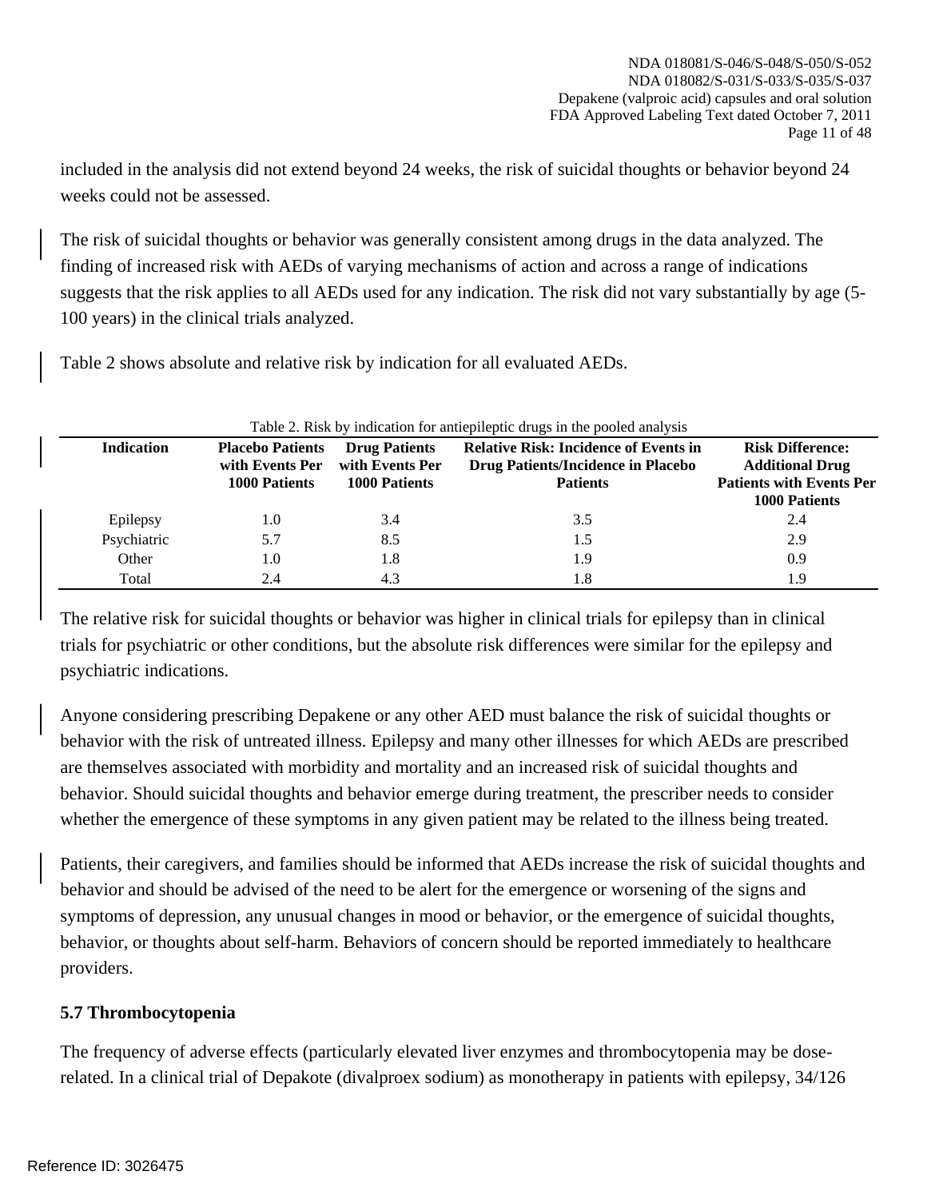included in the analysis did not extend beyond 24 weeks, the risk of suicidal thoughts or behavior beyond 24 weeks could not be assessed.

The risk of suicidal thoughts or behavior was generally consistent among drugs in the data analyzed. The finding of increased risk with AEDs of varying mechanisms of action and across a range of indications suggests that the risk applies to all AEDs used for any indication. The risk did not vary substantially by age (5-100 years) in the clinical trials analyzed.

Table 2 shows absolute and relative risk by indication for all evaluated AEDs.

Table 2. Risk by indication for antiepileptic drugs in the pooled analysis

| Indication | Placebo Patients with Events Per 1000 Patients | Drug Patients with Events Per 1000 Patients | Relative Risk: Incidence of Events in Drug Patients/Incidence in Placebo Patients | Risk Difference: Additional Drug Patients with Events Per 1000 Patients |
|---|---|---|---|---|
| Epilepsy | 1.0 | 3.4 | 3.5 | 2.4 |
| Psychiatric | 5.7 | 8.5 | 1.5 | 2.9 |
| Other | 1.0 | 1.8 | 1.9 | 0.9 |
| Total | 2.4 | 4.3 | 1.8 | 1.9 |

The relative risk for suicidal thoughts or behavior was higher in clinical trials for epilepsy than in clinical trials for psychiatric or other conditions, but the absolute risk differences were similar for the epilepsy and psychiatric indications.

Anyone considering prescribing Depakene or any other AED must balance the risk of suicidal thoughts or behavior with the risk of untreated illness. Epilepsy and many other illnesses for which AEDs are prescribed are themselves associated with morbidity and mortality and an increased risk of suicidal thoughts and behavior. Should suicidal thoughts and behavior emerge during treatment, the prescriber needs to consider whether the emergence of these symptoms in any given patient may be related to the illness being treated.

Patients, their caregivers, and families should be informed that AEDs increase the risk of suicidal thoughts and behavior and should be advised of the need to be alert for the emergence or worsening of the signs and symptoms of depression, any unusual changes in mood or behavior, or the emergence of suicidal thoughts, behavior, or thoughts about self-harm. Behaviors of concern should be reported immediately to healthcare providers.

### 5.7 Thrombocytopenia

The frequency of adverse effects (particularly elevated liver enzymes and thrombocytopenia may be dose-related. In a clinical trial of Depakote (divalproex sodium) as monotherapy in patients with epilepsy, 34/126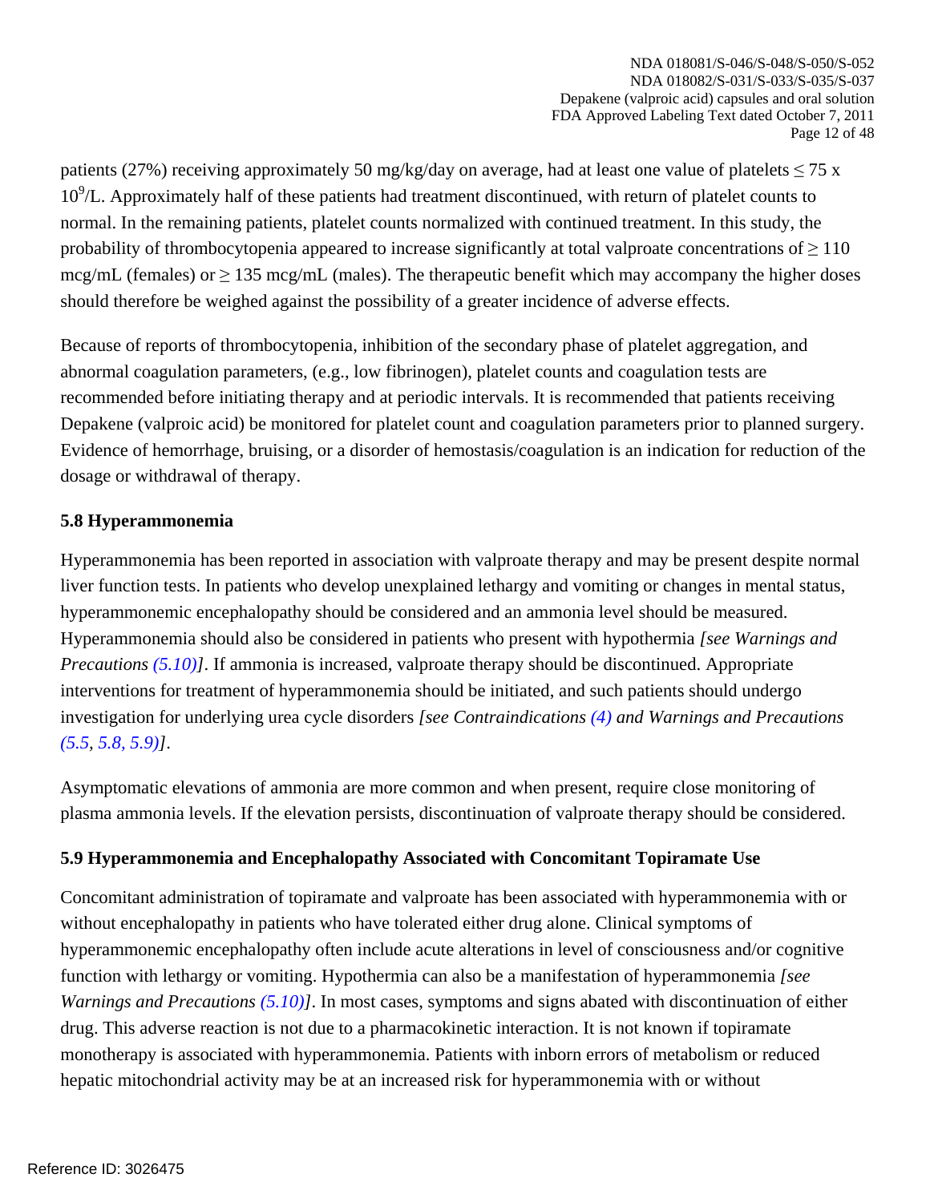patients (27%) receiving approximately 50 mg/kg/day on average, had at least one value of platelets $\leq 75 \times 10^9$/L. Approximately half of these patients had treatment discontinued, with return of platelet counts to normal. In the remaining patients, platelet counts normalized with continued treatment. In this study, the probability of thrombocytopenia appeared to increase significantly at total valproate concentrations of $\geq 110$ mcg/mL (females) or $\geq 135$ mcg/mL (males). The therapeutic benefit which may accompany the higher doses should therefore be weighed against the possibility of a greater incidence of adverse effects.

Because of reports of thrombocytopenia, inhibition of the secondary phase of platelet aggregation, and abnormal coagulation parameters, (e.g., low fibrinogen), platelet counts and coagulation tests are recommended before initiating therapy and at periodic intervals. It is recommended that patients receiving Depakene (valproic acid) be monitored for platelet count and coagulation parameters prior to planned surgery. Evidence of hemorrhage, bruising, or a disorder of hemostasis/coagulation is an indication for reduction of the dosage or withdrawal of therapy.

### 5.8 Hyperammonemia

Hyperammonemia has been reported in association with valproate therapy and may be present despite normal liver function tests. In patients who develop unexplained lethargy and vomiting or changes in mental status, hyperammonemic encephalopathy should be considered and an ammonia level should be measured. Hyperammonemia should also be considered in patients who present with hypothermia *[see Warnings and Precautions (5.10)]*. If ammonia is increased, valproate therapy should be discontinued. Appropriate interventions for treatment of hyperammonemia should be initiated, and such patients should undergo investigation for underlying urea cycle disorders *[see Contraindications (4) and Warnings and Precautions (5.5, 5.8, 5.9)]*.

Asymptomatic elevations of ammonia are more common and when present, require close monitoring of plasma ammonia levels. If the elevation persists, discontinuation of valproate therapy should be considered.

### 5.9 Hyperammonemia and Encephalopathy Associated with Concomitant Topiramate Use

Concomitant administration of topiramate and valproate has been associated with hyperammonemia with or without encephalopathy in patients who have tolerated either drug alone. Clinical symptoms of hyperammonemic encephalopathy often include acute alterations in level of consciousness and/or cognitive function with lethargy or vomiting. Hypothermia can also be a manifestation of hyperammonemia *[see Warnings and Precautions (5.10)]*. In most cases, symptoms and signs abated with discontinuation of either drug. This adverse reaction is not due to a pharmacokinetic interaction. It is not known if topiramate monotherapy is associated with hyperammonemia. Patients with inborn errors of metabolism or reduced hepatic mitochondrial activity may be at an increased risk for hyperammonemia with or without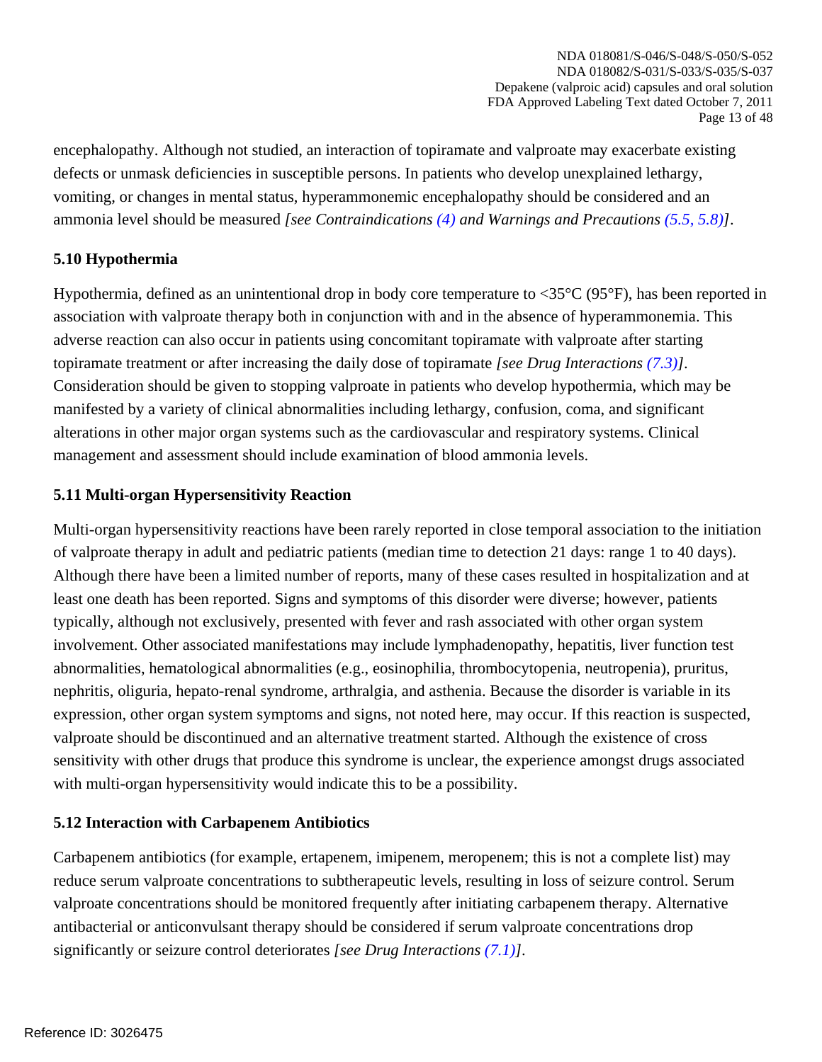encephalopathy. Although not studied, an interaction of topiramate and valproate may exacerbate existing defects or unmask deficiencies in susceptible persons. In patients who develop unexplained lethargy, vomiting, or changes in mental status, hyperammonemic encephalopathy should be considered and an ammonia level should be measured *[see Contraindications (4) and Warnings and Precautions (5.5, 5.8)]*.

### 5.10 Hypothermia

Hypothermia, defined as an unintentional drop in body core temperature to <35°C (95°F), has been reported in association with valproate therapy both in conjunction with and in the absence of hyperammonemia. This adverse reaction can also occur in patients using concomitant topiramate with valproate after starting topiramate treatment or after increasing the daily dose of topiramate *[see Drug Interactions (7.3)]*. Consideration should be given to stopping valproate in patients who develop hypothermia, which may be manifested by a variety of clinical abnormalities including lethargy, confusion, coma, and significant alterations in other major organ systems such as the cardiovascular and respiratory systems. Clinical management and assessment should include examination of blood ammonia levels.

### 5.11 Multi-organ Hypersensitivity Reaction

Multi-organ hypersensitivity reactions have been rarely reported in close temporal association to the initiation of valproate therapy in adult and pediatric patients (median time to detection 21 days: range 1 to 40 days). Although there have been a limited number of reports, many of these cases resulted in hospitalization and at least one death has been reported. Signs and symptoms of this disorder were diverse; however, patients typically, although not exclusively, presented with fever and rash associated with other organ system involvement. Other associated manifestations may include lymphadenopathy, hepatitis, liver function test abnormalities, hematological abnormalities (e.g., eosinophilia, thrombocytopenia, neutropenia), pruritus, nephritis, oliguria, hepato-renal syndrome, arthralgia, and asthenia. Because the disorder is variable in its expression, other organ system symptoms and signs, not noted here, may occur. If this reaction is suspected, valproate should be discontinued and an alternative treatment started. Although the existence of cross sensitivity with other drugs that produce this syndrome is unclear, the experience amongst drugs associated with multi-organ hypersensitivity would indicate this to be a possibility.

### 5.12 Interaction with Carbapenem Antibiotics

Carbapenem antibiotics (for example, ertapenem, imipenem, meropenem; this is not a complete list) may reduce serum valproate concentrations to subtherapeutic levels, resulting in loss of seizure control. Serum valproate concentrations should be monitored frequently after initiating carbapenem therapy. Alternative antibacterial or anticonvulsant therapy should be considered if serum valproate concentrations drop significantly or seizure control deteriorates *[see Drug Interactions (7.1)]*.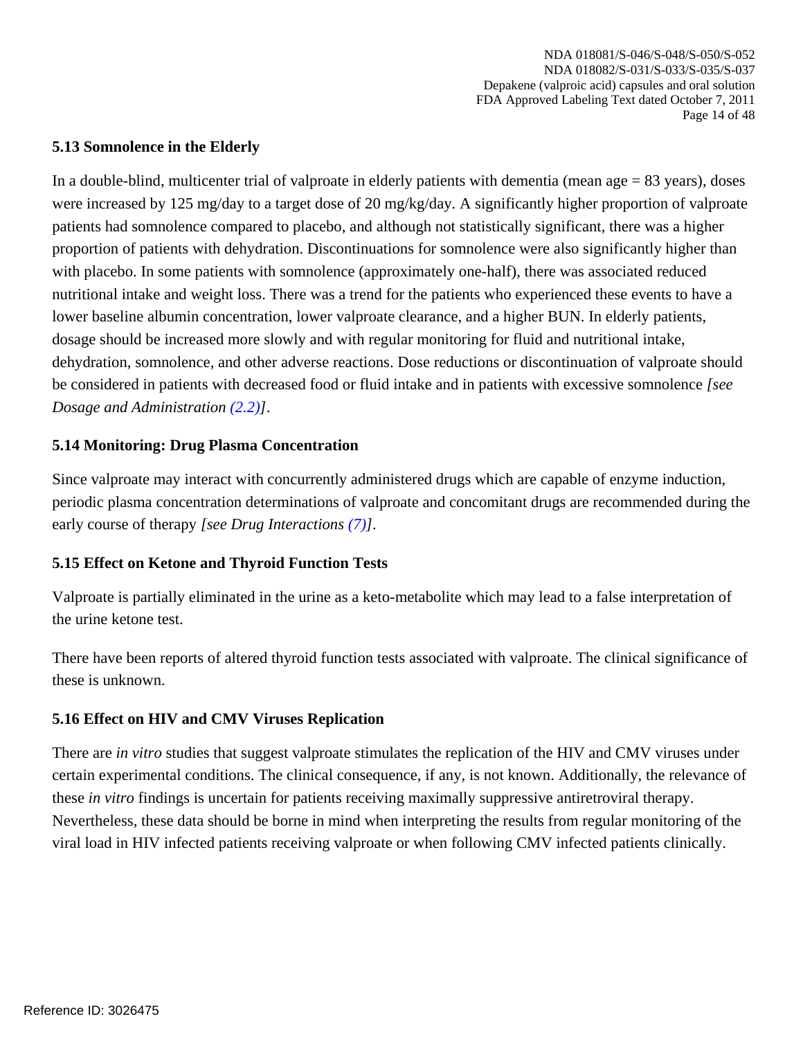### 5.13 Somnolence in the Elderly

In a double-blind, multicenter trial of valproate in elderly patients with dementia (mean age = 83 years), doses were increased by 125 mg/day to a target dose of 20 mg/kg/day. A significantly higher proportion of valproate patients had somnolence compared to placebo, and although not statistically significant, there was a higher proportion of patients with dehydration. Discontinuations for somnolence were also significantly higher than with placebo. In some patients with somnolence (approximately one-half), there was associated reduced nutritional intake and weight loss. There was a trend for the patients who experienced these events to have a lower baseline albumin concentration, lower valproate clearance, and a higher BUN. In elderly patients, dosage should be increased more slowly and with regular monitoring for fluid and nutritional intake, dehydration, somnolence, and other adverse reactions. Dose reductions or discontinuation of valproate should be considered in patients with decreased food or fluid intake and in patients with excessive somnolence *[see Dosage and Administration (2.2)]*.

### 5.14 Monitoring: Drug Plasma Concentration

Since valproate may interact with concurrently administered drugs which are capable of enzyme induction, periodic plasma concentration determinations of valproate and concomitant drugs are recommended during the early course of therapy *[see Drug Interactions (7)]*.

### 5.15 Effect on Ketone and Thyroid Function Tests

Valproate is partially eliminated in the urine as a keto-metabolite which may lead to a false interpretation of the urine ketone test.

There have been reports of altered thyroid function tests associated with valproate. The clinical significance of these is unknown.

### 5.16 Effect on HIV and CMV Viruses Replication

There are *in vitro* studies that suggest valproate stimulates the replication of the HIV and CMV viruses under certain experimental conditions. The clinical consequence, if any, is not known. Additionally, the relevance of these *in vitro* findings is uncertain for patients receiving maximally suppressive antiretroviral therapy. Nevertheless, these data should be borne in mind when interpreting the results from regular monitoring of the viral load in HIV infected patients receiving valproate or when following CMV infected patients clinically.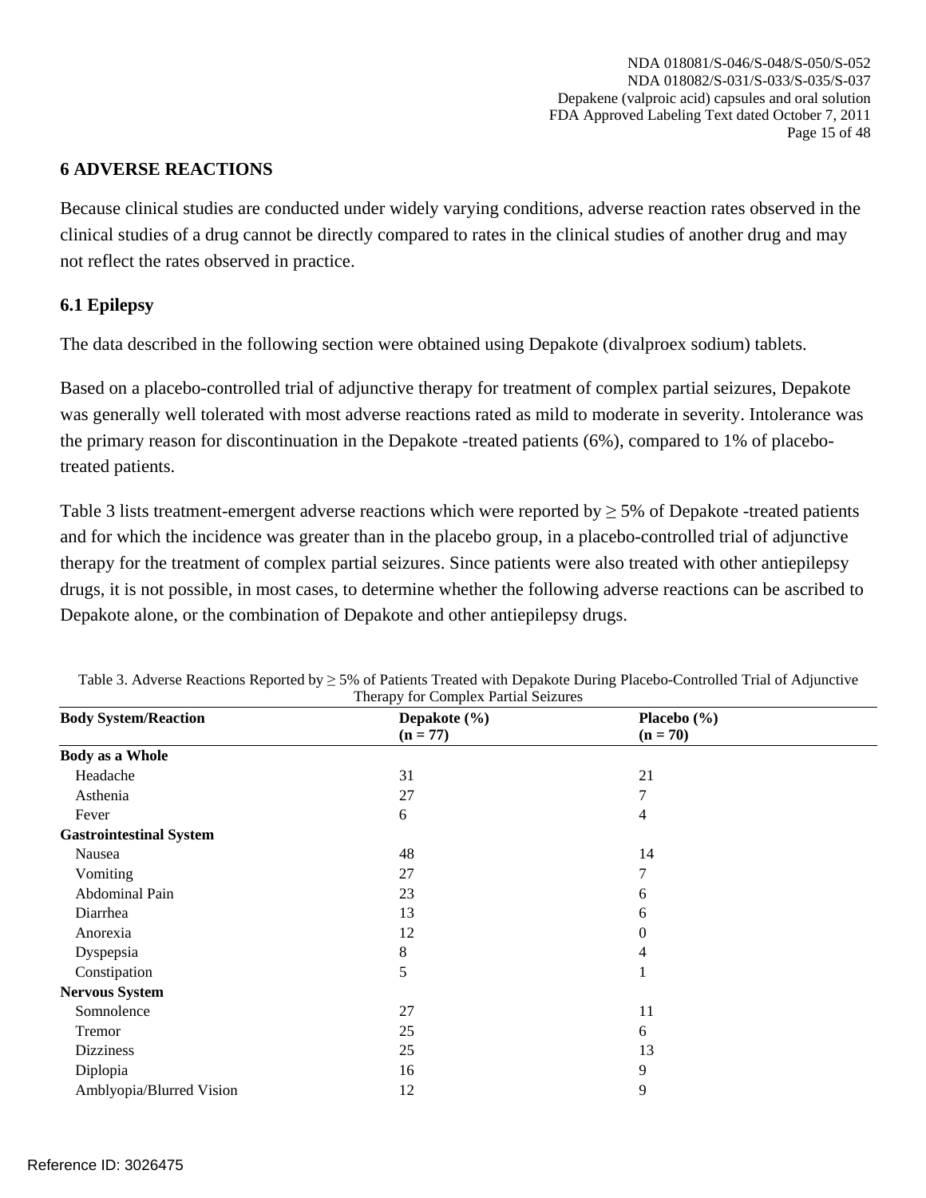## 6 ADVERSE REACTIONS

Because clinical studies are conducted under widely varying conditions, adverse reaction rates observed in the clinical studies of a drug cannot be directly compared to rates in the clinical studies of another drug and may not reflect the rates observed in practice.

### 6.1 Epilepsy

The data described in the following section were obtained using Depakote (divalproex sodium) tablets.

Based on a placebo-controlled trial of adjunctive therapy for treatment of complex partial seizures, Depakote was generally well tolerated with most adverse reactions rated as mild to moderate in severity. Intolerance was the primary reason for discontinuation in the Depakote -treated patients (6%), compared to 1% of placebo-treated patients.

Table 3 lists treatment-emergent adverse reactions which were reported by ≥ 5% of Depakote -treated patients and for which the incidence was greater than in the placebo group, in a placebo-controlled trial of adjunctive therapy for the treatment of complex partial seizures. Since patients were also treated with other antiepilepsy drugs, it is not possible, in most cases, to determine whether the following adverse reactions can be ascribed to Depakote alone, or the combination of Depakote and other antiepilepsy drugs.

Table 3. Adverse Reactions Reported by ≥ 5% of Patients Treated with Depakote During Placebo-Controlled Trial of Adjunctive Therapy for Complex Partial Seizures

| Body System/Reaction | Depakote (%) (n = 77) | Placebo (%) (n = 70) |
|---|---|---|
| **Body as a Whole** | | |
| Headache | 31 | 21 |
| Asthenia | 27 | 7 |
| Fever | 6 | 4 |
| **Gastrointestinal System** | | |
| Nausea | 48 | 14 |
| Vomiting | 27 | 7 |
| Abdominal Pain | 23 | 6 |
| Diarrhea | 13 | 6 |
| Anorexia | 12 | 0 |
| Dyspepsia | 8 | 4 |
| Constipation | 5 | 1 |
| **Nervous System** | | |
| Somnolence | 27 | 11 |
| Tremor | 25 | 6 |
| Dizziness | 25 | 13 |
| Diplopia | 16 | 9 |
| Amblyopia/Blurred Vision | 12 | 9 |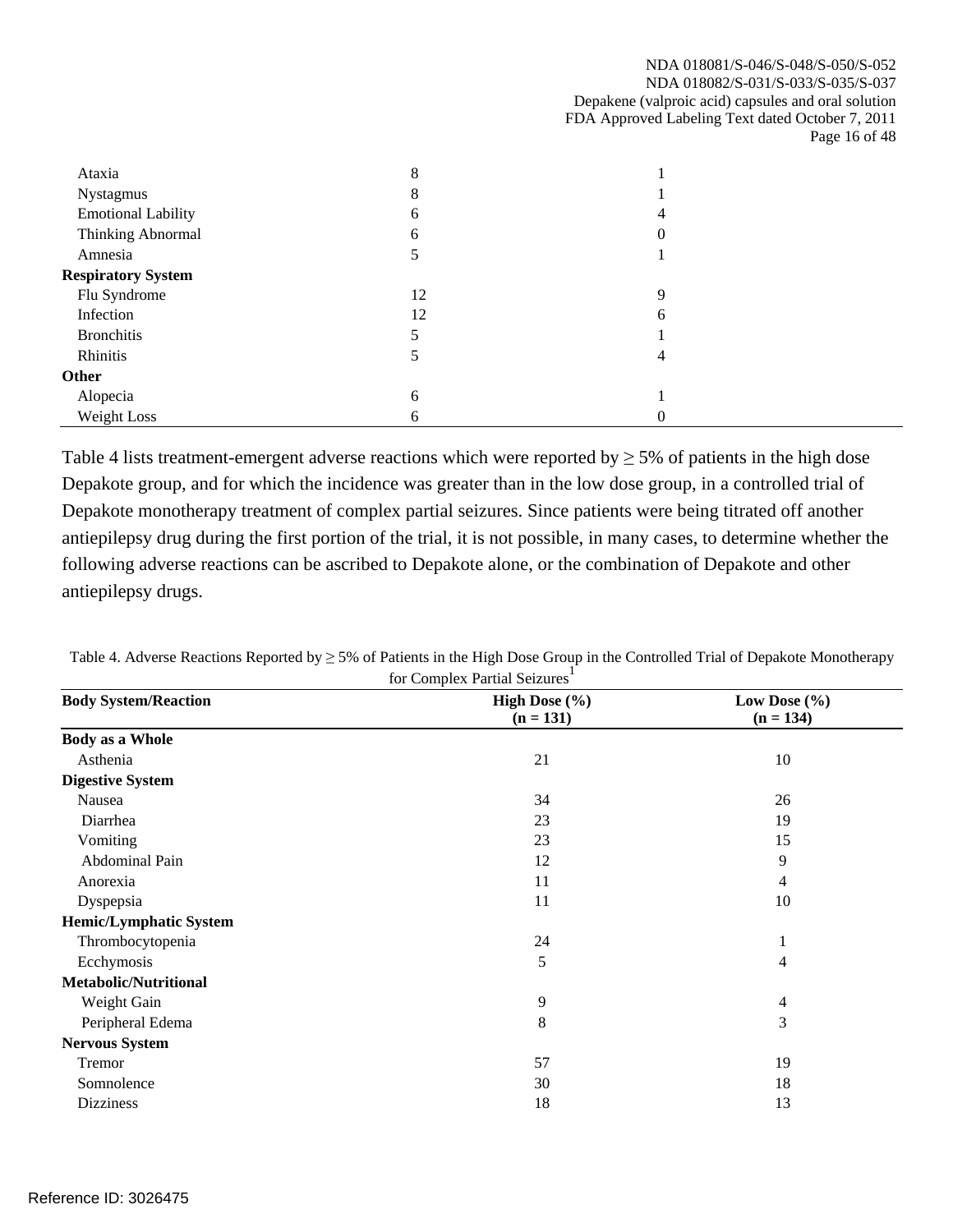| | | |
|---|---|---|
| Ataxia | 8 | 1 |
| Nystagmus | 8 | 1 |
| Emotional Lability | 6 | 4 |
| Thinking Abnormal | 6 | 0 |
| Amnesia | 5 | 1 |
| **Respiratory System** | | |
| Flu Syndrome | 12 | 9 |
| Infection | 12 | 6 |
| Bronchitis | 5 | 1 |
| Rhinitis | 5 | 4 |
| **Other** | | |
| Alopecia | 6 | 1 |
| Weight Loss | 6 | 0 |

Table 4 lists treatment-emergent adverse reactions which were reported by ≥ 5% of patients in the high dose Depakote group, and for which the incidence was greater than in the low dose group, in a controlled trial of Depakote monotherapy treatment of complex partial seizures. Since patients were being titrated off another antiepilepsy drug during the first portion of the trial, it is not possible, in many cases, to determine whether the following adverse reactions can be ascribed to Depakote alone, or the combination of Depakote and other antiepilepsy drugs.

Table 4. Adverse Reactions Reported by ≥ 5% of Patients in the High Dose Group in the Controlled Trial of Depakote Monotherapy for Complex Partial Seizures[1]

| Body System/Reaction | High Dose (%) (n = 131) | Low Dose (%) (n = 134) |
|---|---|---|
| **Body as a Whole** | | |
| Asthenia | 21 | 10 |
| **Digestive System** | | |
| Nausea | 34 | 26 |
| Diarrhea | 23 | 19 |
| Vomiting | 23 | 15 |
| Abdominal Pain | 12 | 9 |
| Anorexia | 11 | 4 |
| Dyspepsia | 11 | 10 |
| **Hemic/Lymphatic System** | | |
| Thrombocytopenia | 24 | 1 |
| Ecchymosis | 5 | 4 |
| **Metabolic/Nutritional** | | |
| Weight Gain | 9 | 4 |
| Peripheral Edema | 8 | 3 |
| **Nervous System** | | |
| Tremor | 57 | 19 |
| Somnolence | 30 | 18 |
| Dizziness | 18 | 13 |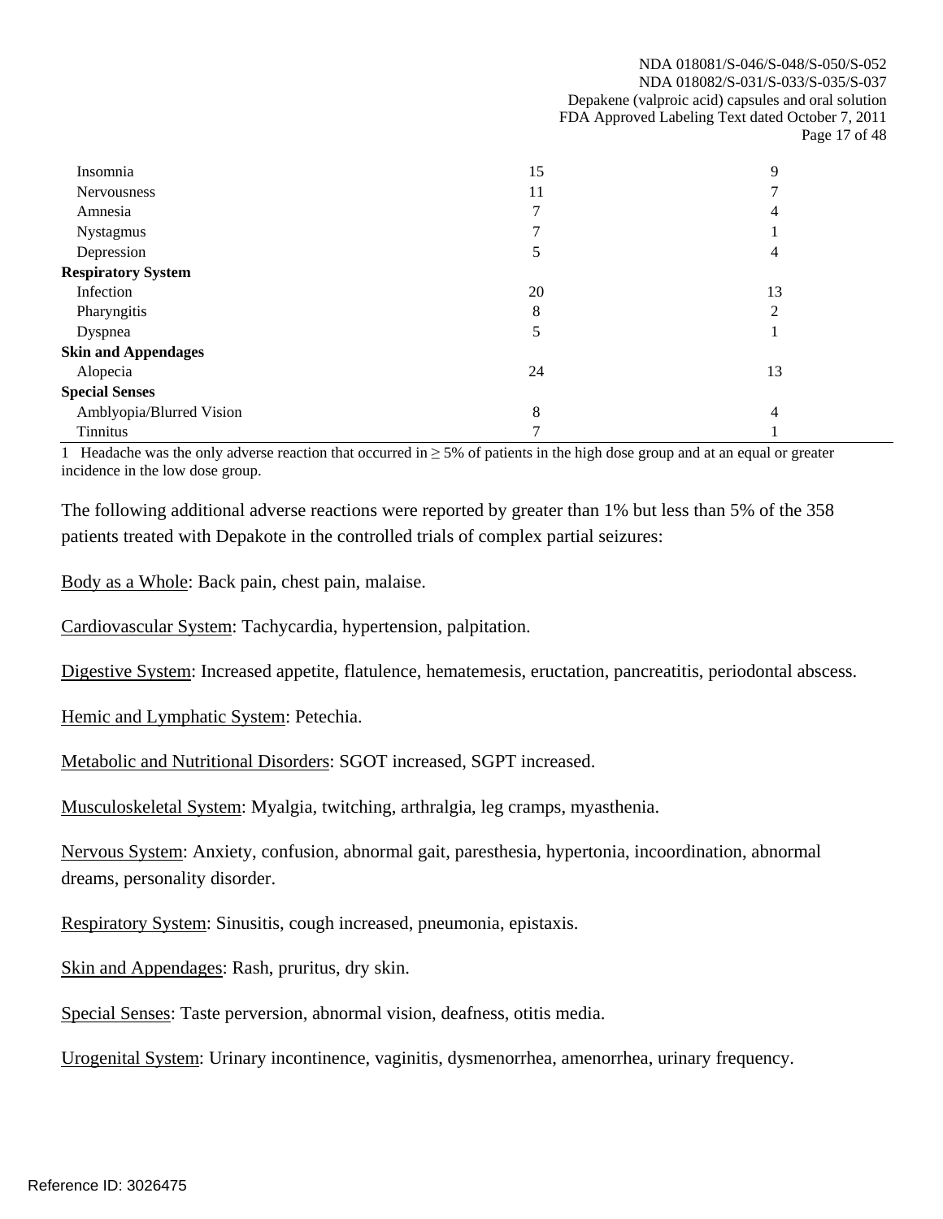| | | |
|---|---|---|
| Insomnia | 15 | 9 |
| Nervousness | 11 | 7 |
| Amnesia | 7 | 4 |
| Nystagmus | 7 | 1 |
| Depression | 5 | 4 |
| **Respiratory System** | | |
| Infection | 20 | 13 |
| Pharyngitis | 8 | 2 |
| Dyspnea | 5 | 1 |
| **Skin and Appendages** | | |
| Alopecia | 24 | 13 |
| **Special Senses** | | |
| Amblyopia/Blurred Vision | 8 | 4 |
| Tinnitus | 7 | 1 |

1 Headache was the only adverse reaction that occurred in ≥ 5% of patients in the high dose group and at an equal or greater incidence in the low dose group.

The following additional adverse reactions were reported by greater than 1% but less than 5% of the 358 patients treated with Depakote in the controlled trials of complex partial seizures:

Body as a Whole: Back pain, chest pain, malaise.

Cardiovascular System: Tachycardia, hypertension, palpitation.

Digestive System: Increased appetite, flatulence, hematemesis, eructation, pancreatitis, periodontal abscess.

Hemic and Lymphatic System: Petechia.

Metabolic and Nutritional Disorders: SGOT increased, SGPT increased.

Musculoskeletal System: Myalgia, twitching, arthralgia, leg cramps, myasthenia.

Nervous System: Anxiety, confusion, abnormal gait, paresthesia, hypertonia, incoordination, abnormal dreams, personality disorder.

Respiratory System: Sinusitis, cough increased, pneumonia, epistaxis.

Skin and Appendages: Rash, pruritus, dry skin.

Special Senses: Taste perversion, abnormal vision, deafness, otitis media.

Urogenital System: Urinary incontinence, vaginitis, dysmenorrhea, amenorrhea, urinary frequency.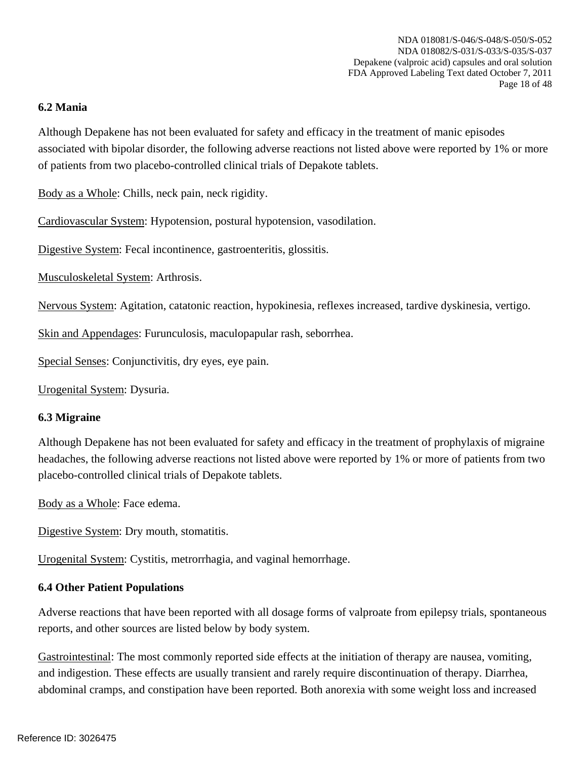### 6.2 Mania

Although Depakene has not been evaluated for safety and efficacy in the treatment of manic episodes associated with bipolar disorder, the following adverse reactions not listed above were reported by 1% or more of patients from two placebo-controlled clinical trials of Depakote tablets.

Body as a Whole: Chills, neck pain, neck rigidity.

Cardiovascular System: Hypotension, postural hypotension, vasodilation.

Digestive System: Fecal incontinence, gastroenteritis, glossitis.

Musculoskeletal System: Arthrosis.

Nervous System: Agitation, catatonic reaction, hypokinesia, reflexes increased, tardive dyskinesia, vertigo.

Skin and Appendages: Furunculosis, maculopapular rash, seborrhea.

Special Senses: Conjunctivitis, dry eyes, eye pain.

Urogenital System: Dysuria.

### 6.3 Migraine

Although Depakene has not been evaluated for safety and efficacy in the treatment of prophylaxis of migraine headaches, the following adverse reactions not listed above were reported by 1% or more of patients from two placebo-controlled clinical trials of Depakote tablets.

Body as a Whole: Face edema.

Digestive System: Dry mouth, stomatitis.

Urogenital System: Cystitis, metrorrhagia, and vaginal hemorrhage.

### 6.4 Other Patient Populations

Adverse reactions that have been reported with all dosage forms of valproate from epilepsy trials, spontaneous reports, and other sources are listed below by body system.

Gastrointestinal: The most commonly reported side effects at the initiation of therapy are nausea, vomiting, and indigestion. These effects are usually transient and rarely require discontinuation of therapy. Diarrhea, abdominal cramps, and constipation have been reported. Both anorexia with some weight loss and increased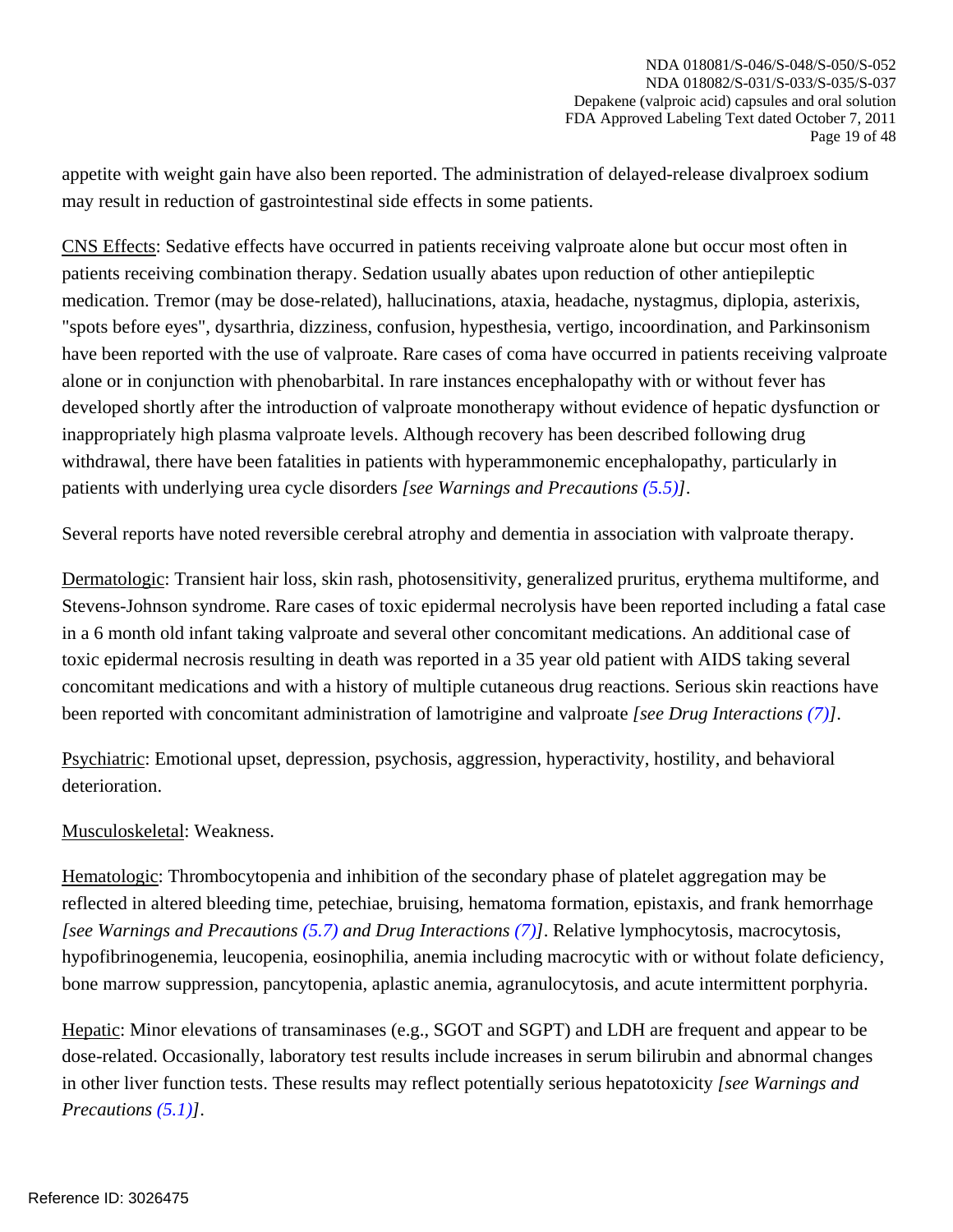appetite with weight gain have also been reported. The administration of delayed-release divalproex sodium may result in reduction of gastrointestinal side effects in some patients.

CNS Effects: Sedative effects have occurred in patients receiving valproate alone but occur most often in patients receiving combination therapy. Sedation usually abates upon reduction of other antiepileptic medication. Tremor (may be dose-related), hallucinations, ataxia, headache, nystagmus, diplopia, asterixis, "spots before eyes", dysarthria, dizziness, confusion, hypesthesia, vertigo, incoordination, and Parkinsonism have been reported with the use of valproate. Rare cases of coma have occurred in patients receiving valproate alone or in conjunction with phenobarbital. In rare instances encephalopathy with or without fever has developed shortly after the introduction of valproate monotherapy without evidence of hepatic dysfunction or inappropriately high plasma valproate levels. Although recovery has been described following drug withdrawal, there have been fatalities in patients with hyperammonemic encephalopathy, particularly in patients with underlying urea cycle disorders *[see Warnings and Precautions (5.5)]*.

Several reports have noted reversible cerebral atrophy and dementia in association with valproate therapy.

Dermatologic: Transient hair loss, skin rash, photosensitivity, generalized pruritus, erythema multiforme, and Stevens-Johnson syndrome. Rare cases of toxic epidermal necrolysis have been reported including a fatal case in a 6 month old infant taking valproate and several other concomitant medications. An additional case of toxic epidermal necrosis resulting in death was reported in a 35 year old patient with AIDS taking several concomitant medications and with a history of multiple cutaneous drug reactions. Serious skin reactions have been reported with concomitant administration of lamotrigine and valproate *[see Drug Interactions (7)]*.

Psychiatric: Emotional upset, depression, psychosis, aggression, hyperactivity, hostility, and behavioral deterioration.

Musculoskeletal: Weakness.

Hematologic: Thrombocytopenia and inhibition of the secondary phase of platelet aggregation may be reflected in altered bleeding time, petechiae, bruising, hematoma formation, epistaxis, and frank hemorrhage *[see Warnings and Precautions (5.7) and Drug Interactions (7)]*. Relative lymphocytosis, macrocytosis, hypofibrinogenemia, leucopenia, eosinophilia, anemia including macrocytic with or without folate deficiency, bone marrow suppression, pancytopenia, aplastic anemia, agranulocytosis, and acute intermittent porphyria.

Hepatic: Minor elevations of transaminases (e.g., SGOT and SGPT) and LDH are frequent and appear to be dose-related. Occasionally, laboratory test results include increases in serum bilirubin and abnormal changes in other liver function tests. These results may reflect potentially serious hepatotoxicity *[see Warnings and Precautions (5.1)]*.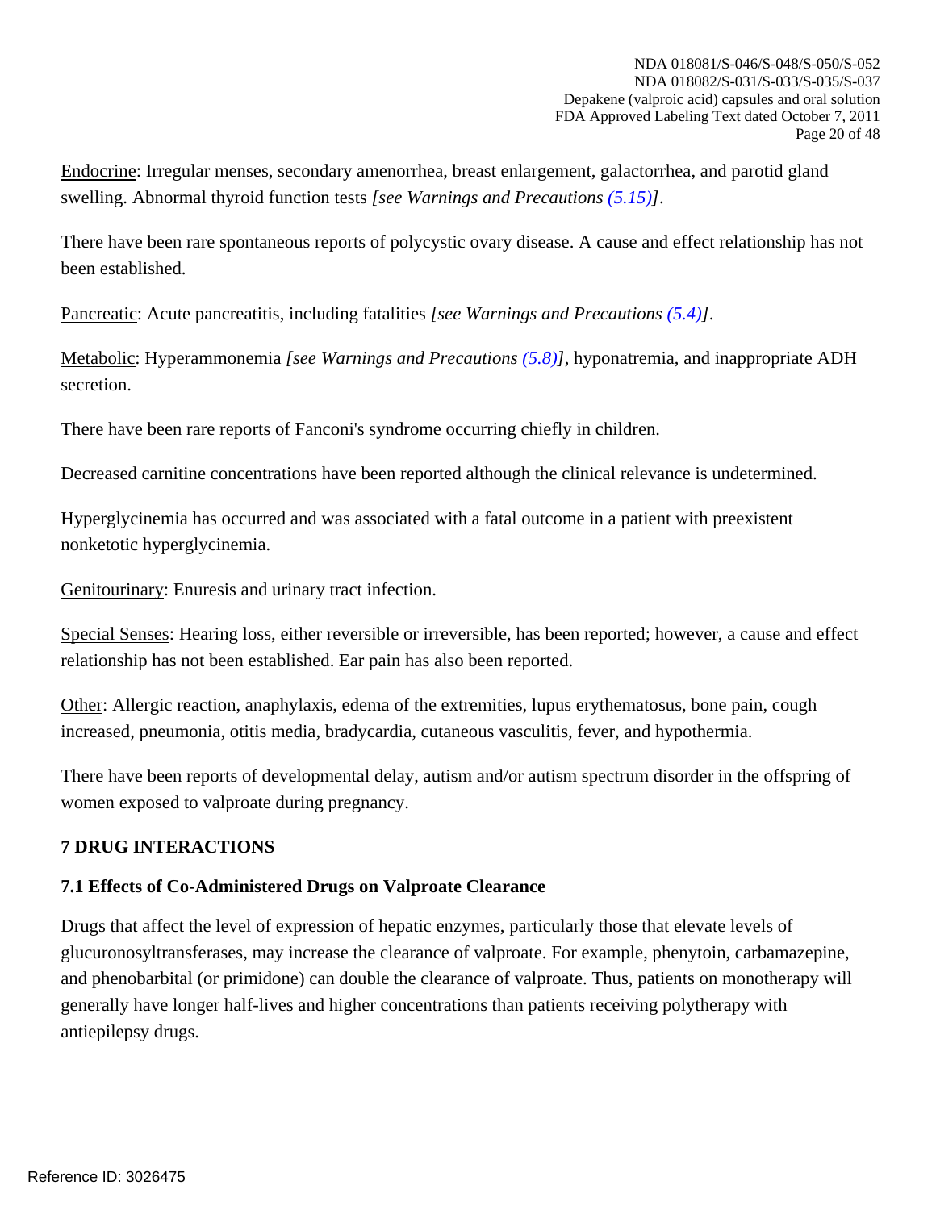Endocrine: Irregular menses, secondary amenorrhea, breast enlargement, galactorrhea, and parotid gland swelling. Abnormal thyroid function tests *[see Warnings and Precautions (5.15)]*.

There have been rare spontaneous reports of polycystic ovary disease. A cause and effect relationship has not been established.

Pancreatic: Acute pancreatitis, including fatalities *[see Warnings and Precautions (5.4)]*.

Metabolic: Hyperammonemia *[see Warnings and Precautions (5.8)]*, hyponatremia, and inappropriate ADH secretion.

There have been rare reports of Fanconi's syndrome occurring chiefly in children.

Decreased carnitine concentrations have been reported although the clinical relevance is undetermined.

Hyperglycinemia has occurred and was associated with a fatal outcome in a patient with preexistent nonketotic hyperglycinemia.

Genitourinary: Enuresis and urinary tract infection.

Special Senses: Hearing loss, either reversible or irreversible, has been reported; however, a cause and effect relationship has not been established. Ear pain has also been reported.

Other: Allergic reaction, anaphylaxis, edema of the extremities, lupus erythematosus, bone pain, cough increased, pneumonia, otitis media, bradycardia, cutaneous vasculitis, fever, and hypothermia.

There have been reports of developmental delay, autism and/or autism spectrum disorder in the offspring of women exposed to valproate during pregnancy.

## 7 DRUG INTERACTIONS

### 7.1 Effects of Co-Administered Drugs on Valproate Clearance

Drugs that affect the level of expression of hepatic enzymes, particularly those that elevate levels of glucuronosyltransferases, may increase the clearance of valproate. For example, phenytoin, carbamazepine, and phenobarbital (or primidone) can double the clearance of valproate. Thus, patients on monotherapy will generally have longer half-lives and higher concentrations than patients receiving polytherapy with antiepilepsy drugs.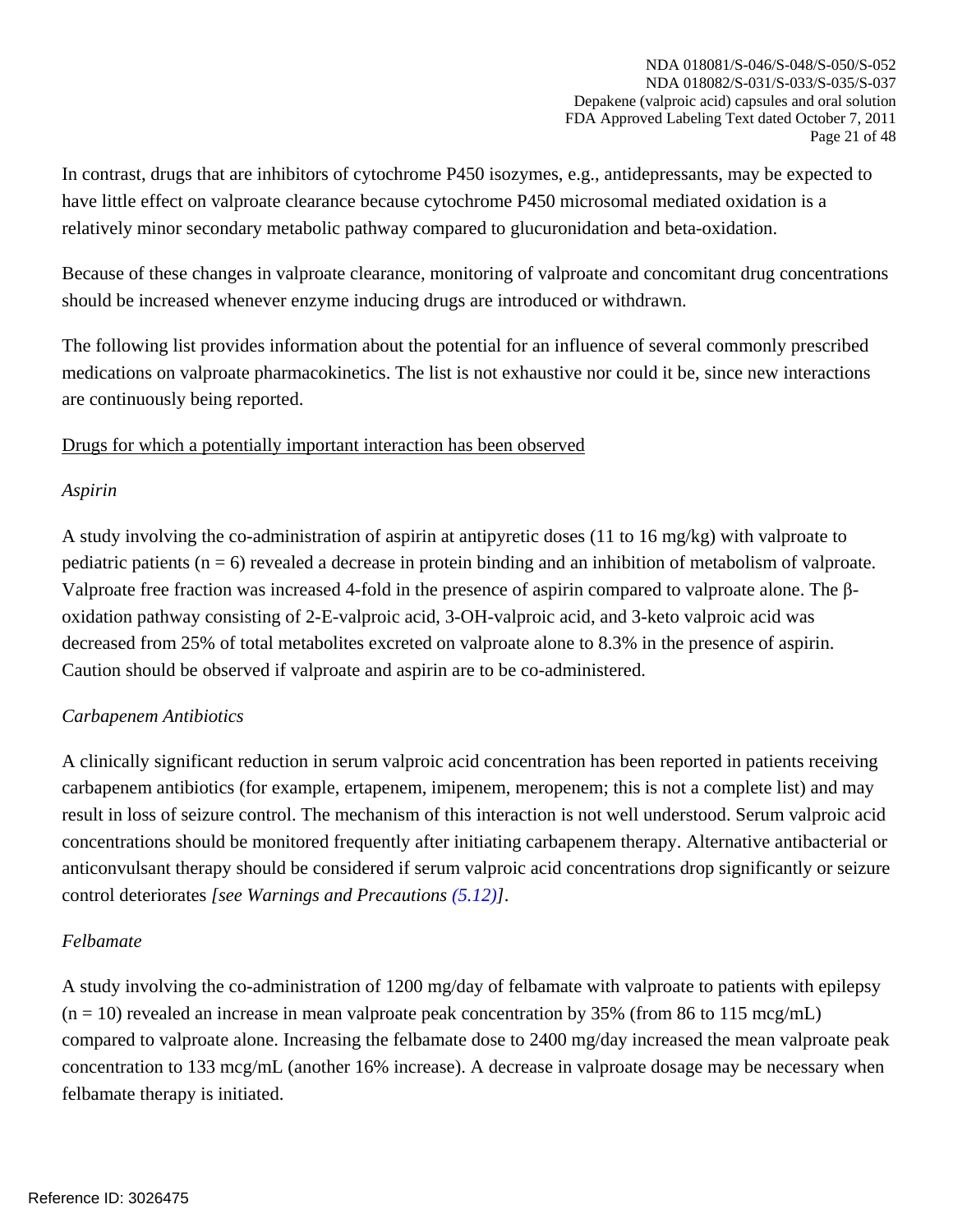In contrast, drugs that are inhibitors of cytochrome P450 isozymes, e.g., antidepressants, may be expected to have little effect on valproate clearance because cytochrome P450 microsomal mediated oxidation is a relatively minor secondary metabolic pathway compared to glucuronidation and beta-oxidation.

Because of these changes in valproate clearance, monitoring of valproate and concomitant drug concentrations should be increased whenever enzyme inducing drugs are introduced or withdrawn.

The following list provides information about the potential for an influence of several commonly prescribed medications on valproate pharmacokinetics. The list is not exhaustive nor could it be, since new interactions are continuously being reported.

<u>Drugs for which a potentially important interaction has been observed</u>

*Aspirin*

A study involving the co-administration of aspirin at antipyretic doses (11 to 16 mg/kg) with valproate to pediatric patients (n = 6) revealed a decrease in protein binding and an inhibition of metabolism of valproate. Valproate free fraction was increased 4-fold in the presence of aspirin compared to valproate alone. The β-oxidation pathway consisting of 2-E-valproic acid, 3-OH-valproic acid, and 3-keto valproic acid was decreased from 25% of total metabolites excreted on valproate alone to 8.3% in the presence of aspirin. Caution should be observed if valproate and aspirin are to be co-administered.

*Carbapenem Antibiotics*

A clinically significant reduction in serum valproic acid concentration has been reported in patients receiving carbapenem antibiotics (for example, ertapenem, imipenem, meropenem; this is not a complete list) and may result in loss of seizure control. The mechanism of this interaction is not well understood. Serum valproic acid concentrations should be monitored frequently after initiating carbapenem therapy. Alternative antibacterial or anticonvulsant therapy should be considered if serum valproic acid concentrations drop significantly or seizure control deteriorates *[see Warnings and Precautions (5.12)]*.

*Felbamate*

A study involving the co-administration of 1200 mg/day of felbamate with valproate to patients with epilepsy (n = 10) revealed an increase in mean valproate peak concentration by 35% (from 86 to 115 mcg/mL) compared to valproate alone. Increasing the felbamate dose to 2400 mg/day increased the mean valproate peak concentration to 133 mcg/mL (another 16% increase). A decrease in valproate dosage may be necessary when felbamate therapy is initiated.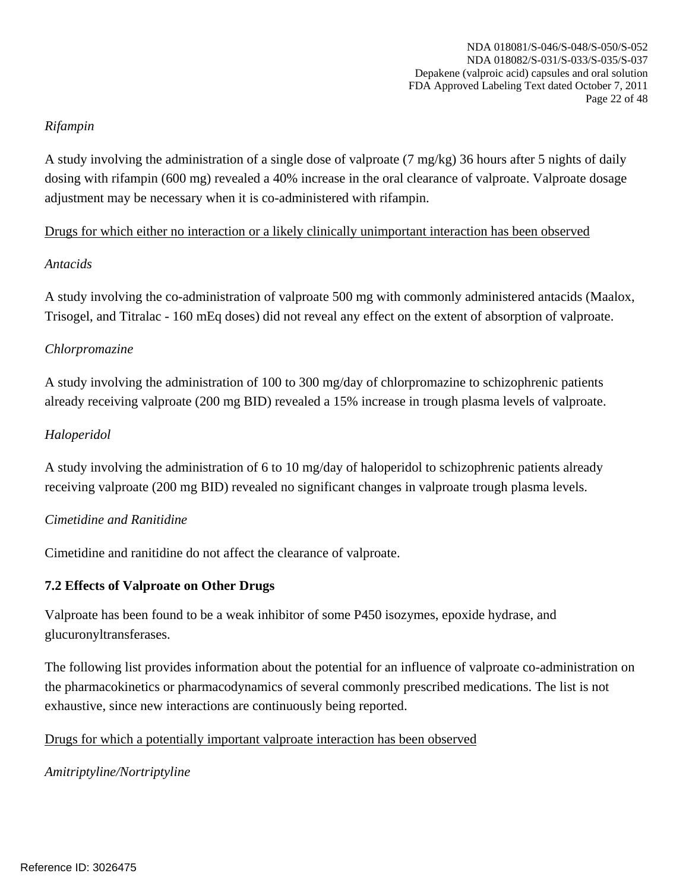*Rifampin*

A study involving the administration of a single dose of valproate (7 mg/kg) 36 hours after 5 nights of daily dosing with rifampin (600 mg) revealed a 40% increase in the oral clearance of valproate. Valproate dosage adjustment may be necessary when it is co-administered with rifampin.

<u>Drugs for which either no interaction or a likely clinically unimportant interaction has been observed</u>

*Antacids*

A study involving the co-administration of valproate 500 mg with commonly administered antacids (Maalox, Trisogel, and Titralac - 160 mEq doses) did not reveal any effect on the extent of absorption of valproate.

*Chlorpromazine*

A study involving the administration of 100 to 300 mg/day of chlorpromazine to schizophrenic patients already receiving valproate (200 mg BID) revealed a 15% increase in trough plasma levels of valproate.

*Haloperidol*

A study involving the administration of 6 to 10 mg/day of haloperidol to schizophrenic patients already receiving valproate (200 mg BID) revealed no significant changes in valproate trough plasma levels.

*Cimetidine and Ranitidine*

Cimetidine and ranitidine do not affect the clearance of valproate.

### 7.2 Effects of Valproate on Other Drugs

Valproate has been found to be a weak inhibitor of some P450 isozymes, epoxide hydrase, and glucuronyltransferases.

The following list provides information about the potential for an influence of valproate co-administration on the pharmacokinetics or pharmacodynamics of several commonly prescribed medications. The list is not exhaustive, since new interactions are continuously being reported.

<u>Drugs for which a potentially important valproate interaction has been observed</u>

*Amitriptyline/Nortriptyline*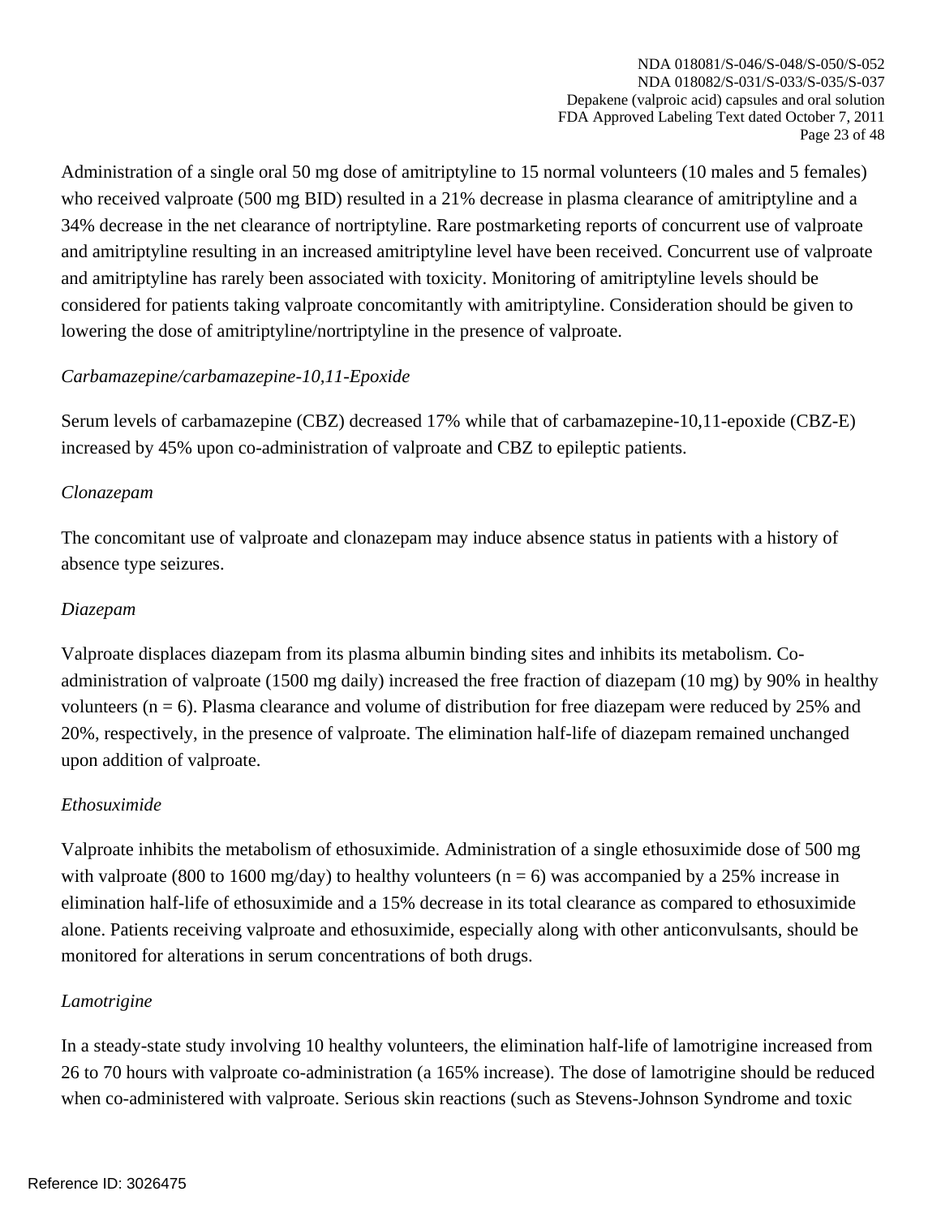Administration of a single oral 50 mg dose of amitriptyline to 15 normal volunteers (10 males and 5 females) who received valproate (500 mg BID) resulted in a 21% decrease in plasma clearance of amitriptyline and a 34% decrease in the net clearance of nortriptyline. Rare postmarketing reports of concurrent use of valproate and amitriptyline resulting in an increased amitriptyline level have been received. Concurrent use of valproate and amitriptyline has rarely been associated with toxicity. Monitoring of amitriptyline levels should be considered for patients taking valproate concomitantly with amitriptyline. Consideration should be given to lowering the dose of amitriptyline/nortriptyline in the presence of valproate.

*Carbamazepine/carbamazepine-10,11-Epoxide*

Serum levels of carbamazepine (CBZ) decreased 17% while that of carbamazepine-10,11-epoxide (CBZ-E) increased by 45% upon co-administration of valproate and CBZ to epileptic patients.

*Clonazepam*

The concomitant use of valproate and clonazepam may induce absence status in patients with a history of absence type seizures.

*Diazepam*

Valproate displaces diazepam from its plasma albumin binding sites and inhibits its metabolism. Co-administration of valproate (1500 mg daily) increased the free fraction of diazepam (10 mg) by 90% in healthy volunteers (n = 6). Plasma clearance and volume of distribution for free diazepam were reduced by 25% and 20%, respectively, in the presence of valproate. The elimination half-life of diazepam remained unchanged upon addition of valproate.

*Ethosuximide*

Valproate inhibits the metabolism of ethosuximide. Administration of a single ethosuximide dose of 500 mg with valproate (800 to 1600 mg/day) to healthy volunteers (n = 6) was accompanied by a 25% increase in elimination half-life of ethosuximide and a 15% decrease in its total clearance as compared to ethosuximide alone. Patients receiving valproate and ethosuximide, especially along with other anticonvulsants, should be monitored for alterations in serum concentrations of both drugs.

*Lamotrigine*

In a steady-state study involving 10 healthy volunteers, the elimination half-life of lamotrigine increased from 26 to 70 hours with valproate co-administration (a 165% increase). The dose of lamotrigine should be reduced when co-administered with valproate. Serious skin reactions (such as Stevens-Johnson Syndrome and toxic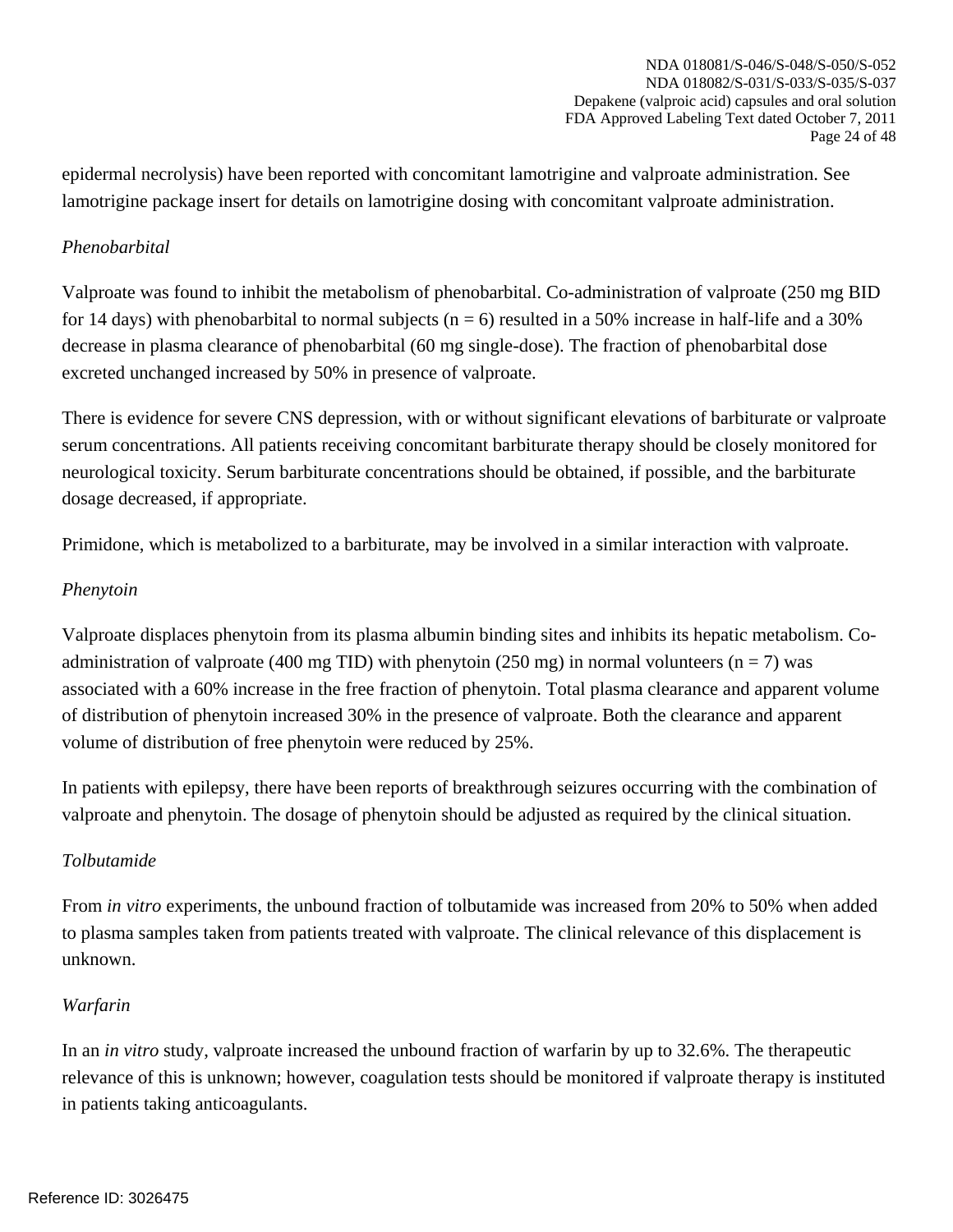epidermal necrolysis) have been reported with concomitant lamotrigine and valproate administration. See lamotrigine package insert for details on lamotrigine dosing with concomitant valproate administration.

*Phenobarbital*

Valproate was found to inhibit the metabolism of phenobarbital. Co-administration of valproate (250 mg BID for 14 days) with phenobarbital to normal subjects (n = 6) resulted in a 50% increase in half-life and a 30% decrease in plasma clearance of phenobarbital (60 mg single-dose). The fraction of phenobarbital dose excreted unchanged increased by 50% in presence of valproate.

There is evidence for severe CNS depression, with or without significant elevations of barbiturate or valproate serum concentrations. All patients receiving concomitant barbiturate therapy should be closely monitored for neurological toxicity. Serum barbiturate concentrations should be obtained, if possible, and the barbiturate dosage decreased, if appropriate.

Primidone, which is metabolized to a barbiturate, may be involved in a similar interaction with valproate.

*Phenytoin*

Valproate displaces phenytoin from its plasma albumin binding sites and inhibits its hepatic metabolism. Co-administration of valproate (400 mg TID) with phenytoin (250 mg) in normal volunteers (n = 7) was associated with a 60% increase in the free fraction of phenytoin. Total plasma clearance and apparent volume of distribution of phenytoin increased 30% in the presence of valproate. Both the clearance and apparent volume of distribution of free phenytoin were reduced by 25%.

In patients with epilepsy, there have been reports of breakthrough seizures occurring with the combination of valproate and phenytoin. The dosage of phenytoin should be adjusted as required by the clinical situation.

*Tolbutamide*

From *in vitro* experiments, the unbound fraction of tolbutamide was increased from 20% to 50% when added to plasma samples taken from patients treated with valproate. The clinical relevance of this displacement is unknown.

*Warfarin*

In an *in vitro* study, valproate increased the unbound fraction of warfarin by up to 32.6%. The therapeutic relevance of this is unknown; however, coagulation tests should be monitored if valproate therapy is instituted in patients taking anticoagulants.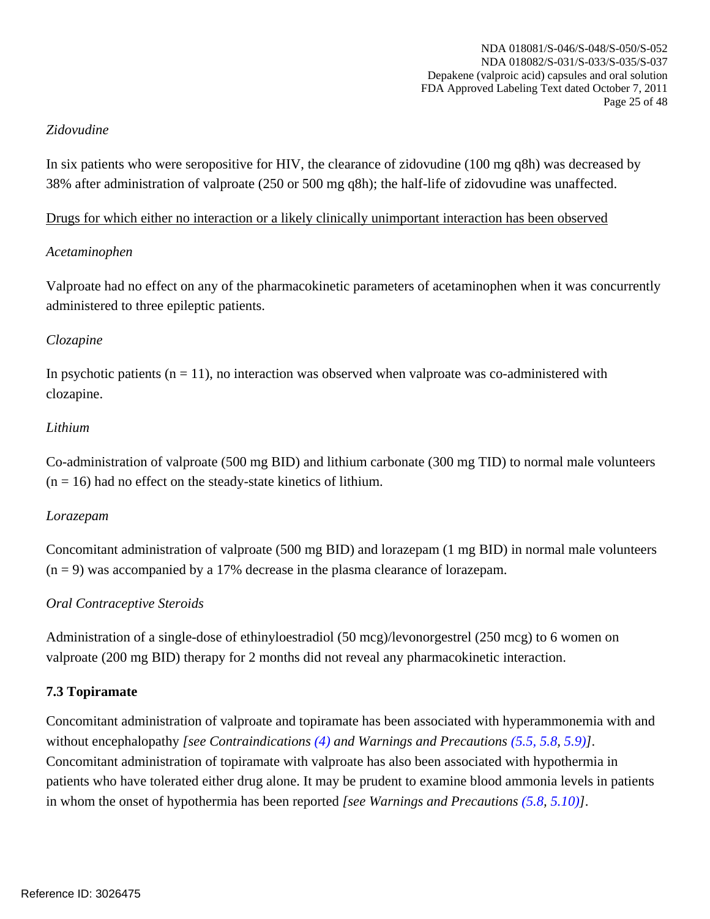*Zidovudine*

In six patients who were seropositive for HIV, the clearance of zidovudine (100 mg q8h) was decreased by 38% after administration of valproate (250 or 500 mg q8h); the half-life of zidovudine was unaffected.

Drugs for which either no interaction or a likely clinically unimportant interaction has been observed

*Acetaminophen*

Valproate had no effect on any of the pharmacokinetic parameters of acetaminophen when it was concurrently administered to three epileptic patients.

*Clozapine*

In psychotic patients (n = 11), no interaction was observed when valproate was co-administered with clozapine.

*Lithium*

Co-administration of valproate (500 mg BID) and lithium carbonate (300 mg TID) to normal male volunteers (n = 16) had no effect on the steady-state kinetics of lithium.

*Lorazepam*

Concomitant administration of valproate (500 mg BID) and lorazepam (1 mg BID) in normal male volunteers (n = 9) was accompanied by a 17% decrease in the plasma clearance of lorazepam.

*Oral Contraceptive Steroids*

Administration of a single-dose of ethinyloestradiol (50 mcg)/levonorgestrel (250 mcg) to 6 women on valproate (200 mg BID) therapy for 2 months did not reveal any pharmacokinetic interaction.

### 7.3 Topiramate

Concomitant administration of valproate and topiramate has been associated with hyperammonemia with and without encephalopathy *[see Contraindications (4) and Warnings and Precautions (5.5, 5.8, 5.9)]*. Concomitant administration of topiramate with valproate has also been associated with hypothermia in patients who have tolerated either drug alone. It may be prudent to examine blood ammonia levels in patients in whom the onset of hypothermia has been reported *[see Warnings and Precautions (5.8, 5.10)]*.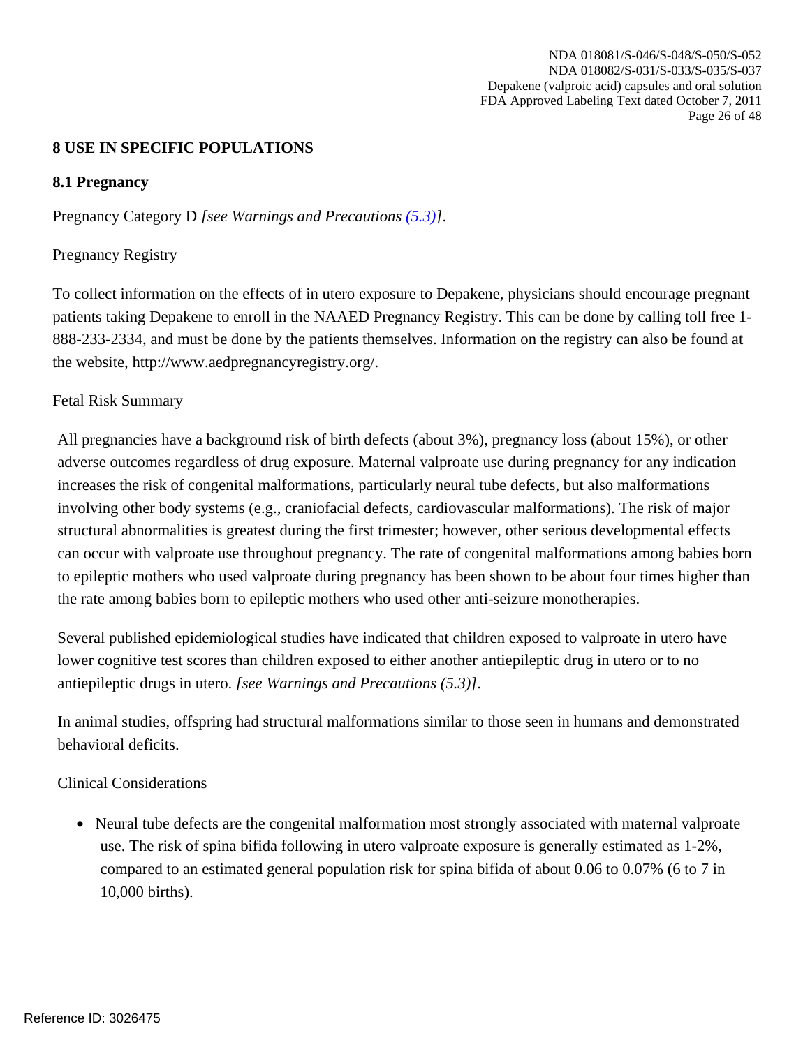## 8 USE IN SPECIFIC POPULATIONS

### 8.1 Pregnancy

Pregnancy Category D *[see Warnings and Precautions (5.3)]*.

Pregnancy Registry

To collect information on the effects of in utero exposure to Depakene, physicians should encourage pregnant patients taking Depakene to enroll in the NAAED Pregnancy Registry. This can be done by calling toll free 1-888-233-2334, and must be done by the patients themselves. Information on the registry can also be found at the website, http://www.aedpregnancyregistry.org/.

Fetal Risk Summary

All pregnancies have a background risk of birth defects (about 3%), pregnancy loss (about 15%), or other adverse outcomes regardless of drug exposure. Maternal valproate use during pregnancy for any indication increases the risk of congenital malformations, particularly neural tube defects, but also malformations involving other body systems (e.g., craniofacial defects, cardiovascular malformations). The risk of major structural abnormalities is greatest during the first trimester; however, other serious developmental effects can occur with valproate use throughout pregnancy. The rate of congenital malformations among babies born to epileptic mothers who used valproate during pregnancy has been shown to be about four times higher than the rate among babies born to epileptic mothers who used other anti-seizure monotherapies.

Several published epidemiological studies have indicated that children exposed to valproate in utero have lower cognitive test scores than children exposed to either another antiepileptic drug in utero or to no antiepileptic drugs in utero. *[see Warnings and Precautions (5.3)]*.

In animal studies, offspring had structural malformations similar to those seen in humans and demonstrated behavioral deficits.

Clinical Considerations

- Neural tube defects are the congenital malformation most strongly associated with maternal valproate use. The risk of spina bifida following in utero valproate exposure is generally estimated as 1-2%, compared to an estimated general population risk for spina bifida of about 0.06 to 0.07% (6 to 7 in 10,000 births).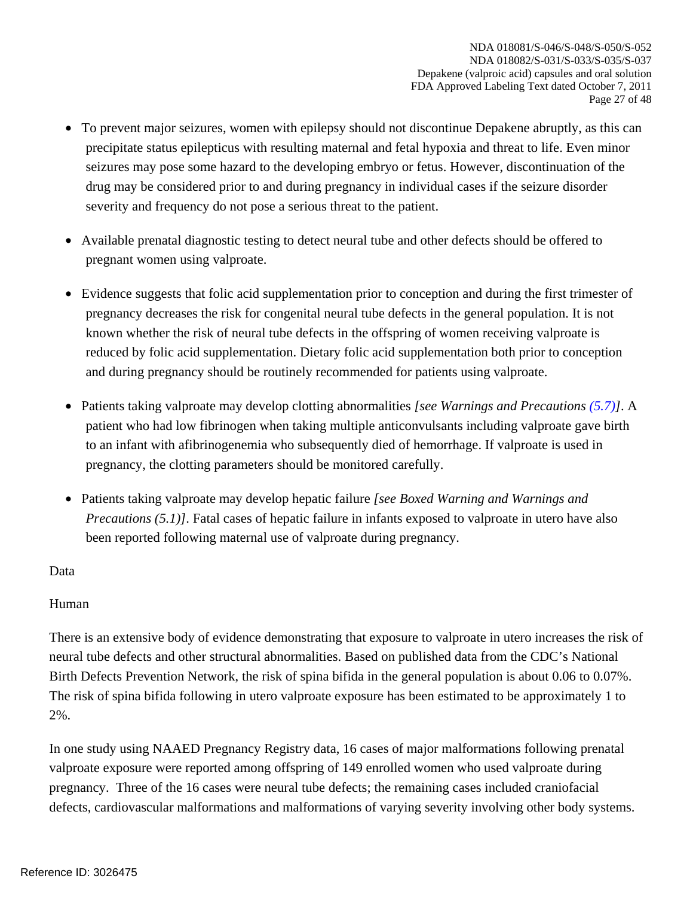- To prevent major seizures, women with epilepsy should not discontinue Depakene abruptly, as this can precipitate status epilepticus with resulting maternal and fetal hypoxia and threat to life. Even minor seizures may pose some hazard to the developing embryo or fetus. However, discontinuation of the drug may be considered prior to and during pregnancy in individual cases if the seizure disorder severity and frequency do not pose a serious threat to the patient.

- Available prenatal diagnostic testing to detect neural tube and other defects should be offered to pregnant women using valproate.

- Evidence suggests that folic acid supplementation prior to conception and during the first trimester of pregnancy decreases the risk for congenital neural tube defects in the general population. It is not known whether the risk of neural tube defects in the offspring of women receiving valproate is reduced by folic acid supplementation. Dietary folic acid supplementation both prior to conception and during pregnancy should be routinely recommended for patients using valproate.

- Patients taking valproate may develop clotting abnormalities *[see Warnings and Precautions (5.7)]*. A patient who had low fibrinogen when taking multiple anticonvulsants including valproate gave birth to an infant with afibrinogenemia who subsequently died of hemorrhage. If valproate is used in pregnancy, the clotting parameters should be monitored carefully.

- Patients taking valproate may develop hepatic failure *[see Boxed Warning and Warnings and Precautions (5.1)]*. Fatal cases of hepatic failure in infants exposed to valproate in utero have also been reported following maternal use of valproate during pregnancy.

Data

Human

There is an extensive body of evidence demonstrating that exposure to valproate in utero increases the risk of neural tube defects and other structural abnormalities. Based on published data from the CDC's National Birth Defects Prevention Network, the risk of spina bifida in the general population is about 0.06 to 0.07%. The risk of spina bifida following in utero valproate exposure has been estimated to be approximately 1 to 2%.

In one study using NAAED Pregnancy Registry data, 16 cases of major malformations following prenatal valproate exposure were reported among offspring of 149 enrolled women who used valproate during pregnancy. Three of the 16 cases were neural tube defects; the remaining cases included craniofacial defects, cardiovascular malformations and malformations of varying severity involving other body systems.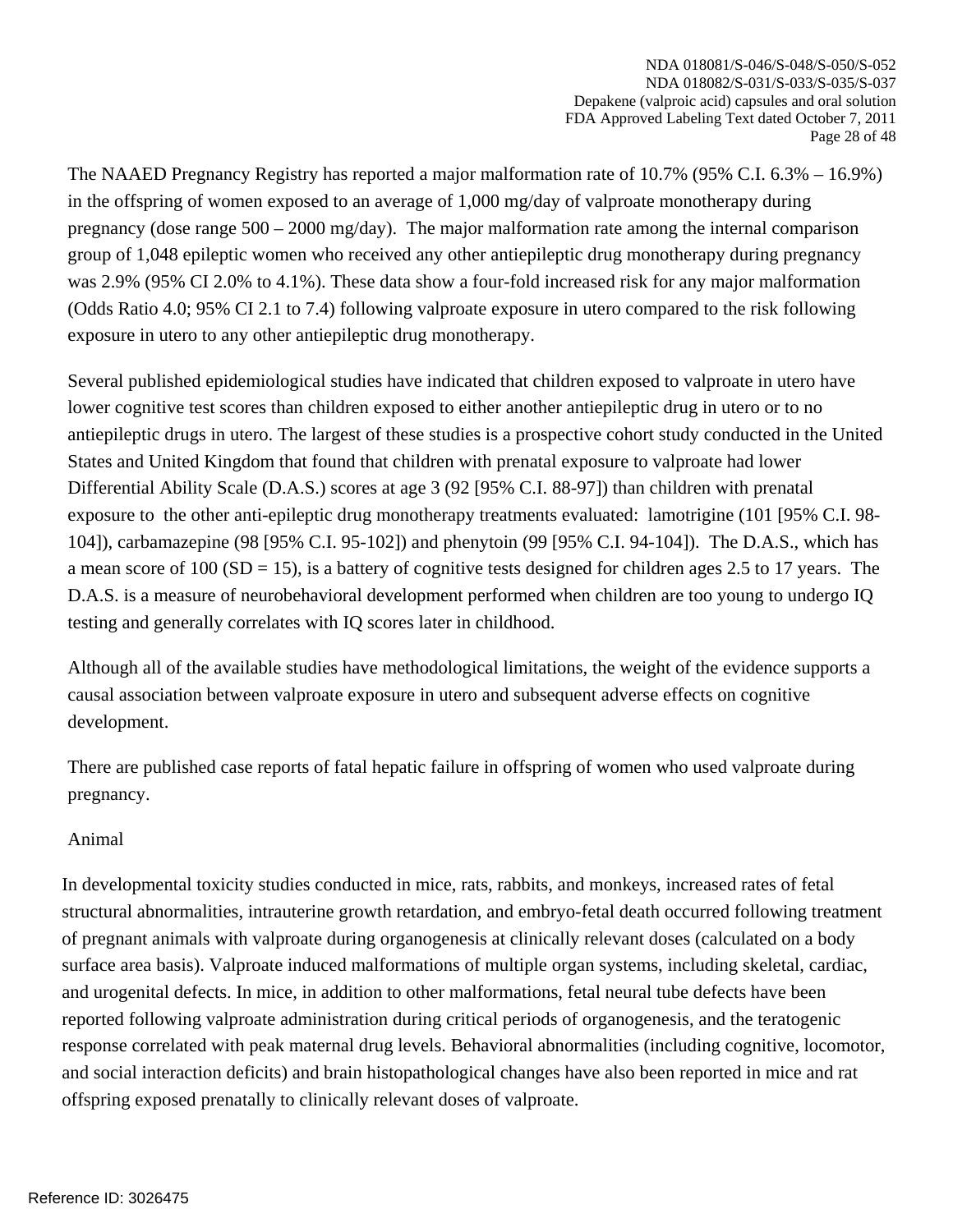The NAAED Pregnancy Registry has reported a major malformation rate of 10.7% (95% C.I. 6.3% – 16.9%) in the offspring of women exposed to an average of 1,000 mg/day of valproate monotherapy during pregnancy (dose range 500 – 2000 mg/day). The major malformation rate among the internal comparison group of 1,048 epileptic women who received any other antiepileptic drug monotherapy during pregnancy was 2.9% (95% CI 2.0% to 4.1%). These data show a four-fold increased risk for any major malformation (Odds Ratio 4.0; 95% CI 2.1 to 7.4) following valproate exposure in utero compared to the risk following exposure in utero to any other antiepileptic drug monotherapy.

Several published epidemiological studies have indicated that children exposed to valproate in utero have lower cognitive test scores than children exposed to either another antiepileptic drug in utero or to no antiepileptic drugs in utero. The largest of these studies is a prospective cohort study conducted in the United States and United Kingdom that found that children with prenatal exposure to valproate had lower Differential Ability Scale (D.A.S.) scores at age 3 (92 [95% C.I. 88-97]) than children with prenatal exposure to the other anti-epileptic drug monotherapy treatments evaluated: lamotrigine (101 [95% C.I. 98-104]), carbamazepine (98 [95% C.I. 95-102]) and phenytoin (99 [95% C.I. 94-104]). The D.A.S., which has a mean score of 100 (SD = 15), is a battery of cognitive tests designed for children ages 2.5 to 17 years. The D.A.S. is a measure of neurobehavioral development performed when children are too young to undergo IQ testing and generally correlates with IQ scores later in childhood.

Although all of the available studies have methodological limitations, the weight of the evidence supports a causal association between valproate exposure in utero and subsequent adverse effects on cognitive development.

There are published case reports of fatal hepatic failure in offspring of women who used valproate during pregnancy.

Animal

In developmental toxicity studies conducted in mice, rats, rabbits, and monkeys, increased rates of fetal structural abnormalities, intrauterine growth retardation, and embryo-fetal death occurred following treatment of pregnant animals with valproate during organogenesis at clinically relevant doses (calculated on a body surface area basis). Valproate induced malformations of multiple organ systems, including skeletal, cardiac, and urogenital defects. In mice, in addition to other malformations, fetal neural tube defects have been reported following valproate administration during critical periods of organogenesis, and the teratogenic response correlated with peak maternal drug levels. Behavioral abnormalities (including cognitive, locomotor, and social interaction deficits) and brain histopathological changes have also been reported in mice and rat offspring exposed prenatally to clinically relevant doses of valproate.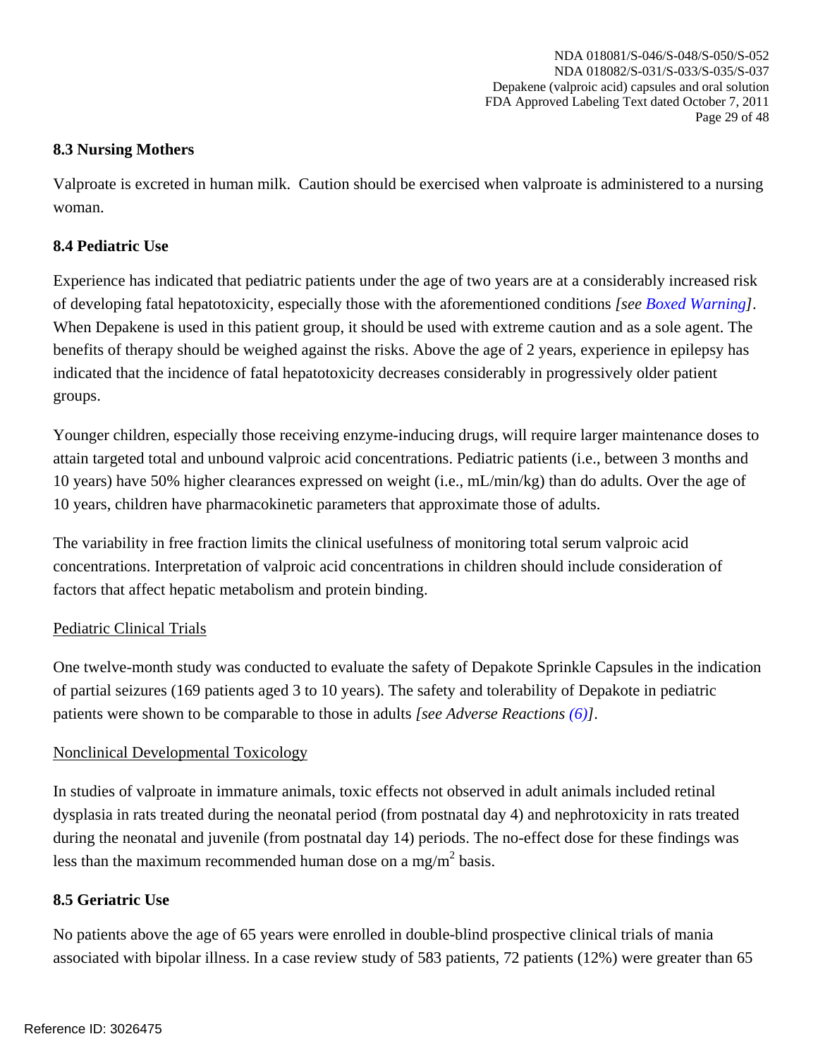### 8.3 Nursing Mothers

Valproate is excreted in human milk. Caution should be exercised when valproate is administered to a nursing woman.

### 8.4 Pediatric Use

Experience has indicated that pediatric patients under the age of two years are at a considerably increased risk of developing fatal hepatotoxicity, especially those with the aforementioned conditions *[see Boxed Warning]*. When Depakene is used in this patient group, it should be used with extreme caution and as a sole agent. The benefits of therapy should be weighed against the risks. Above the age of 2 years, experience in epilepsy has indicated that the incidence of fatal hepatotoxicity decreases considerably in progressively older patient groups.

Younger children, especially those receiving enzyme-inducing drugs, will require larger maintenance doses to attain targeted total and unbound valproic acid concentrations. Pediatric patients (i.e., between 3 months and 10 years) have 50% higher clearances expressed on weight (i.e., mL/min/kg) than do adults. Over the age of 10 years, children have pharmacokinetic parameters that approximate those of adults.

The variability in free fraction limits the clinical usefulness of monitoring total serum valproic acid concentrations. Interpretation of valproic acid concentrations in children should include consideration of factors that affect hepatic metabolism and protein binding.

Pediatric Clinical Trials

One twelve-month study was conducted to evaluate the safety of Depakote Sprinkle Capsules in the indication of partial seizures (169 patients aged 3 to 10 years). The safety and tolerability of Depakote in pediatric patients were shown to be comparable to those in adults *[see Adverse Reactions (6)]*.

Nonclinical Developmental Toxicology

In studies of valproate in immature animals, toxic effects not observed in adult animals included retinal dysplasia in rats treated during the neonatal period (from postnatal day 4) and nephrotoxicity in rats treated during the neonatal and juvenile (from postnatal day 14) periods. The no-effect dose for these findings was less than the maximum recommended human dose on a $mg/m^2$ basis.

### 8.5 Geriatric Use

No patients above the age of 65 years were enrolled in double-blind prospective clinical trials of mania associated with bipolar illness. In a case review study of 583 patients, 72 patients (12%) were greater than 65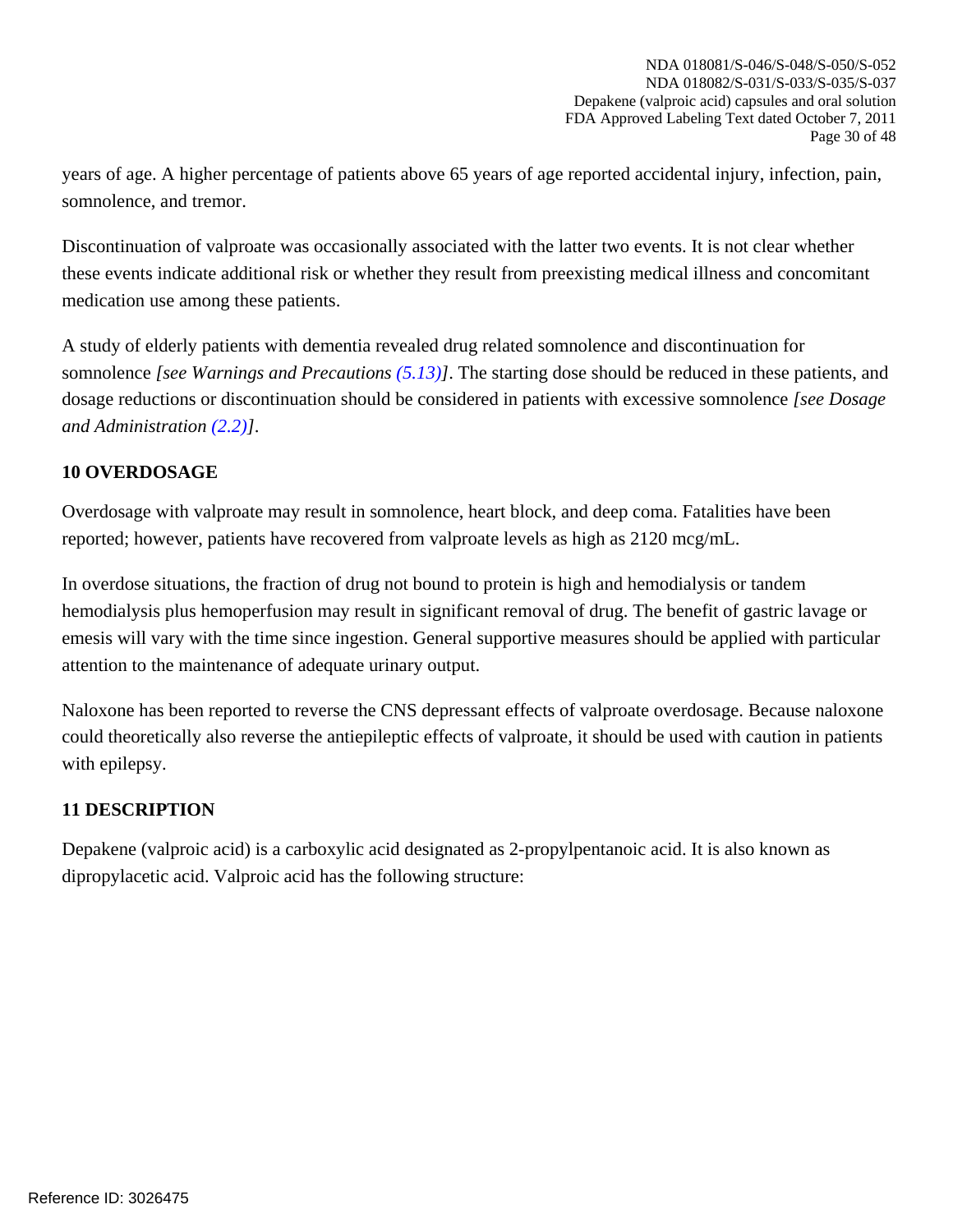years of age. A higher percentage of patients above 65 years of age reported accidental injury, infection, pain, somnolence, and tremor.

Discontinuation of valproate was occasionally associated with the latter two events. It is not clear whether these events indicate additional risk or whether they result from preexisting medical illness and concomitant medication use among these patients.

A study of elderly patients with dementia revealed drug related somnolence and discontinuation for somnolence *[see Warnings and Precautions (5.13)]*. The starting dose should be reduced in these patients, and dosage reductions or discontinuation should be considered in patients with excessive somnolence *[see Dosage and Administration (2.2)]*.

## 10 OVERDOSAGE

Overdosage with valproate may result in somnolence, heart block, and deep coma. Fatalities have been reported; however, patients have recovered from valproate levels as high as 2120 mcg/mL.

In overdose situations, the fraction of drug not bound to protein is high and hemodialysis or tandem hemodialysis plus hemoperfusion may result in significant removal of drug. The benefit of gastric lavage or emesis will vary with the time since ingestion. General supportive measures should be applied with particular attention to the maintenance of adequate urinary output.

Naloxone has been reported to reverse the CNS depressant effects of valproate overdosage. Because naloxone could theoretically also reverse the antiepileptic effects of valproate, it should be used with caution in patients with epilepsy.

## 11 DESCRIPTION

Depakene (valproic acid) is a carboxylic acid designated as 2-propylpentanoic acid. It is also known as dipropylacetic acid. Valproic acid has the following structure: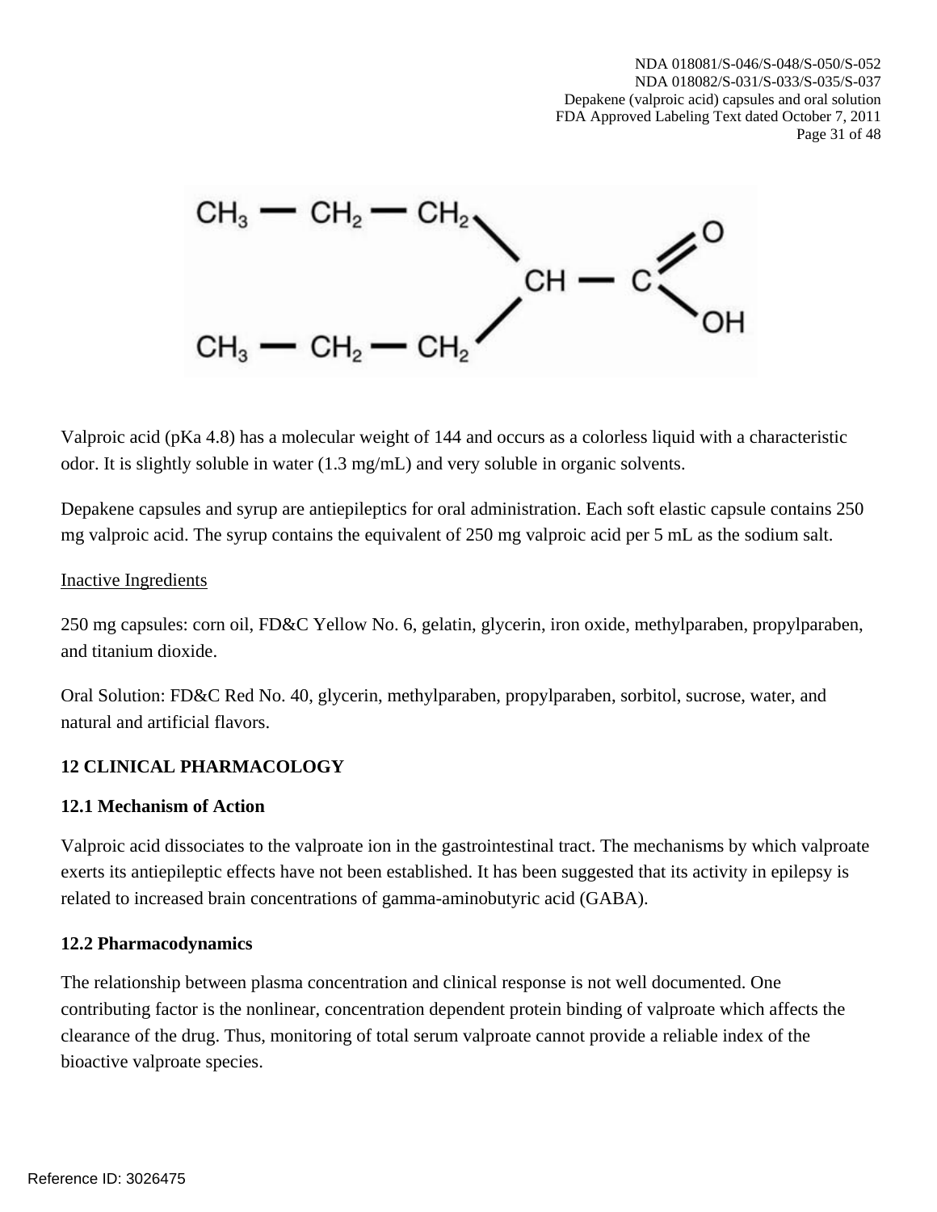Valproic acid (pKa 4.8) has a molecular weight of 144 and occurs as a colorless liquid with a characteristic odor. It is slightly soluble in water (1.3 mg/mL) and very soluble in organic solvents.

Depakene capsules and syrup are antiepileptics for oral administration. Each soft elastic capsule contains 250 mg valproic acid. The syrup contains the equivalent of 250 mg valproic acid per 5 mL as the sodium salt.

Inactive Ingredients

250 mg capsules: corn oil, FD&C Yellow No. 6, gelatin, glycerin, iron oxide, methylparaben, propylparaben, and titanium dioxide.

Oral Solution: FD&C Red No. 40, glycerin, methylparaben, propylparaben, sorbitol, sucrose, water, and natural and artificial flavors.

## 12 CLINICAL PHARMACOLOGY

### 12.1 Mechanism of Action

Valproic acid dissociates to the valproate ion in the gastrointestinal tract. The mechanisms by which valproate exerts its antiepileptic effects have not been established. It has been suggested that its activity in epilepsy is related to increased brain concentrations of gamma-aminobutyric acid (GABA).

### 12.2 Pharmacodynamics

The relationship between plasma concentration and clinical response is not well documented. One contributing factor is the nonlinear, concentration dependent protein binding of valproate which affects the clearance of the drug. Thus, monitoring of total serum valproate cannot provide a reliable index of the bioactive valproate species.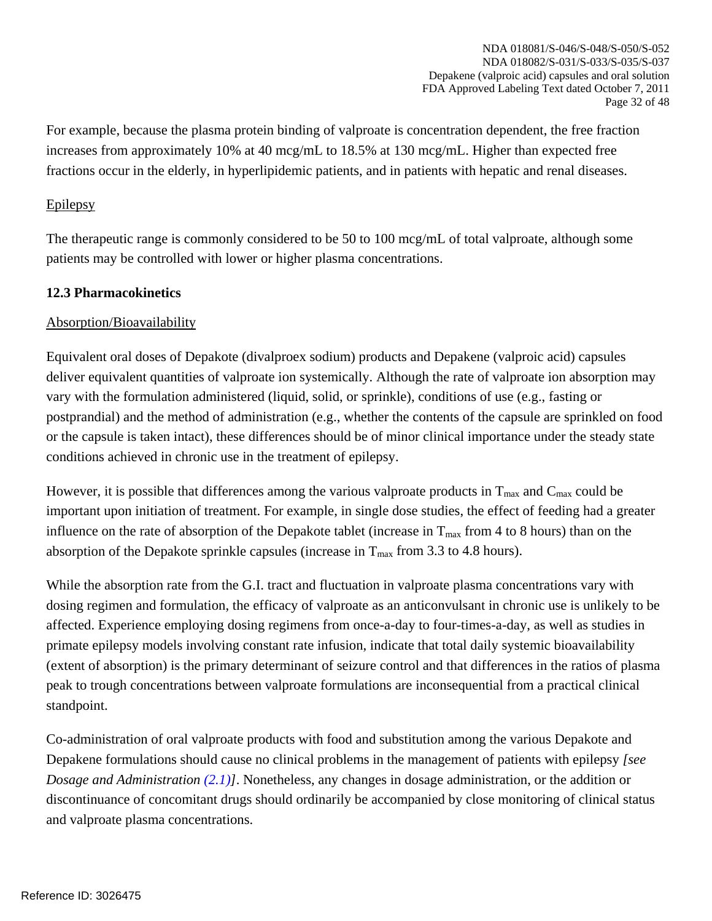For example, because the plasma protein binding of valproate is concentration dependent, the free fraction increases from approximately 10% at 40 mcg/mL to 18.5% at 130 mcg/mL. Higher than expected free fractions occur in the elderly, in hyperlipidemic patients, and in patients with hepatic and renal diseases.

Epilepsy

The therapeutic range is commonly considered to be 50 to 100 mcg/mL of total valproate, although some patients may be controlled with lower or higher plasma concentrations.

### 12.3 Pharmacokinetics

Absorption/Bioavailability

Equivalent oral doses of Depakote (divalproex sodium) products and Depakene (valproic acid) capsules deliver equivalent quantities of valproate ion systemically. Although the rate of valproate ion absorption may vary with the formulation administered (liquid, solid, or sprinkle), conditions of use (e.g., fasting or postprandial) and the method of administration (e.g., whether the contents of the capsule are sprinkled on food or the capsule is taken intact), these differences should be of minor clinical importance under the steady state conditions achieved in chronic use in the treatment of epilepsy.

However, it is possible that differences among the various valproate products in $T_{max}$ and $C_{max}$ could be important upon initiation of treatment. For example, in single dose studies, the effect of feeding had a greater influence on the rate of absorption of the Depakote tablet (increase in $T_{max}$ from 4 to 8 hours) than on the absorption of the Depakote sprinkle capsules (increase in $T_{max}$ from 3.3 to 4.8 hours).

While the absorption rate from the G.I. tract and fluctuation in valproate plasma concentrations vary with dosing regimen and formulation, the efficacy of valproate as an anticonvulsant in chronic use is unlikely to be affected. Experience employing dosing regimens from once-a-day to four-times-a-day, as well as studies in primate epilepsy models involving constant rate infusion, indicate that total daily systemic bioavailability (extent of absorption) is the primary determinant of seizure control and that differences in the ratios of plasma peak to trough concentrations between valproate formulations are inconsequential from a practical clinical standpoint.

Co-administration of oral valproate products with food and substitution among the various Depakote and Depakene formulations should cause no clinical problems in the management of patients with epilepsy *[see Dosage and Administration (2.1)]*. Nonetheless, any changes in dosage administration, or the addition or discontinuance of concomitant drugs should ordinarily be accompanied by close monitoring of clinical status and valproate plasma concentrations.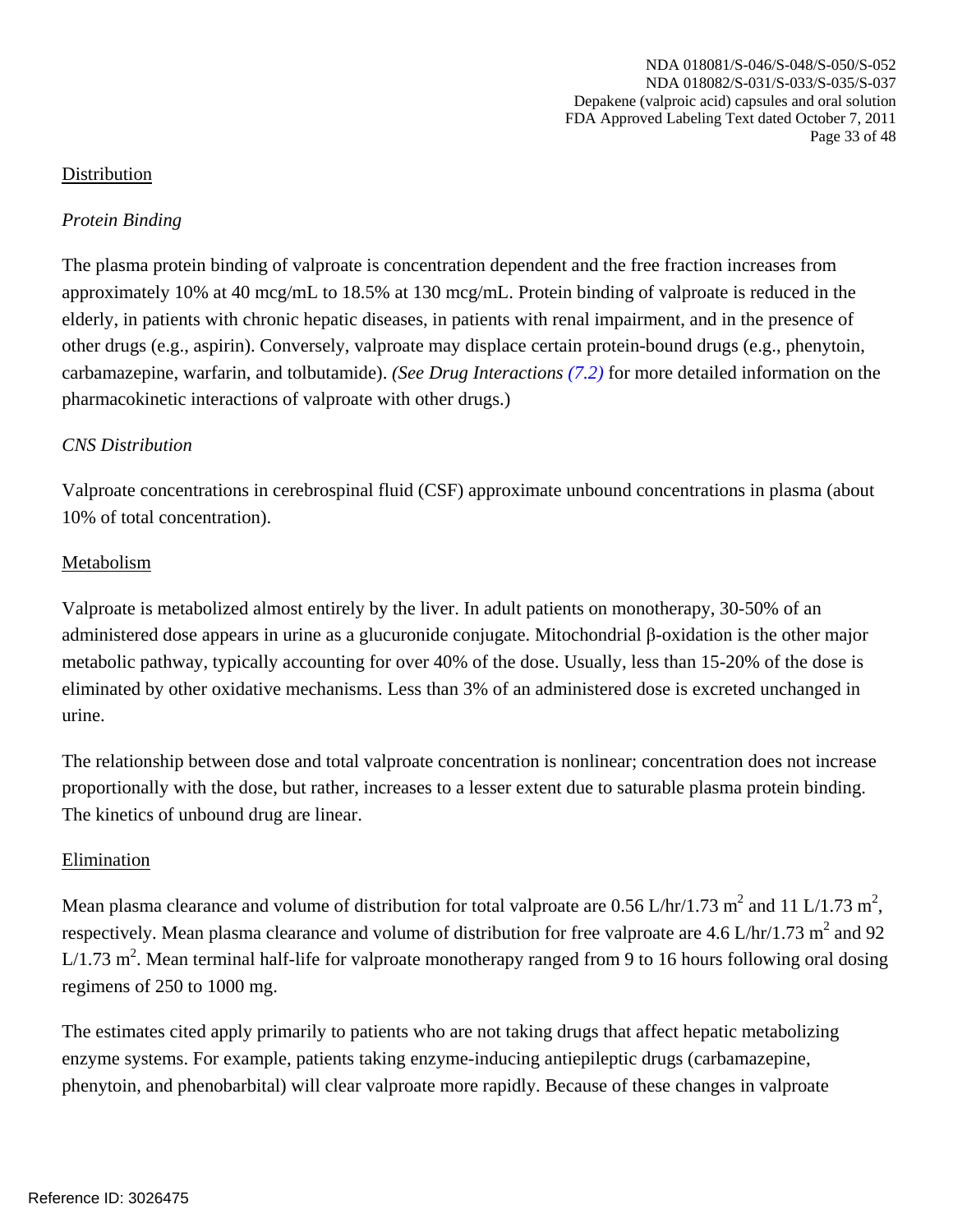Distribution

*Protein Binding*

The plasma protein binding of valproate is concentration dependent and the free fraction increases from approximately 10% at 40 mcg/mL to 18.5% at 130 mcg/mL. Protein binding of valproate is reduced in the elderly, in patients with chronic hepatic diseases, in patients with renal impairment, and in the presence of other drugs (e.g., aspirin). Conversely, valproate may displace certain protein-bound drugs (e.g., phenytoin, carbamazepine, warfarin, and tolbutamide). *(See Drug Interactions (7.2)* for more detailed information on the pharmacokinetic interactions of valproate with other drugs.)

*CNS Distribution*

Valproate concentrations in cerebrospinal fluid (CSF) approximate unbound concentrations in plasma (about 10% of total concentration).

Metabolism

Valproate is metabolized almost entirely by the liver. In adult patients on monotherapy, 30-50% of an administered dose appears in urine as a glucuronide conjugate. Mitochondrial β-oxidation is the other major metabolic pathway, typically accounting for over 40% of the dose. Usually, less than 15-20% of the dose is eliminated by other oxidative mechanisms. Less than 3% of an administered dose is excreted unchanged in urine.

The relationship between dose and total valproate concentration is nonlinear; concentration does not increase proportionally with the dose, but rather, increases to a lesser extent due to saturable plasma protein binding. The kinetics of unbound drug are linear.

Elimination

Mean plasma clearance and volume of distribution for total valproate are 0.56 L/hr/1.73 $m^2$ and 11 L/1.73 $m^2$, respectively. Mean plasma clearance and volume of distribution for free valproate are 4.6 L/hr/1.73 $m^2$ and 92 L/1.73 $m^2$. Mean terminal half-life for valproate monotherapy ranged from 9 to 16 hours following oral dosing regimens of 250 to 1000 mg.

The estimates cited apply primarily to patients who are not taking drugs that affect hepatic metabolizing enzyme systems. For example, patients taking enzyme-inducing antiepileptic drugs (carbamazepine, phenytoin, and phenobarbital) will clear valproate more rapidly. Because of these changes in valproate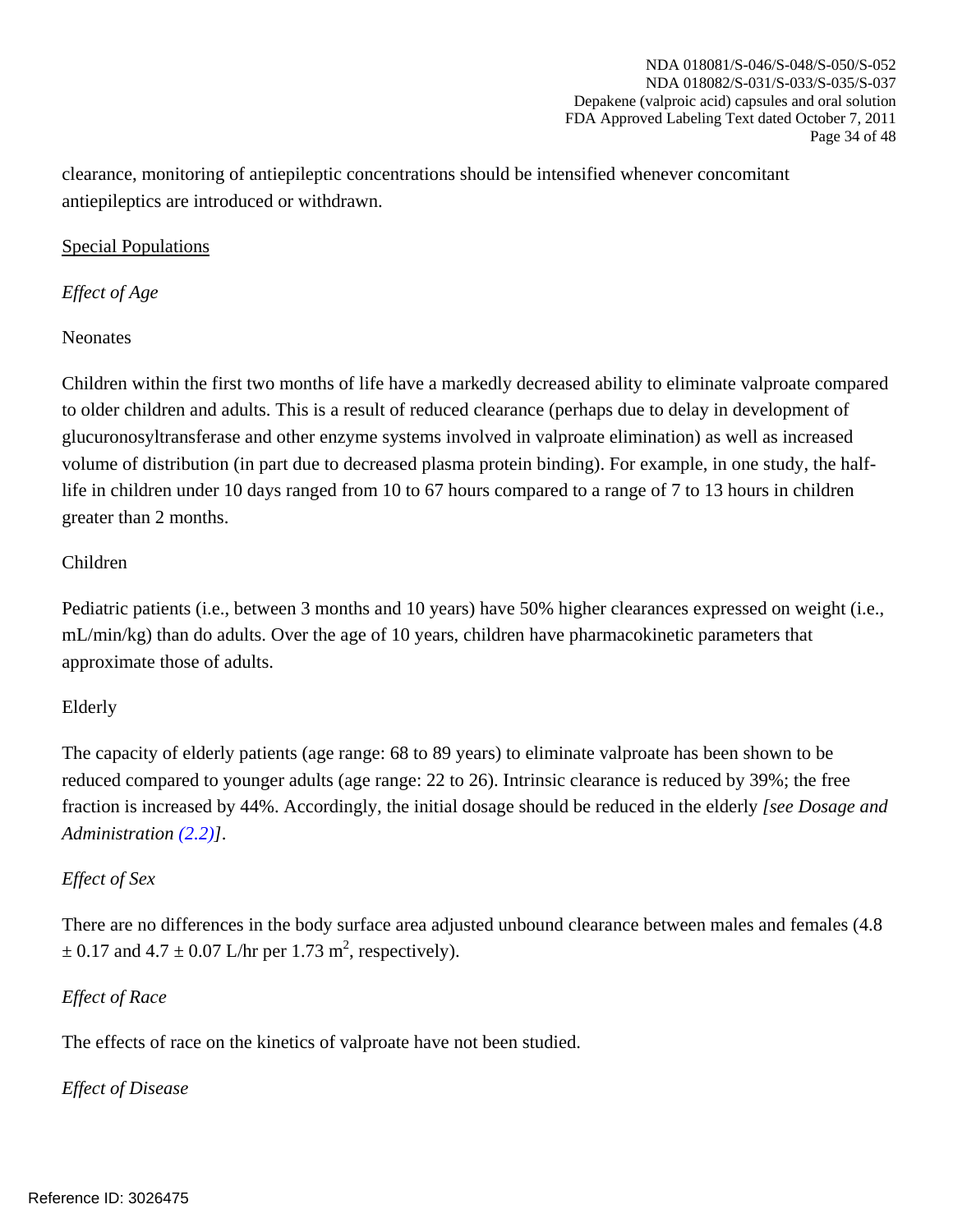clearance, monitoring of antiepileptic concentrations should be intensified whenever concomitant antiepileptics are introduced or withdrawn.

Special Populations

*Effect of Age*

Neonates

Children within the first two months of life have a markedly decreased ability to eliminate valproate compared to older children and adults. This is a result of reduced clearance (perhaps due to delay in development of glucuronosyltransferase and other enzyme systems involved in valproate elimination) as well as increased volume of distribution (in part due to decreased plasma protein binding). For example, in one study, the half-life in children under 10 days ranged from 10 to 67 hours compared to a range of 7 to 13 hours in children greater than 2 months.

Children

Pediatric patients (i.e., between 3 months and 10 years) have 50% higher clearances expressed on weight (i.e., mL/min/kg) than do adults. Over the age of 10 years, children have pharmacokinetic parameters that approximate those of adults.

Elderly

The capacity of elderly patients (age range: 68 to 89 years) to eliminate valproate has been shown to be reduced compared to younger adults (age range: 22 to 26). Intrinsic clearance is reduced by 39%; the free fraction is increased by 44%. Accordingly, the initial dosage should be reduced in the elderly *[see Dosage and Administration (2.2)]*.

*Effect of Sex*

There are no differences in the body surface area adjusted unbound clearance between males and females ($4.8 \pm 0.17$ and $4.7 \pm 0.07$ L/hr per 1.73 $m^2$, respectively).

*Effect of Race*

The effects of race on the kinetics of valproate have not been studied.

*Effect of Disease*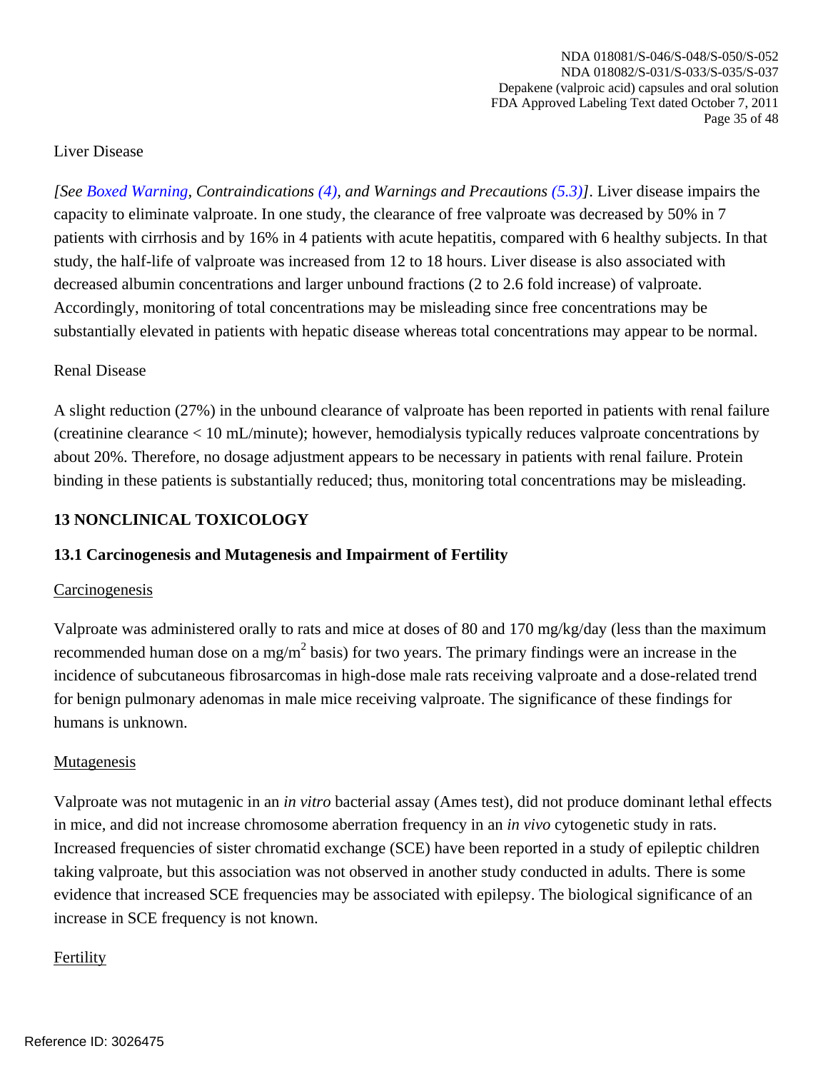Liver Disease

*[See Boxed Warning, Contraindications (4), and Warnings and Precautions (5.3)]*. Liver disease impairs the capacity to eliminate valproate. In one study, the clearance of free valproate was decreased by 50% in 7 patients with cirrhosis and by 16% in 4 patients with acute hepatitis, compared with 6 healthy subjects. In that study, the half-life of valproate was increased from 12 to 18 hours. Liver disease is also associated with decreased albumin concentrations and larger unbound fractions (2 to 2.6 fold increase) of valproate. Accordingly, monitoring of total concentrations may be misleading since free concentrations may be substantially elevated in patients with hepatic disease whereas total concentrations may appear to be normal.

Renal Disease

A slight reduction (27%) in the unbound clearance of valproate has been reported in patients with renal failure (creatinine clearance < 10 mL/minute); however, hemodialysis typically reduces valproate concentrations by about 20%. Therefore, no dosage adjustment appears to be necessary in patients with renal failure. Protein binding in these patients is substantially reduced; thus, monitoring total concentrations may be misleading.

## 13 NONCLINICAL TOXICOLOGY

### 13.1 Carcinogenesis and Mutagenesis and Impairment of Fertility

Carcinogenesis

Valproate was administered orally to rats and mice at doses of 80 and 170 mg/kg/day (less than the maximum recommended human dose on a $mg/m^2$ basis) for two years. The primary findings were an increase in the incidence of subcutaneous fibrosarcomas in high-dose male rats receiving valproate and a dose-related trend for benign pulmonary adenomas in male mice receiving valproate. The significance of these findings for humans is unknown.

Mutagenesis

Valproate was not mutagenic in an *in vitro* bacterial assay (Ames test), did not produce dominant lethal effects in mice, and did not increase chromosome aberration frequency in an *in vivo* cytogenetic study in rats. Increased frequencies of sister chromatid exchange (SCE) have been reported in a study of epileptic children taking valproate, but this association was not observed in another study conducted in adults. There is some evidence that increased SCE frequencies may be associated with epilepsy. The biological significance of an increase in SCE frequency is not known.

Fertility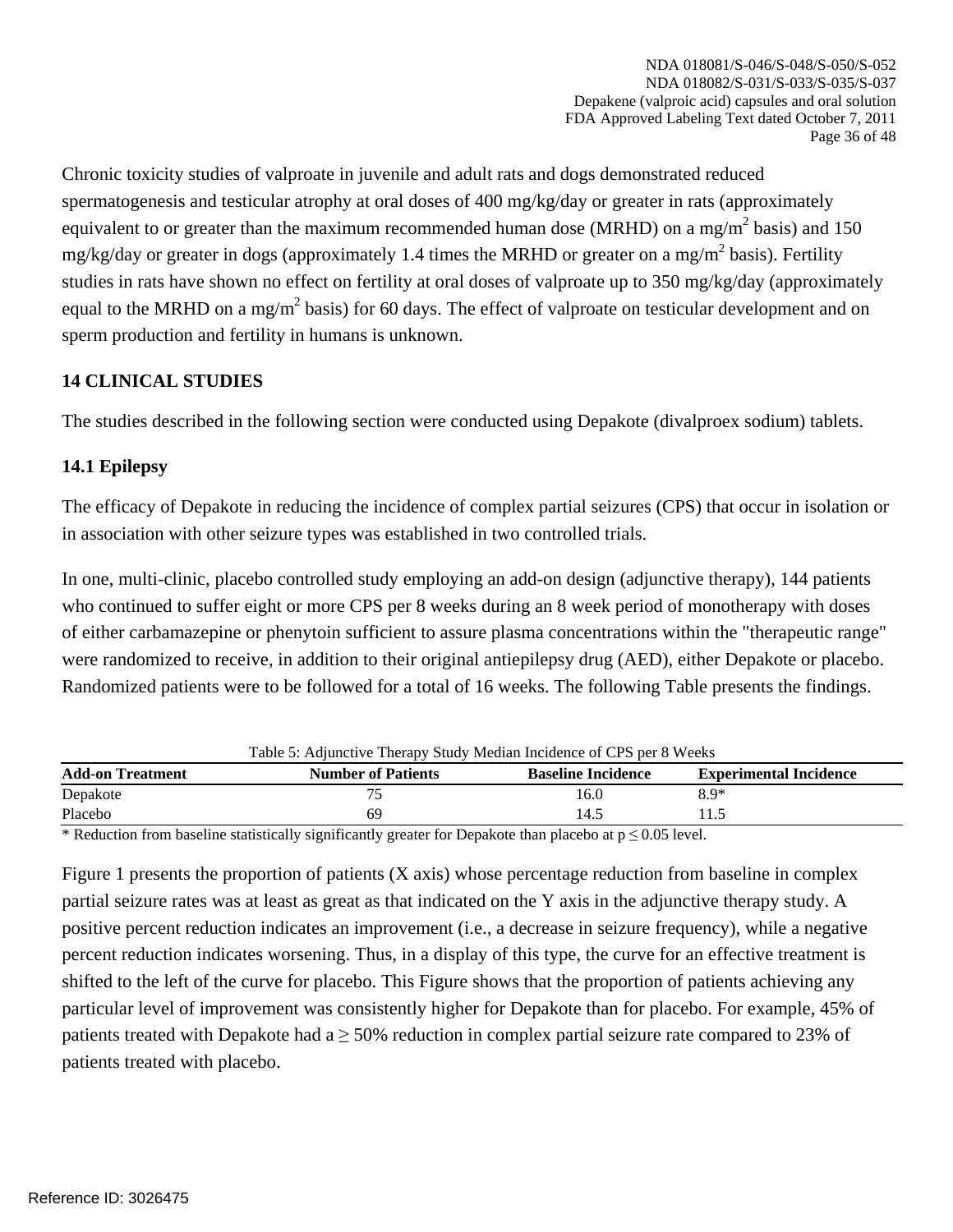Chronic toxicity studies of valproate in juvenile and adult rats and dogs demonstrated reduced spermatogenesis and testicular atrophy at oral doses of 400 mg/kg/day or greater in rats (approximately equivalent to or greater than the maximum recommended human dose (MRHD) on a $mg/m^2$ basis) and 150 mg/kg/day or greater in dogs (approximately 1.4 times the MRHD or greater on a $mg/m^2$ basis). Fertility studies in rats have shown no effect on fertility at oral doses of valproate up to 350 mg/kg/day (approximately equal to the MRHD on a $mg/m^2$ basis) for 60 days. The effect of valproate on testicular development and on sperm production and fertility in humans is unknown.

## 14 CLINICAL STUDIES

The studies described in the following section were conducted using Depakote (divalproex sodium) tablets.

### 14.1 Epilepsy

The efficacy of Depakote in reducing the incidence of complex partial seizures (CPS) that occur in isolation or in association with other seizure types was established in two controlled trials.

In one, multi-clinic, placebo controlled study employing an add-on design (adjunctive therapy), 144 patients who continued to suffer eight or more CPS per 8 weeks during an 8 week period of monotherapy with doses of either carbamazepine or phenytoin sufficient to assure plasma concentrations within the "therapeutic range" were randomized to receive, in addition to their original antiepilepsy drug (AED), either Depakote or placebo. Randomized patients were to be followed for a total of 16 weeks. The following Table presents the findings.

Table 5: Adjunctive Therapy Study Median Incidence of CPS per 8 Weeks

| Add-on Treatment | Number of Patients | Baseline Incidence | Experimental Incidence |
|---|---|---|---|
| Depakote | 75 | 16.0 | 8.9* |
| Placebo | 69 | 14.5 | 11.5 |

* Reduction from baseline statistically significantly greater for Depakote than placebo at $p \leq 0.05$ level.

Figure 1 presents the proportion of patients (X axis) whose percentage reduction from baseline in complex partial seizure rates was at least as great as that indicated on the Y axis in the adjunctive therapy study. A positive percent reduction indicates an improvement (i.e., a decrease in seizure frequency), while a negative percent reduction indicates worsening. Thus, in a display of this type, the curve for an effective treatment is shifted to the left of the curve for placebo. This Figure shows that the proportion of patients achieving any particular level of improvement was consistently higher for Depakote than for placebo. For example, 45% of patients treated with Depakote had a ≥ 50% reduction in complex partial seizure rate compared to 23% of patients treated with placebo.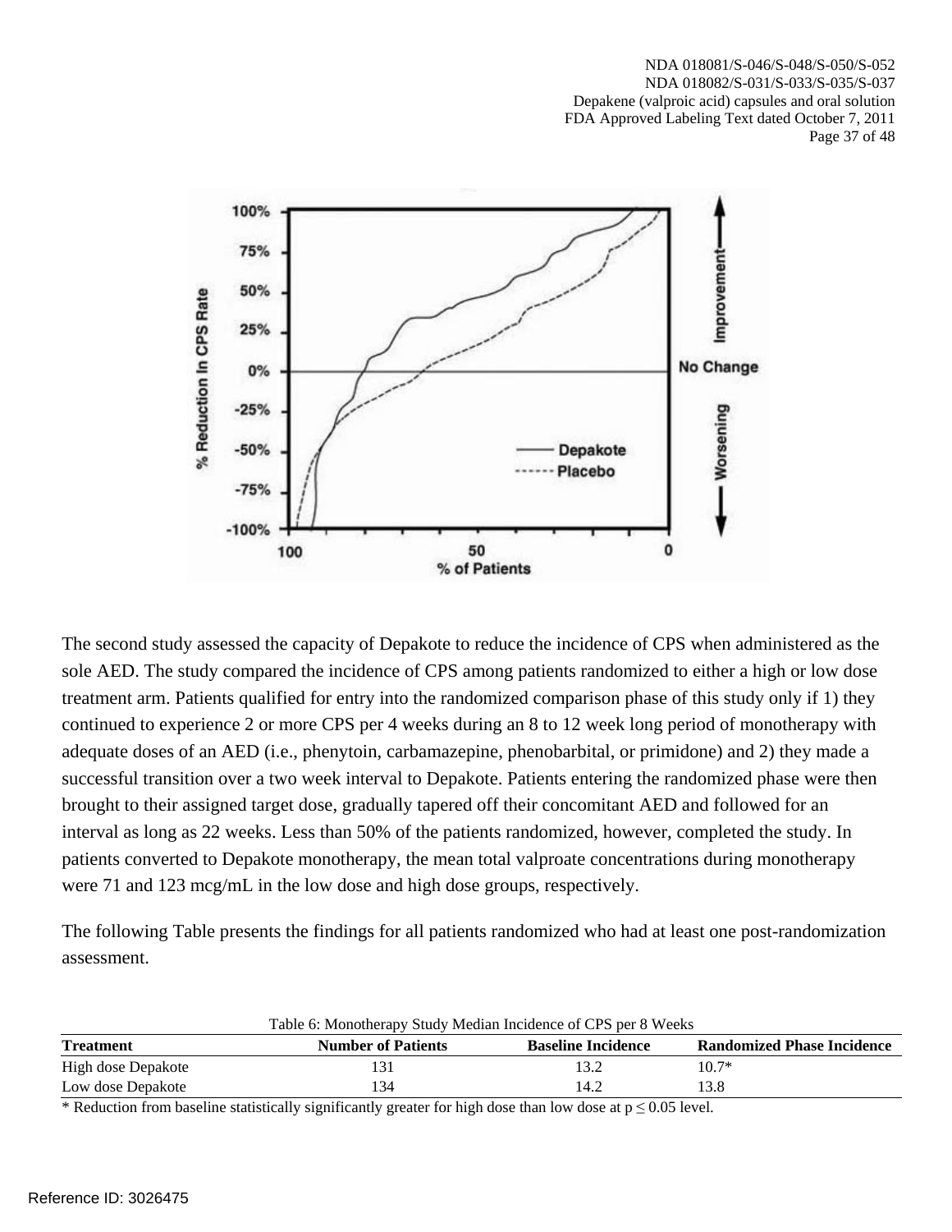The second study assessed the capacity of Depakote to reduce the incidence of CPS when administered as the sole AED. The study compared the incidence of CPS among patients randomized to either a high or low dose treatment arm. Patients qualified for entry into the randomized comparison phase of this study only if 1) they continued to experience 2 or more CPS per 4 weeks during an 8 to 12 week long period of monotherapy with adequate doses of an AED (i.e., phenytoin, carbamazepine, phenobarbital, or primidone) and 2) they made a successful transition over a two week interval to Depakote. Patients entering the randomized phase were then brought to their assigned target dose, gradually tapered off their concomitant AED and followed for an interval as long as 22 weeks. Less than 50% of the patients randomized, however, completed the study. In patients converted to Depakote monotherapy, the mean total valproate concentrations during monotherapy were 71 and 123 mcg/mL in the low dose and high dose groups, respectively.

The following Table presents the findings for all patients randomized who had at least one post-randomization assessment.

Table 6: Monotherapy Study Median Incidence of CPS per 8 Weeks

| Treatment | Number of Patients | Baseline Incidence | Randomized Phase Incidence |
|---|---|---|---|
| High dose Depakote | 131 | 13.2 | 10.7* |
| Low dose Depakote | 134 | 14.2 | 13.8 |

* Reduction from baseline statistically significantly greater for high dose than low dose at $p \leq 0.05$ level.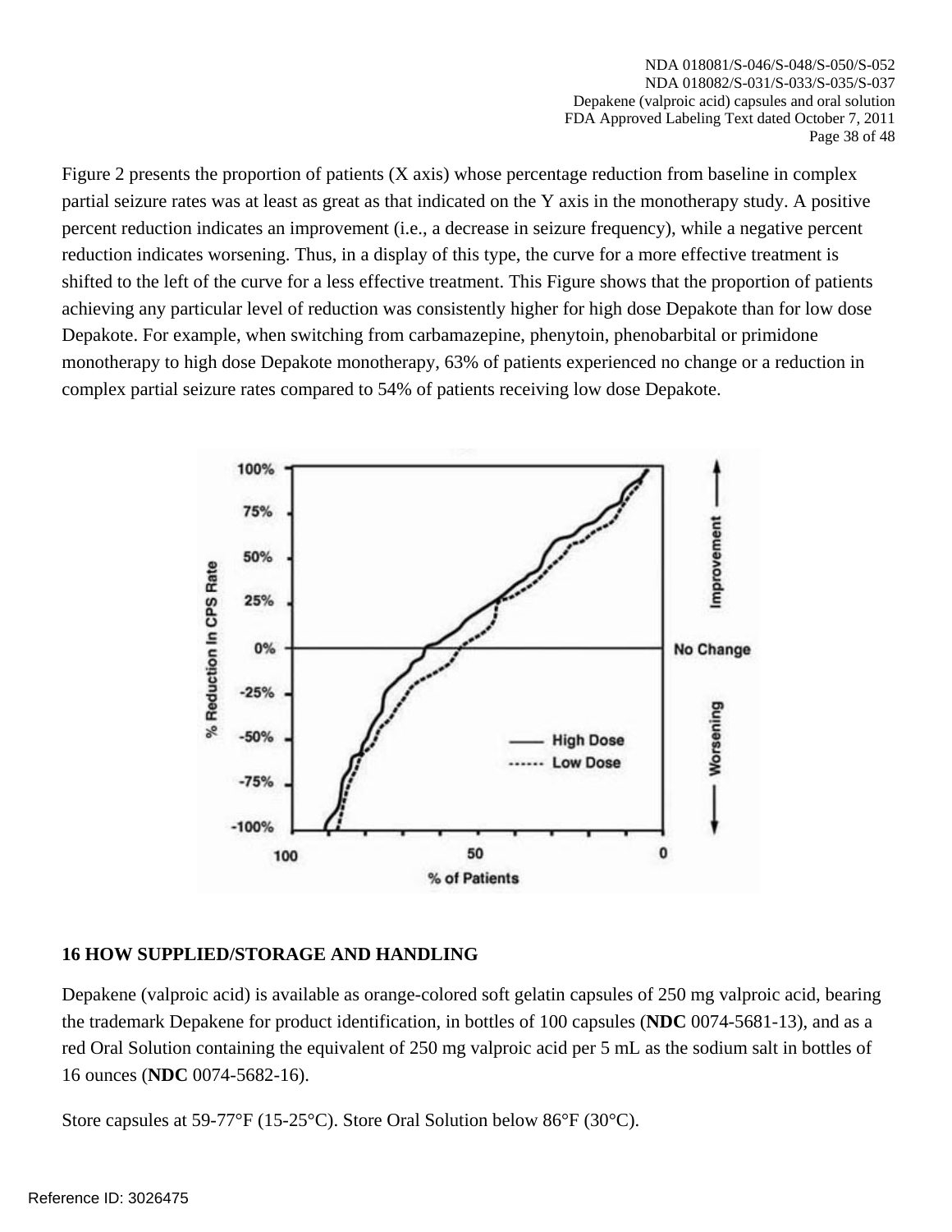Figure 2 presents the proportion of patients (X axis) whose percentage reduction from baseline in complex partial seizure rates was at least as great as that indicated on the Y axis in the monotherapy study. A positive percent reduction indicates an improvement (i.e., a decrease in seizure frequency), while a negative percent reduction indicates worsening. Thus, in a display of this type, the curve for a more effective treatment is shifted to the left of the curve for a less effective treatment. This Figure shows that the proportion of patients achieving any particular level of reduction was consistently higher for high dose Depakote than for low dose Depakote. For example, when switching from carbamazepine, phenytoin, phenobarbital or primidone monotherapy to high dose Depakote monotherapy, 63% of patients experienced no change or a reduction in complex partial seizure rates compared to 54% of patients receiving low dose Depakote.

## 16 HOW SUPPLIED/STORAGE AND HANDLING

Depakene (valproic acid) is available as orange-colored soft gelatin capsules of 250 mg valproic acid, bearing the trademark Depakene for product identification, in bottles of 100 capsules (**NDC** 0074-5681-13), and as a red Oral Solution containing the equivalent of 250 mg valproic acid per 5 mL as the sodium salt in bottles of 16 ounces (**NDC** 0074-5682-16).

Store capsules at 59-77°F (15-25°C). Store Oral Solution below 86°F (30°C).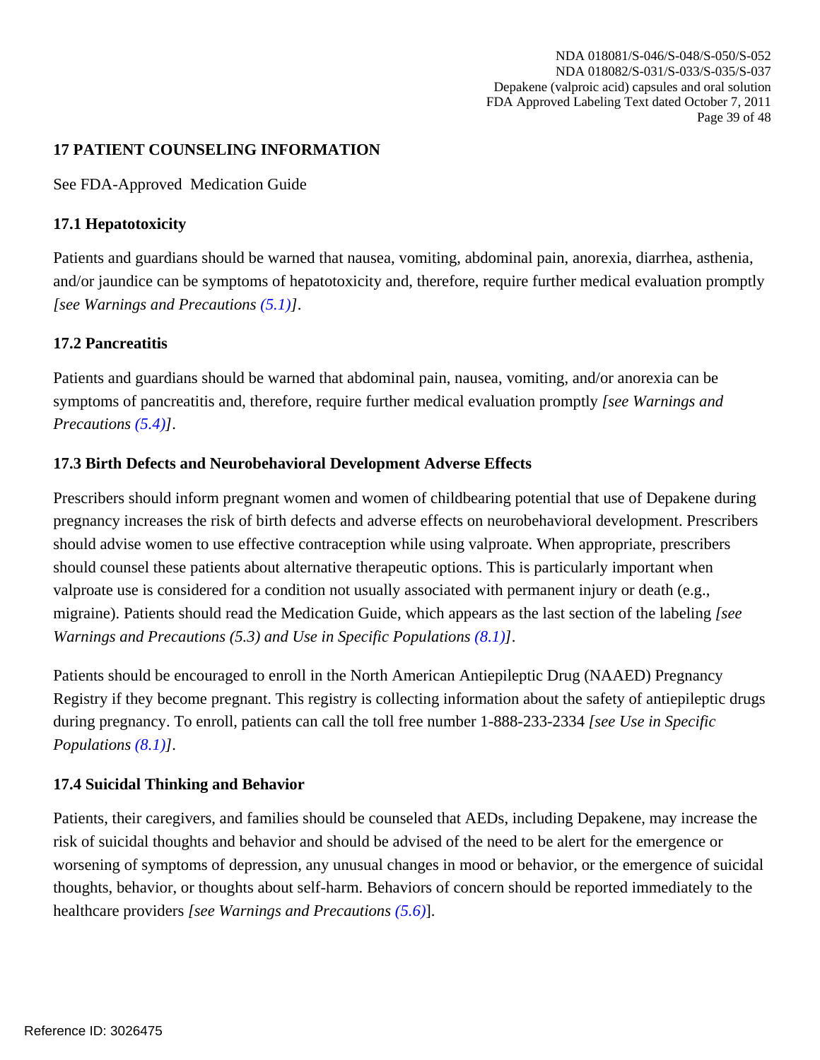## 17 PATIENT COUNSELING INFORMATION

See FDA-Approved Medication Guide

### 17.1 Hepatotoxicity

Patients and guardians should be warned that nausea, vomiting, abdominal pain, anorexia, diarrhea, asthenia, and/or jaundice can be symptoms of hepatotoxicity and, therefore, require further medical evaluation promptly *[see Warnings and Precautions (5.1)]*.

### 17.2 Pancreatitis

Patients and guardians should be warned that abdominal pain, nausea, vomiting, and/or anorexia can be symptoms of pancreatitis and, therefore, require further medical evaluation promptly *[see Warnings and Precautions (5.4)]*.

### 17.3 Birth Defects and Neurobehavioral Development Adverse Effects

Prescribers should inform pregnant women and women of childbearing potential that use of Depakene during pregnancy increases the risk of birth defects and adverse effects on neurobehavioral development. Prescribers should advise women to use effective contraception while using valproate. When appropriate, prescribers should counsel these patients about alternative therapeutic options. This is particularly important when valproate use is considered for a condition not usually associated with permanent injury or death (e.g., migraine). Patients should read the Medication Guide, which appears as the last section of the labeling *[see Warnings and Precautions (5.3) and Use in Specific Populations (8.1)]*.

Patients should be encouraged to enroll in the North American Antiepileptic Drug (NAAED) Pregnancy Registry if they become pregnant. This registry is collecting information about the safety of antiepileptic drugs during pregnancy. To enroll, patients can call the toll free number 1-888-233-2334 *[see Use in Specific Populations (8.1)]*.

### 17.4 Suicidal Thinking and Behavior

Patients, their caregivers, and families should be counseled that AEDs, including Depakene, may increase the risk of suicidal thoughts and behavior and should be advised of the need to be alert for the emergence or worsening of symptoms of depression, any unusual changes in mood or behavior, or the emergence of suicidal thoughts, behavior, or thoughts about self-harm. Behaviors of concern should be reported immediately to the healthcare providers *[see Warnings and Precautions (5.6)]*.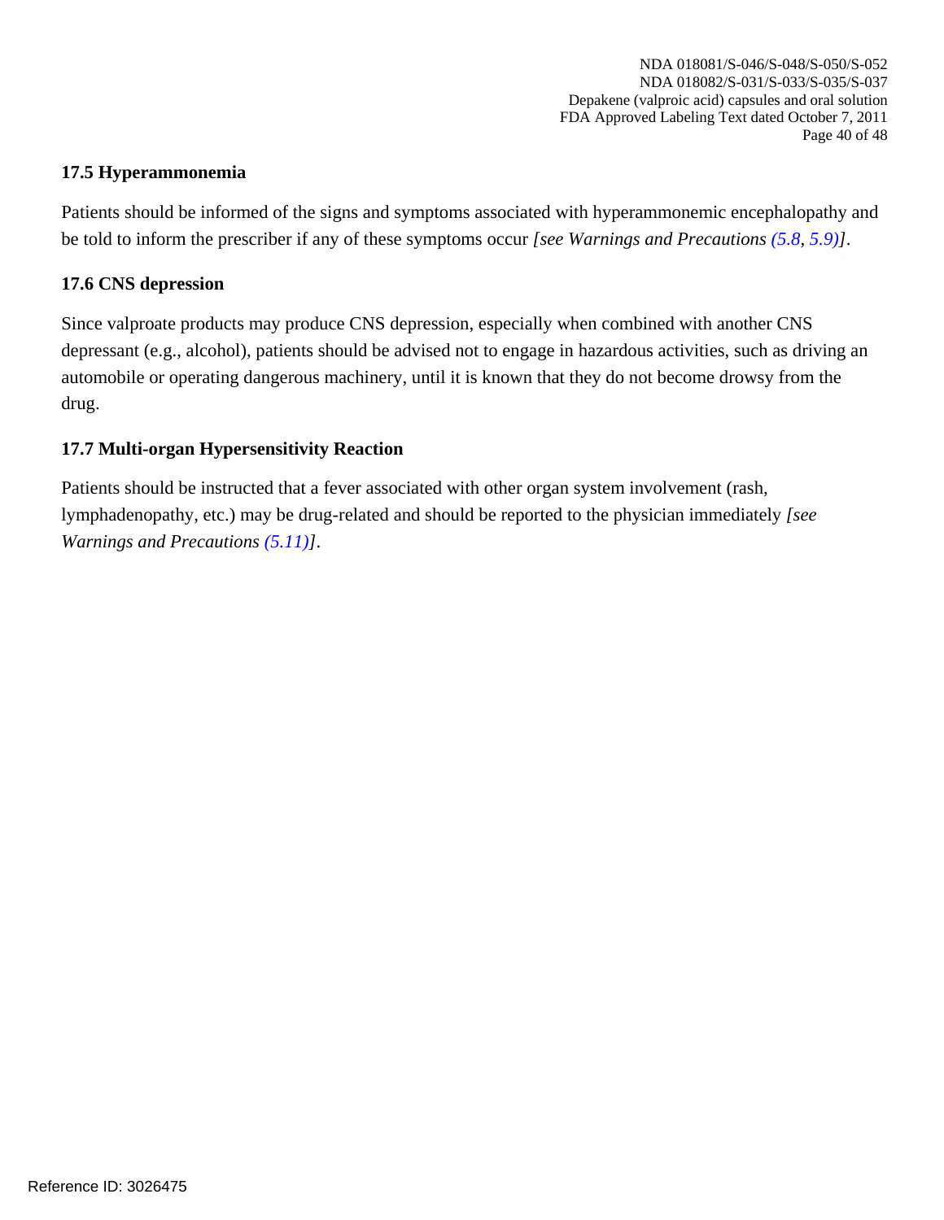### 17.5 Hyperammonemia

Patients should be informed of the signs and symptoms associated with hyperammonemic encephalopathy and be told to inform the prescriber if any of these symptoms occur *[see Warnings and Precautions (5.8, 5.9)]*.

### 17.6 CNS depression

Since valproate products may produce CNS depression, especially when combined with another CNS depressant (e.g., alcohol), patients should be advised not to engage in hazardous activities, such as driving an automobile or operating dangerous machinery, until it is known that they do not become drowsy from the drug.

### 17.7 Multi-organ Hypersensitivity Reaction

Patients should be instructed that a fever associated with other organ system involvement (rash, lymphadenopathy, etc.) may be drug-related and should be reported to the physician immediately *[see Warnings and Precautions (5.11)]*.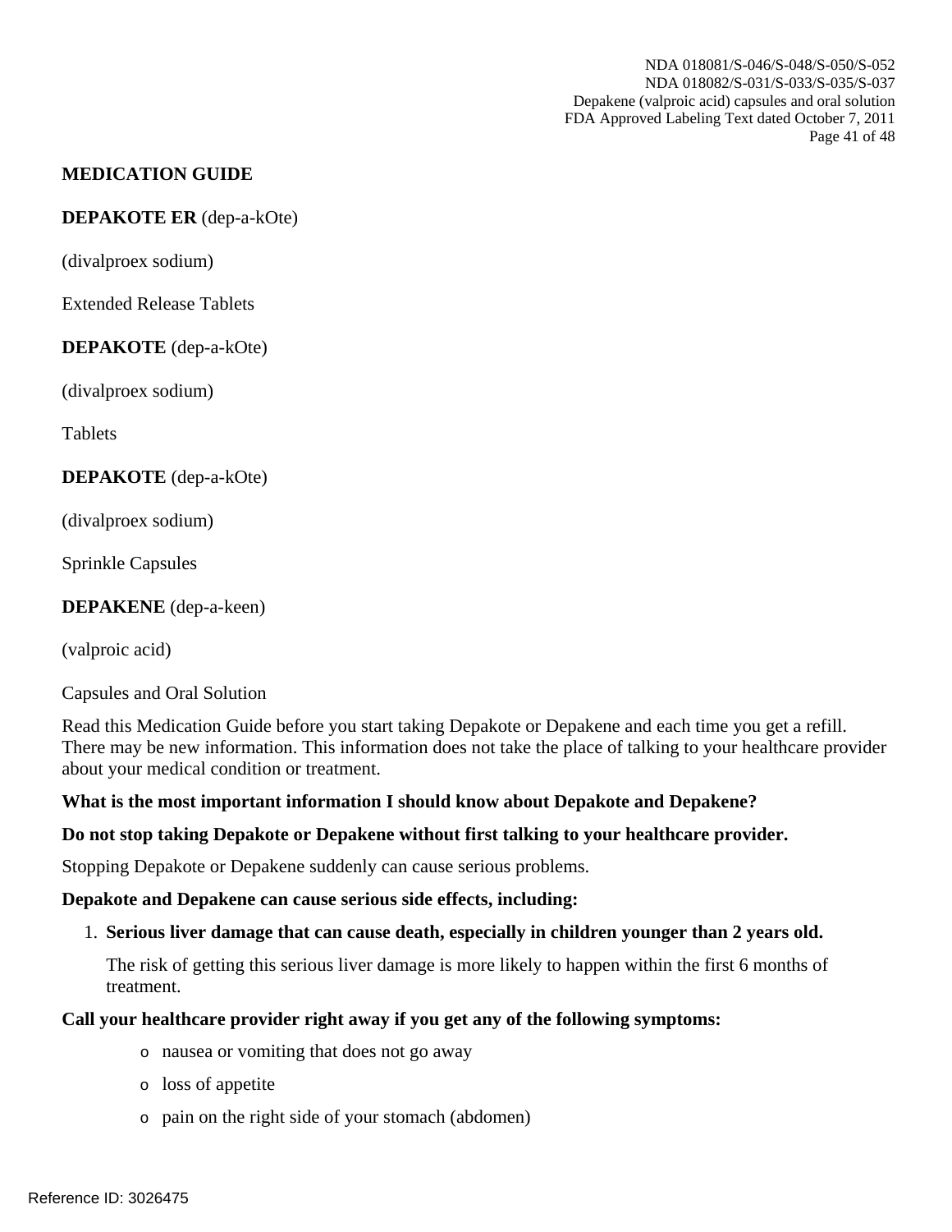**MEDICATION GUIDE**

**DEPAKOTE ER** (dep-a-kOte)

(divalproex sodium)

Extended Release Tablets

**DEPAKOTE** (dep-a-kOte)

(divalproex sodium)

Tablets

**DEPAKOTE** (dep-a-kOte)

(divalproex sodium)

Sprinkle Capsules

**DEPAKENE** (dep-a-keen)

(valproic acid)

Capsules and Oral Solution

Read this Medication Guide before you start taking Depakote or Depakene and each time you get a refill. There may be new information. This information does not take the place of talking to your healthcare provider about your medical condition or treatment.

**What is the most important information I should know about Depakote and Depakene?**

**Do not stop taking Depakote or Depakene without first talking to your healthcare provider.**

Stopping Depakote or Depakene suddenly can cause serious problems.

**Depakote and Depakene can cause serious side effects, including:**

1. **Serious liver damage that can cause death, especially in children younger than 2 years old.**

   The risk of getting this serious liver damage is more likely to happen within the first 6 months of treatment.

**Call your healthcare provider right away if you get any of the following symptoms:**

- nausea or vomiting that does not go away
- loss of appetite
- pain on the right side of your stomach (abdomen)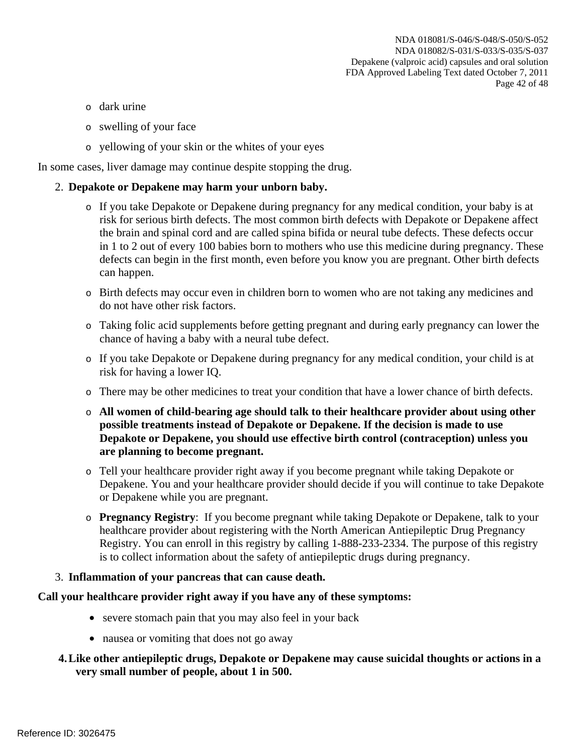- dark urine
- swelling of your face
- yellowing of your skin or the whites of your eyes

In some cases, liver damage may continue despite stopping the drug.

2. **Depakote or Depakene may harm your unborn baby.**
   - If you take Depakote or Depakene during pregnancy for any medical condition, your baby is at risk for serious birth defects. The most common birth defects with Depakote or Depakene affect the brain and spinal cord and are called spina bifida or neural tube defects. These defects occur in 1 to 2 out of every 100 babies born to mothers who use this medicine during pregnancy. These defects can begin in the first month, even before you know you are pregnant. Other birth defects can happen.
   - Birth defects may occur even in children born to women who are not taking any medicines and do not have other risk factors.
   - Taking folic acid supplements before getting pregnant and during early pregnancy can lower the chance of having a baby with a neural tube defect.
   - If you take Depakote or Depakene during pregnancy for any medical condition, your child is at risk for having a lower IQ.
   - There may be other medicines to treat your condition that have a lower chance of birth defects.
   - **All women of child-bearing age should talk to their healthcare provider about using other possible treatments instead of Depakote or Depakene. If the decision is made to use Depakote or Depakene, you should use effective birth control (contraception) unless you are planning to become pregnant.**
   - Tell your healthcare provider right away if you become pregnant while taking Depakote or Depakene. You and your healthcare provider should decide if you will continue to take Depakote or Depakene while you are pregnant.
   - **Pregnancy Registry**: If you become pregnant while taking Depakote or Depakene, talk to your healthcare provider about registering with the North American Antiepileptic Drug Pregnancy Registry. You can enroll in this registry by calling 1-888-233-2334. The purpose of this registry is to collect information about the safety of antiepileptic drugs during pregnancy.
3. **Inflammation of your pancreas that can cause death.**

**Call your healthcare provider right away if you have any of these symptoms:**

- severe stomach pain that you may also feel in your back
- nausea or vomiting that does not go away

4. **Like other antiepileptic drugs, Depakote or Depakene may cause suicidal thoughts or actions in a very small number of people, about 1 in 500.**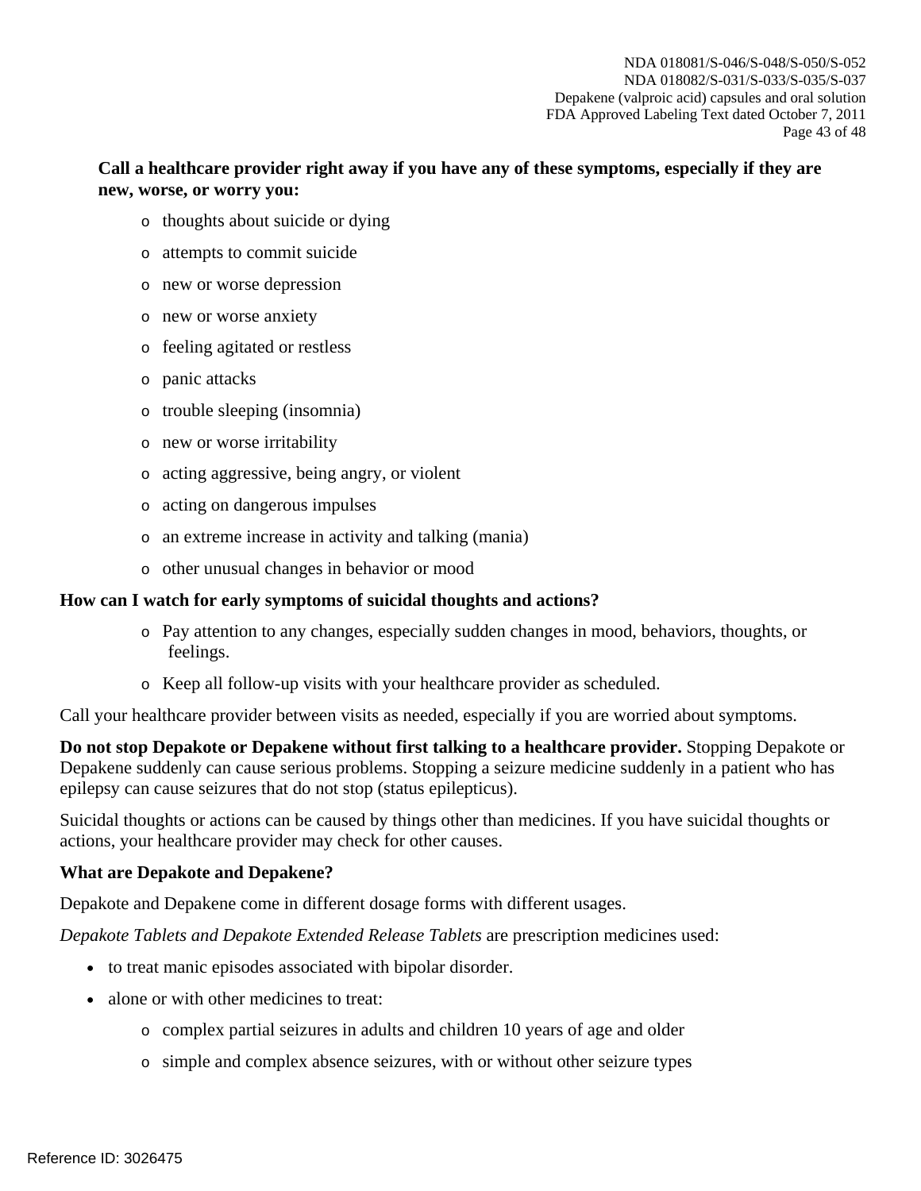**Call a healthcare provider right away if you have any of these symptoms, especially if they are new, worse, or worry you:**

- thoughts about suicide or dying
- attempts to commit suicide
- new or worse depression
- new or worse anxiety
- feeling agitated or restless
- panic attacks
- trouble sleeping (insomnia)
- new or worse irritability
- acting aggressive, being angry, or violent
- acting on dangerous impulses
- an extreme increase in activity and talking (mania)
- other unusual changes in behavior or mood

**How can I watch for early symptoms of suicidal thoughts and actions?**

- Pay attention to any changes, especially sudden changes in mood, behaviors, thoughts, or feelings.
- Keep all follow-up visits with your healthcare provider as scheduled.

Call your healthcare provider between visits as needed, especially if you are worried about symptoms.

**Do not stop Depakote or Depakene without first talking to a healthcare provider.** Stopping Depakote or Depakene suddenly can cause serious problems. Stopping a seizure medicine suddenly in a patient who has epilepsy can cause seizures that do not stop (status epilepticus).

Suicidal thoughts or actions can be caused by things other than medicines. If you have suicidal thoughts or actions, your healthcare provider may check for other causes.

**What are Depakote and Depakene?**

Depakote and Depakene come in different dosage forms with different usages.

*Depakote Tablets and Depakote Extended Release Tablets* are prescription medicines used:

- to treat manic episodes associated with bipolar disorder.
- alone or with other medicines to treat:
  - complex partial seizures in adults and children 10 years of age and older
  - simple and complex absence seizures, with or without other seizure types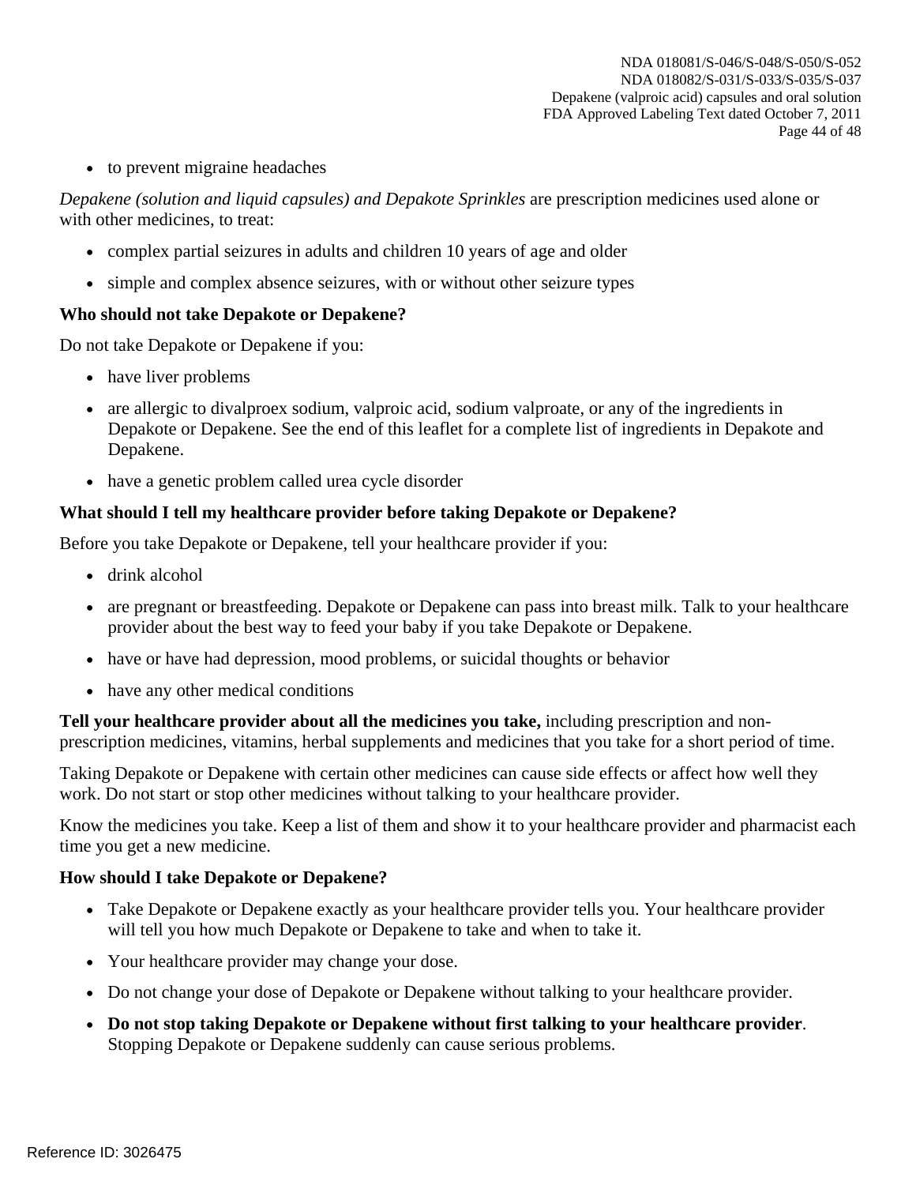- to prevent migraine headaches

*Depakene (solution and liquid capsules) and Depakote Sprinkles* are prescription medicines used alone or with other medicines, to treat:

- complex partial seizures in adults and children 10 years of age and older
- simple and complex absence seizures, with or without other seizure types

**Who should not take Depakote or Depakene?**

Do not take Depakote or Depakene if you:

- have liver problems
- are allergic to divalproex sodium, valproic acid, sodium valproate, or any of the ingredients in Depakote or Depakene. See the end of this leaflet for a complete list of ingredients in Depakote and Depakene.
- have a genetic problem called urea cycle disorder

**What should I tell my healthcare provider before taking Depakote or Depakene?**

Before you take Depakote or Depakene, tell your healthcare provider if you:

- drink alcohol
- are pregnant or breastfeeding. Depakote or Depakene can pass into breast milk. Talk to your healthcare provider about the best way to feed your baby if you take Depakote or Depakene.
- have or have had depression, mood problems, or suicidal thoughts or behavior
- have any other medical conditions

**Tell your healthcare provider about all the medicines you take,** including prescription and non-prescription medicines, vitamins, herbal supplements and medicines that you take for a short period of time.

Taking Depakote or Depakene with certain other medicines can cause side effects or affect how well they work. Do not start or stop other medicines without talking to your healthcare provider.

Know the medicines you take. Keep a list of them and show it to your healthcare provider and pharmacist each time you get a new medicine.

**How should I take Depakote or Depakene?**

- Take Depakote or Depakene exactly as your healthcare provider tells you. Your healthcare provider will tell you how much Depakote or Depakene to take and when to take it.
- Your healthcare provider may change your dose.
- Do not change your dose of Depakote or Depakene without talking to your healthcare provider.
- **Do not stop taking Depakote or Depakene without first talking to your healthcare provider**. Stopping Depakote or Depakene suddenly can cause serious problems.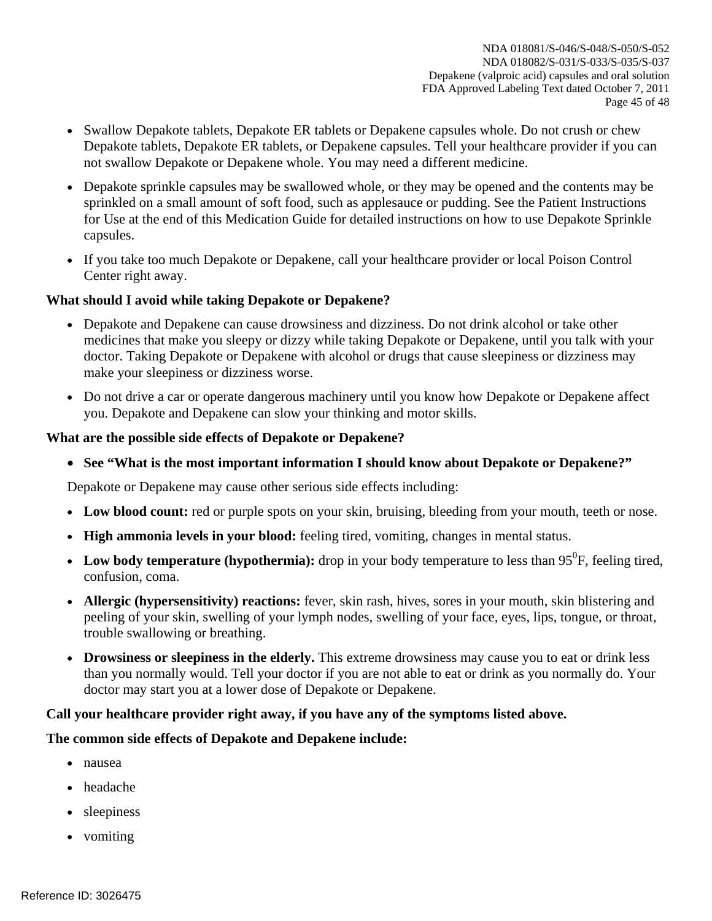- Swallow Depakote tablets, Depakote ER tablets or Depakene capsules whole. Do not crush or chew Depakote tablets, Depakote ER tablets, or Depakene capsules. Tell your healthcare provider if you can not swallow Depakote or Depakene whole. You may need a different medicine.
- Depakote sprinkle capsules may be swallowed whole, or they may be opened and the contents may be sprinkled on a small amount of soft food, such as applesauce or pudding. See the Patient Instructions for Use at the end of this Medication Guide for detailed instructions on how to use Depakote Sprinkle capsules.
- If you take too much Depakote or Depakene, call your healthcare provider or local Poison Control Center right away.

**What should I avoid while taking Depakote or Depakene?**

- Depakote and Depakene can cause drowsiness and dizziness. Do not drink alcohol or take other medicines that make you sleepy or dizzy while taking Depakote or Depakene, until you talk with your doctor. Taking Depakote or Depakene with alcohol or drugs that cause sleepiness or dizziness may make your sleepiness or dizziness worse.
- Do not drive a car or operate dangerous machinery until you know how Depakote or Depakene affect you. Depakote and Depakene can slow your thinking and motor skills.

**What are the possible side effects of Depakote or Depakene?**

- **See "What is the most important information I should know about Depakote or Depakene?"**

Depakote or Depakene may cause other serious side effects including:

- **Low blood count:** red or purple spots on your skin, bruising, bleeding from your mouth, teeth or nose.
- **High ammonia levels in your blood:** feeling tired, vomiting, changes in mental status.
- **Low body temperature (hypothermia):** drop in your body temperature to less than $95^0$F, feeling tired, confusion, coma.
- **Allergic (hypersensitivity) reactions:** fever, skin rash, hives, sores in your mouth, skin blistering and peeling of your skin, swelling of your lymph nodes, swelling of your face, eyes, lips, tongue, or throat, trouble swallowing or breathing.
- **Drowsiness or sleepiness in the elderly.** This extreme drowsiness may cause you to eat or drink less than you normally would. Tell your doctor if you are not able to eat or drink as you normally do. Your doctor may start you at a lower dose of Depakote or Depakene.

**Call your healthcare provider right away, if you have any of the symptoms listed above.**

**The common side effects of Depakote and Depakene include:**

- nausea
- headache
- sleepiness
- vomiting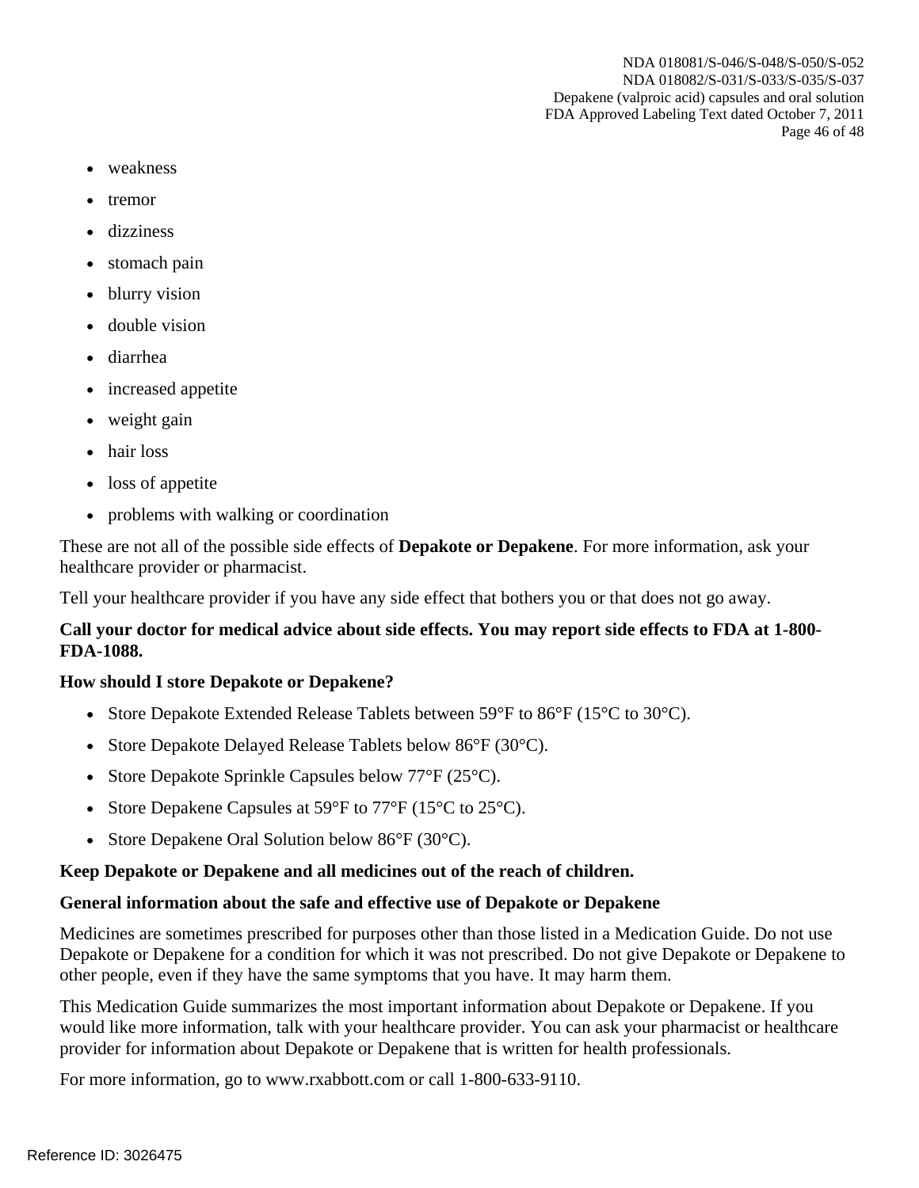- weakness
- tremor
- dizziness
- stomach pain
- blurry vision
- double vision
- diarrhea
- increased appetite
- weight gain
- hair loss
- loss of appetite
- problems with walking or coordination

These are not all of the possible side effects of **Depakote or Depakene**. For more information, ask your healthcare provider or pharmacist.

Tell your healthcare provider if you have any side effect that bothers you or that does not go away.

**Call your doctor for medical advice about side effects. You may report side effects to FDA at 1-800-FDA-1088.**

**How should I store Depakote or Depakene?**

- Store Depakote Extended Release Tablets between 59°F to 86°F (15°C to 30°C).
- Store Depakote Delayed Release Tablets below 86°F (30°C).
- Store Depakote Sprinkle Capsules below 77°F (25°C).
- Store Depakene Capsules at 59°F to 77°F (15°C to 25°C).
- Store Depakene Oral Solution below 86°F (30°C).

**Keep Depakote or Depakene and all medicines out of the reach of children.**

**General information about the safe and effective use of Depakote or Depakene**

Medicines are sometimes prescribed for purposes other than those listed in a Medication Guide. Do not use Depakote or Depakene for a condition for which it was not prescribed. Do not give Depakote or Depakene to other people, even if they have the same symptoms that you have. It may harm them.

This Medication Guide summarizes the most important information about Depakote or Depakene. If you would like more information, talk with your healthcare provider. You can ask your pharmacist or healthcare provider for information about Depakote or Depakene that is written for health professionals.

For more information, go to www.rxabbott.com or call 1-800-633-9110.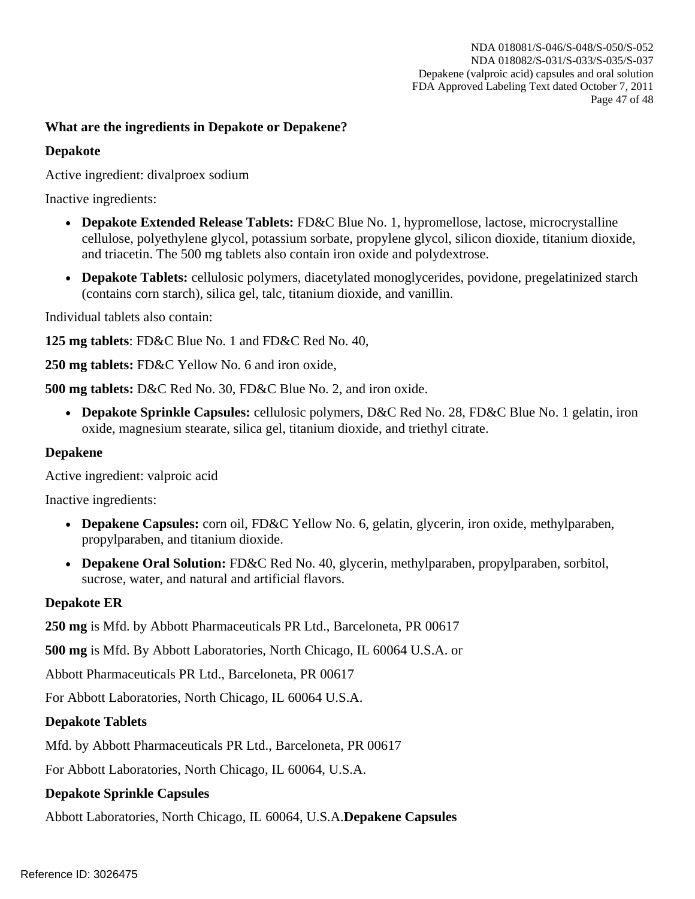**What are the ingredients in Depakote or Depakene?**

**Depakote**

Active ingredient: divalproex sodium

Inactive ingredients:

- **Depakote Extended Release Tablets:** FD&C Blue No. 1, hypromellose, lactose, microcrystalline cellulose, polyethylene glycol, potassium sorbate, propylene glycol, silicon dioxide, titanium dioxide, and triacetin. The 500 mg tablets also contain iron oxide and polydextrose.
- **Depakote Tablets:** cellulosic polymers, diacetylated monoglycerides, povidone, pregelatinized starch (contains corn starch), silica gel, talc, titanium dioxide, and vanillin.

Individual tablets also contain:

**125 mg tablets**: FD&C Blue No. 1 and FD&C Red No. 40,

**250 mg tablets:** FD&C Yellow No. 6 and iron oxide,

**500 mg tablets:** D&C Red No. 30, FD&C Blue No. 2, and iron oxide.

- **Depakote Sprinkle Capsules:** cellulosic polymers, D&C Red No. 28, FD&C Blue No. 1 gelatin, iron oxide, magnesium stearate, silica gel, titanium dioxide, and triethyl citrate.

**Depakene**

Active ingredient: valproic acid

Inactive ingredients:

- **Depakene Capsules:** corn oil, FD&C Yellow No. 6, gelatin, glycerin, iron oxide, methylparaben, propylparaben, and titanium dioxide.
- **Depakene Oral Solution:** FD&C Red No. 40, glycerin, methylparaben, propylparaben, sorbitol, sucrose, water, and natural and artificial flavors.

**Depakote ER**

**250 mg** is Mfd. by Abbott Pharmaceuticals PR Ltd., Barceloneta, PR 00617

**500 mg** is Mfd. By Abbott Laboratories, North Chicago, IL 60064 U.S.A. or

Abbott Pharmaceuticals PR Ltd., Barceloneta, PR 00617

For Abbott Laboratories, North Chicago, IL 60064 U.S.A.

**Depakote Tablets**

Mfd. by Abbott Pharmaceuticals PR Ltd., Barceloneta, PR 00617

For Abbott Laboratories, North Chicago, IL 60064, U.S.A.

**Depakote Sprinkle Capsules**

Abbott Laboratories, North Chicago, IL 60064, U.S.A.**Depakene Capsules**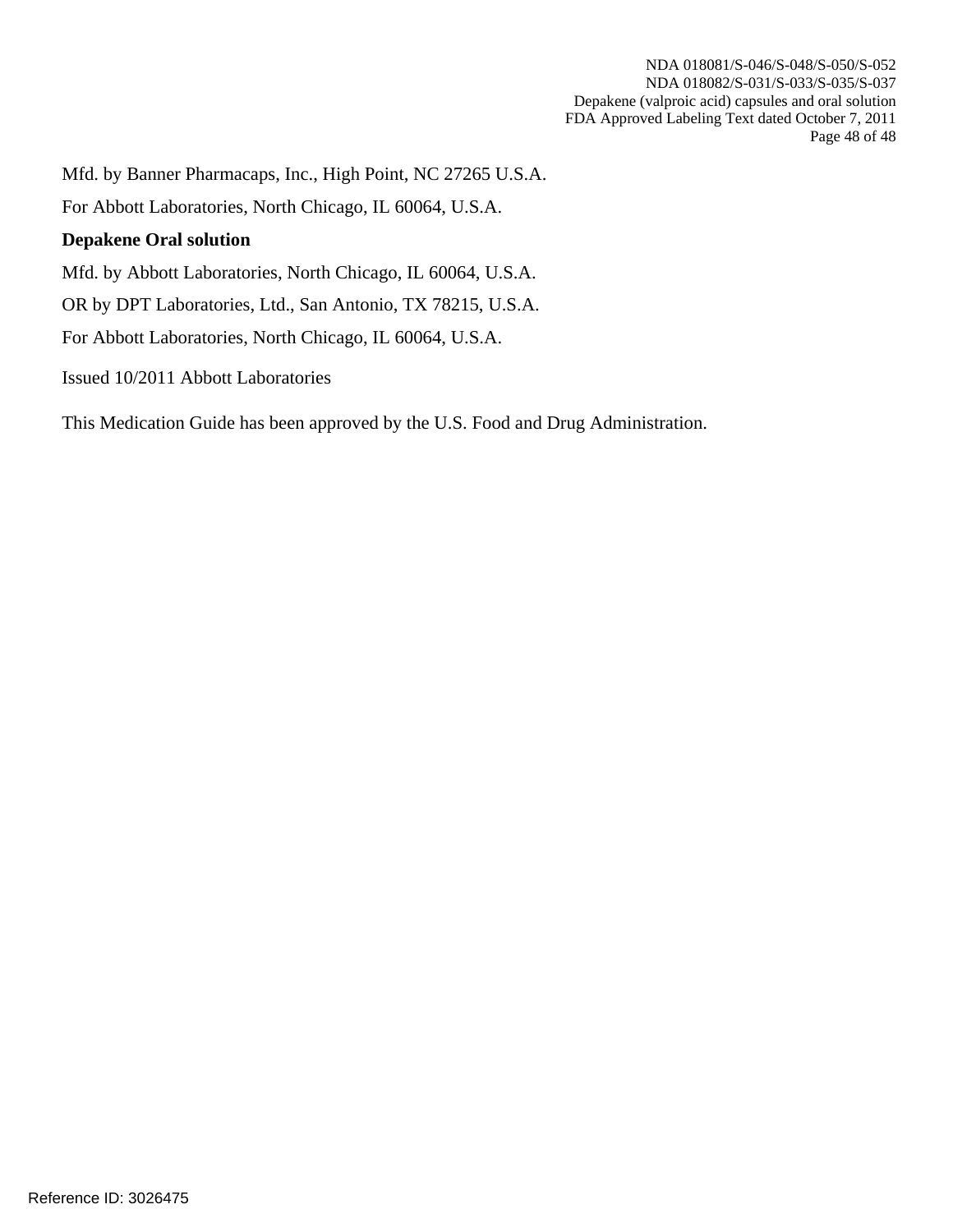Mfd. by Banner Pharmacaps, Inc., High Point, NC 27265 U.S.A.

For Abbott Laboratories, North Chicago, IL 60064, U.S.A.

**Depakene Oral solution**

Mfd. by Abbott Laboratories, North Chicago, IL 60064, U.S.A.

OR by DPT Laboratories, Ltd., San Antonio, TX 78215, U.S.A.

For Abbott Laboratories, North Chicago, IL 60064, U.S.A.

Issued 10/2011 Abbott Laboratories

This Medication Guide has been approved by the U.S. Food and Drug Administration.